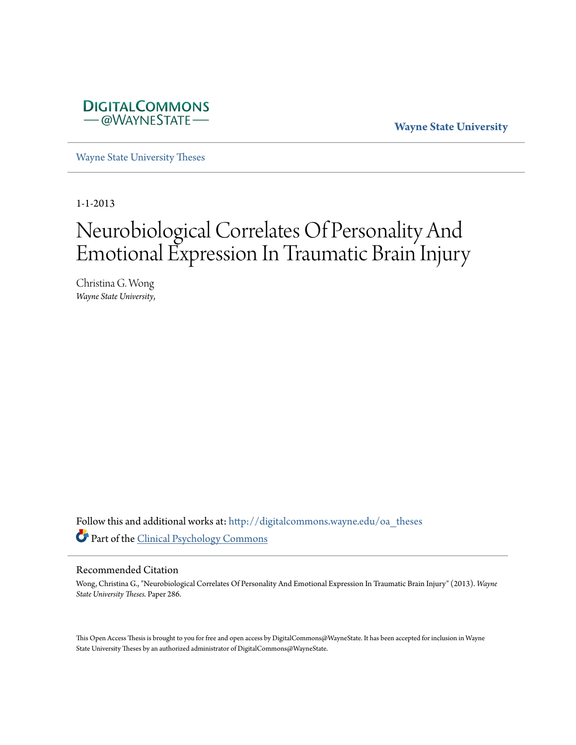DigitalCommons @WayneState

Wayne State University

Wayne State University Theses

1-1-2013

# Neurobiological Correlates Of Personality And Emotional Expression In Traumatic Brain Injury

Christina G. Wong
*Wayne State University,*

Follow this and additional works at: http://digitalcommons.wayne.edu/oa_theses

Part of the Clinical Psychology Commons

## Recommended Citation

Wong, Christina G., "Neurobiological Correlates Of Personality And Emotional Expression In Traumatic Brain Injury" (2013). *Wayne State University Theses.* Paper 286.

This Open Access Thesis is brought to you for free and open access by DigitalCommons@WayneState. It has been accepted for inclusion in Wayne State University Theses by an authorized administrator of DigitalCommons@WayneState.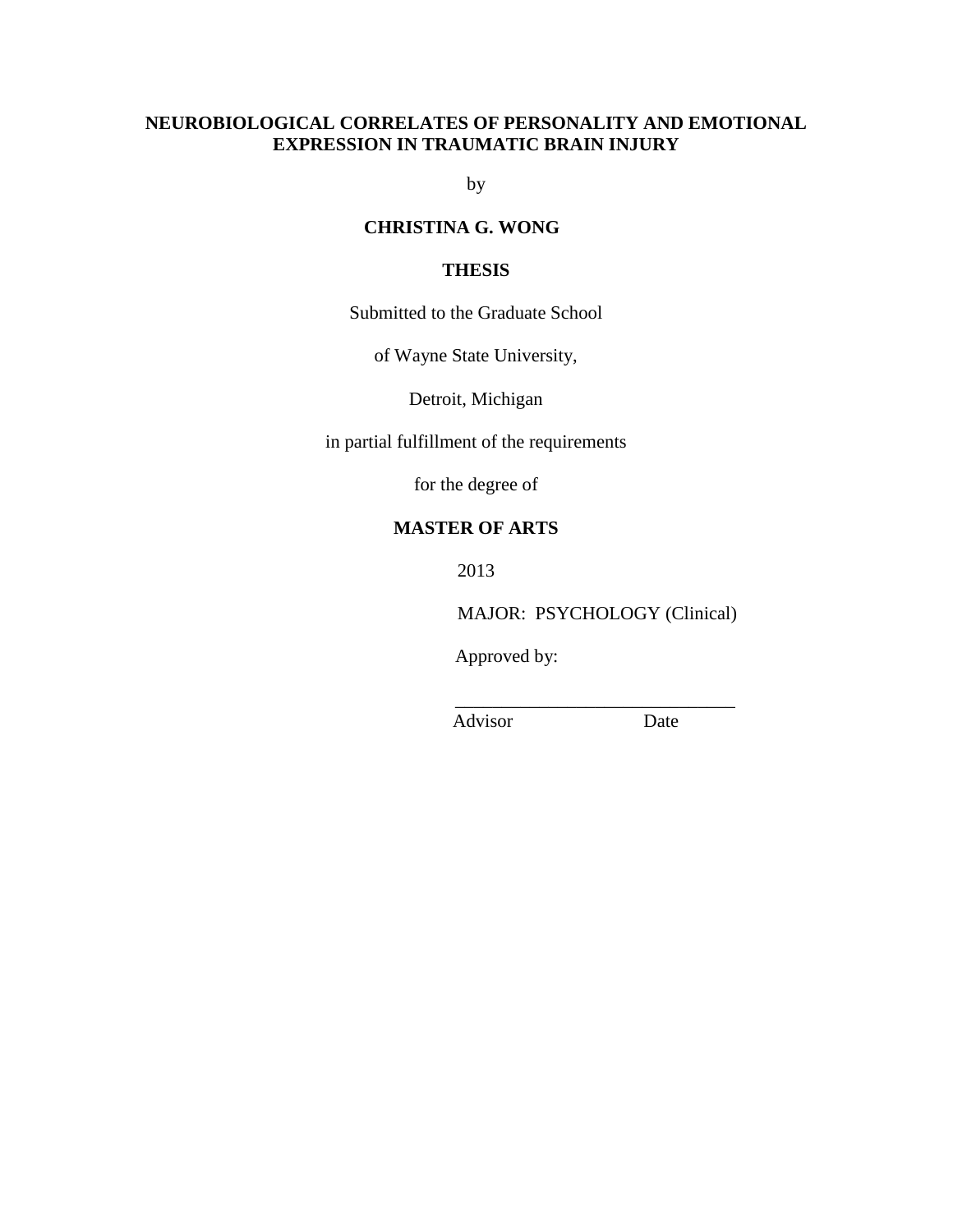# NEUROBIOLOGICAL CORRELATES OF PERSONALITY AND EMOTIONAL EXPRESSION IN TRAUMATIC BRAIN INJURY

by

**CHRISTINA G. WONG**

**THESIS**

Submitted to the Graduate School

of Wayne State University,

Detroit, Michigan

in partial fulfillment of the requirements

for the degree of

**MASTER OF ARTS**

2013

MAJOR: PSYCHOLOGY (Clinical)

Approved by:

\_\_\_\_\_\_\_\_\_\_\_\_\_\_\_\_\_\_\_\_\_\_\_\_\_\_\_\_\_\_

Advisor Date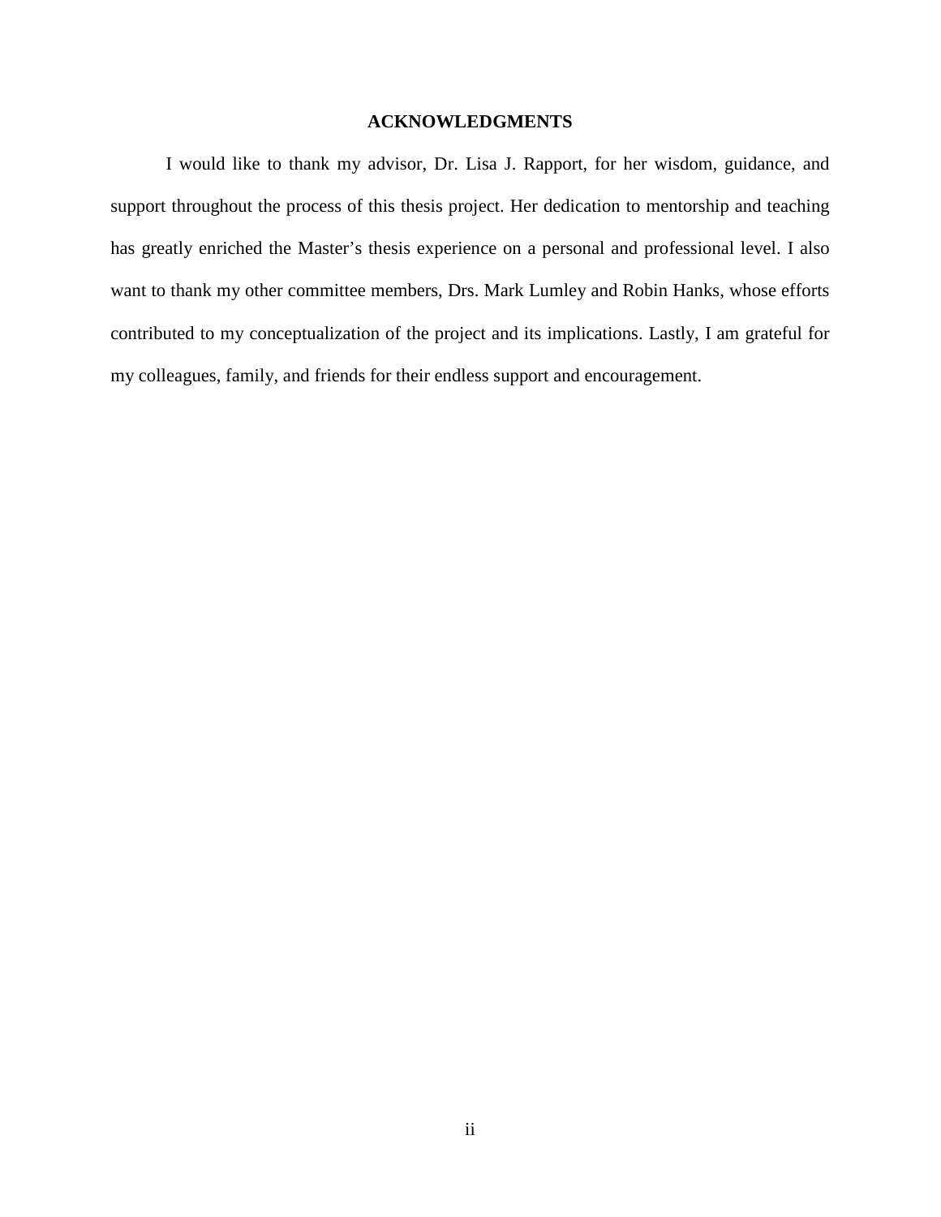# ACKNOWLEDGMENTS

I would like to thank my advisor, Dr. Lisa J. Rapport, for her wisdom, guidance, and support throughout the process of this thesis project. Her dedication to mentorship and teaching has greatly enriched the Master's thesis experience on a personal and professional level. I also want to thank my other committee members, Drs. Mark Lumley and Robin Hanks, whose efforts contributed to my conceptualization of the project and its implications. Lastly, I am grateful for my colleagues, family, and friends for their endless support and encouragement.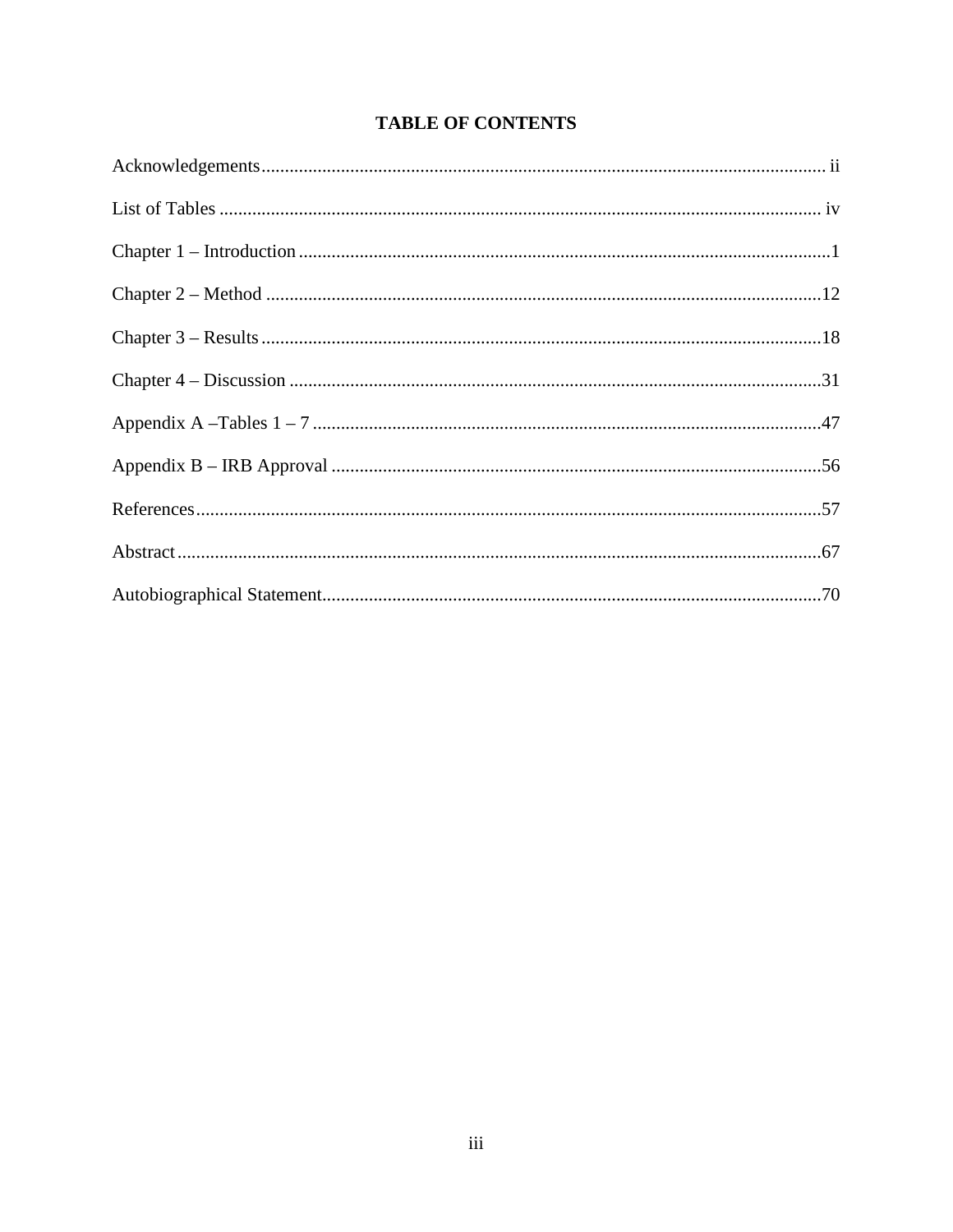# TABLE OF CONTENTS

Acknowledgements........................................................................................................................ ii

List of Tables ................................................................................................................................ iv

Chapter 1 – Introduction .................................................................................................................1

Chapter 2 – Method ......................................................................................................................12

Chapter 3 – Results ........................................................................................................................18

Chapter 4 – Discussion .................................................................................................................31

Appendix A –Tables 1 – 7 ............................................................................................................47

Appendix B – IRB Approval .........................................................................................................56

References.....................................................................................................................................57

Abstract.........................................................................................................................................67

Autobiographical Statement..........................................................................................................70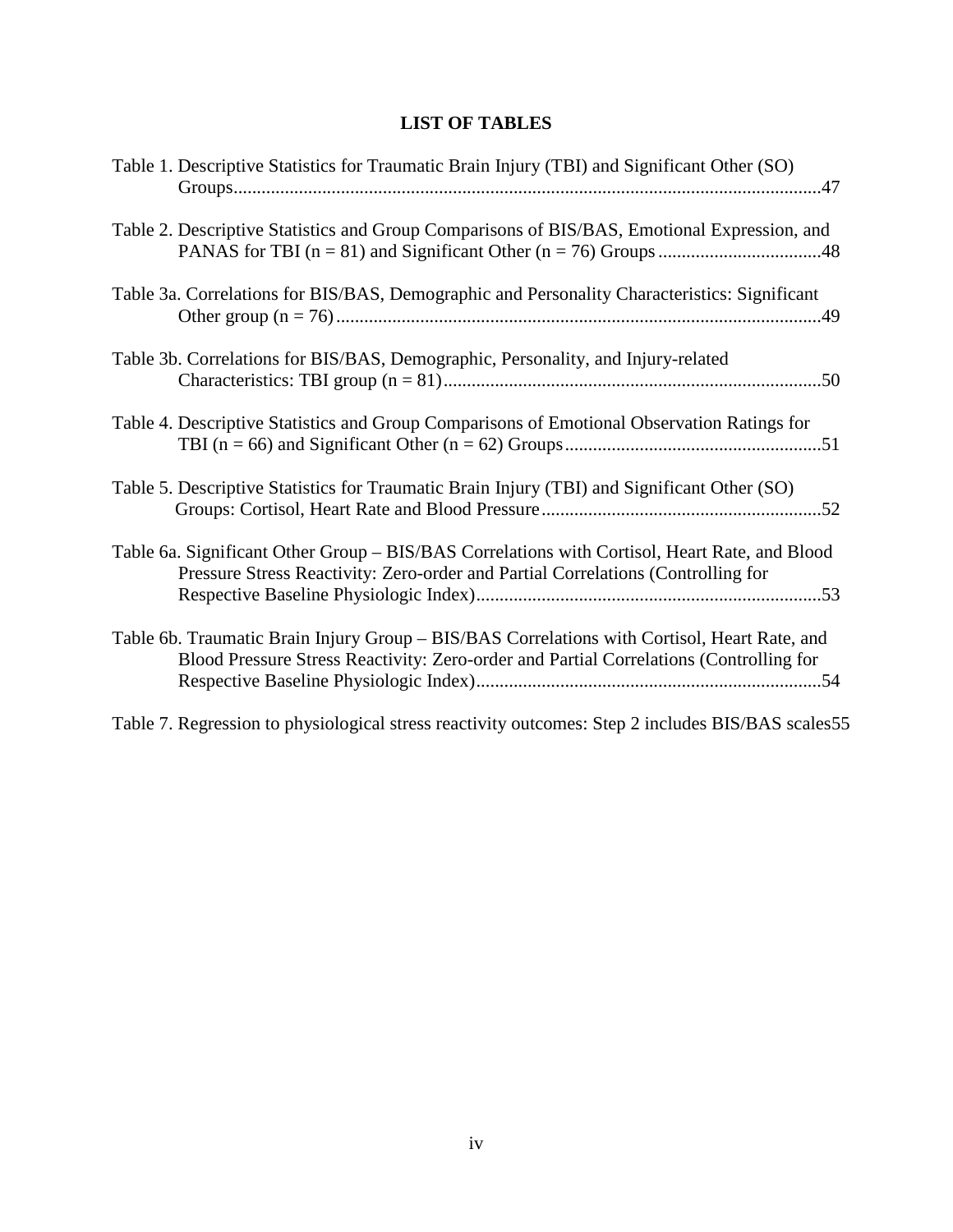# LIST OF TABLES

Table 1. Descriptive Statistics for Traumatic Brain Injury (TBI) and Significant Other (SO) Groups....................................................................................................................47

Table 2. Descriptive Statistics and Group Comparisons of BIS/BAS, Emotional Expression, and PANAS for TBI (n = 81) and Significant Other (n = 76) Groups ...................................48

Table 3a. Correlations for BIS/BAS, Demographic and Personality Characteristics: Significant Other group (n = 76)......................................................................................................49

Table 3b. Correlations for BIS/BAS, Demographic, Personality, and Injury-related Characteristics: TBI group (n = 81).................................................................................50

Table 4. Descriptive Statistics and Group Comparisons of Emotional Observation Ratings for TBI (n = 66) and Significant Other (n = 62) Groups.......................................................51

Table 5. Descriptive Statistics for Traumatic Brain Injury (TBI) and Significant Other (SO) Groups: Cortisol, Heart Rate and Blood Pressure............................................................52

Table 6a. Significant Other Group – BIS/BAS Correlations with Cortisol, Heart Rate, and Blood Pressure Stress Reactivity: Zero-order and Partial Correlations (Controlling for Respective Baseline Physiologic Index)..........................................................................53

Table 6b. Traumatic Brain Injury Group – BIS/BAS Correlations with Cortisol, Heart Rate, and Blood Pressure Stress Reactivity: Zero-order and Partial Correlations (Controlling for Respective Baseline Physiologic Index)..........................................................................54

Table 7. Regression to physiological stress reactivity outcomes: Step 2 includes BIS/BAS scales55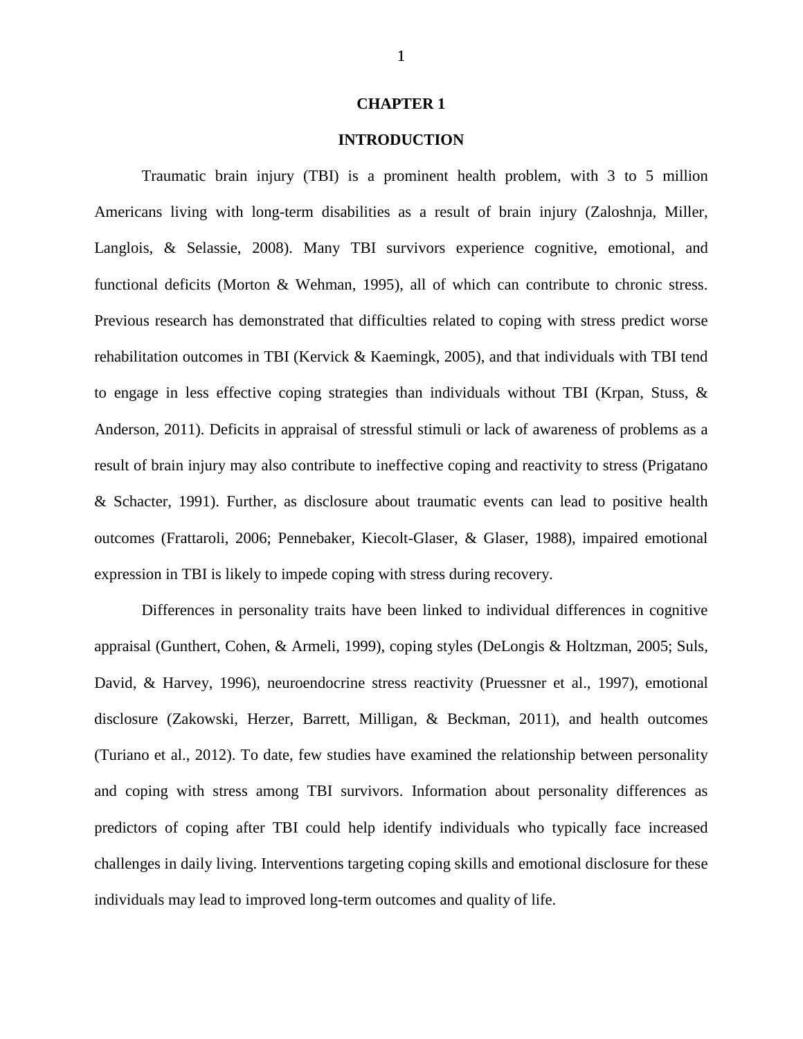# CHAPTER 1

## INTRODUCTION

Traumatic brain injury (TBI) is a prominent health problem, with 3 to 5 million Americans living with long-term disabilities as a result of brain injury (Zaloshnja, Miller, Langlois, & Selassie, 2008). Many TBI survivors experience cognitive, emotional, and functional deficits (Morton & Wehman, 1995), all of which can contribute to chronic stress. Previous research has demonstrated that difficulties related to coping with stress predict worse rehabilitation outcomes in TBI (Kervick & Kaemingk, 2005), and that individuals with TBI tend to engage in less effective coping strategies than individuals without TBI (Krpan, Stuss, & Anderson, 2011). Deficits in appraisal of stressful stimuli or lack of awareness of problems as a result of brain injury may also contribute to ineffective coping and reactivity to stress (Prigatano & Schacter, 1991). Further, as disclosure about traumatic events can lead to positive health outcomes (Frattaroli, 2006; Pennebaker, Kiecolt-Glaser, & Glaser, 1988), impaired emotional expression in TBI is likely to impede coping with stress during recovery.

Differences in personality traits have been linked to individual differences in cognitive appraisal (Gunthert, Cohen, & Armeli, 1999), coping styles (DeLongis & Holtzman, 2005; Suls, David, & Harvey, 1996), neuroendocrine stress reactivity (Pruessner et al., 1997), emotional disclosure (Zakowski, Herzer, Barrett, Milligan, & Beckman, 2011), and health outcomes (Turiano et al., 2012). To date, few studies have examined the relationship between personality and coping with stress among TBI survivors. Information about personality differences as predictors of coping after TBI could help identify individuals who typically face increased challenges in daily living. Interventions targeting coping skills and emotional disclosure for these individuals may lead to improved long-term outcomes and quality of life.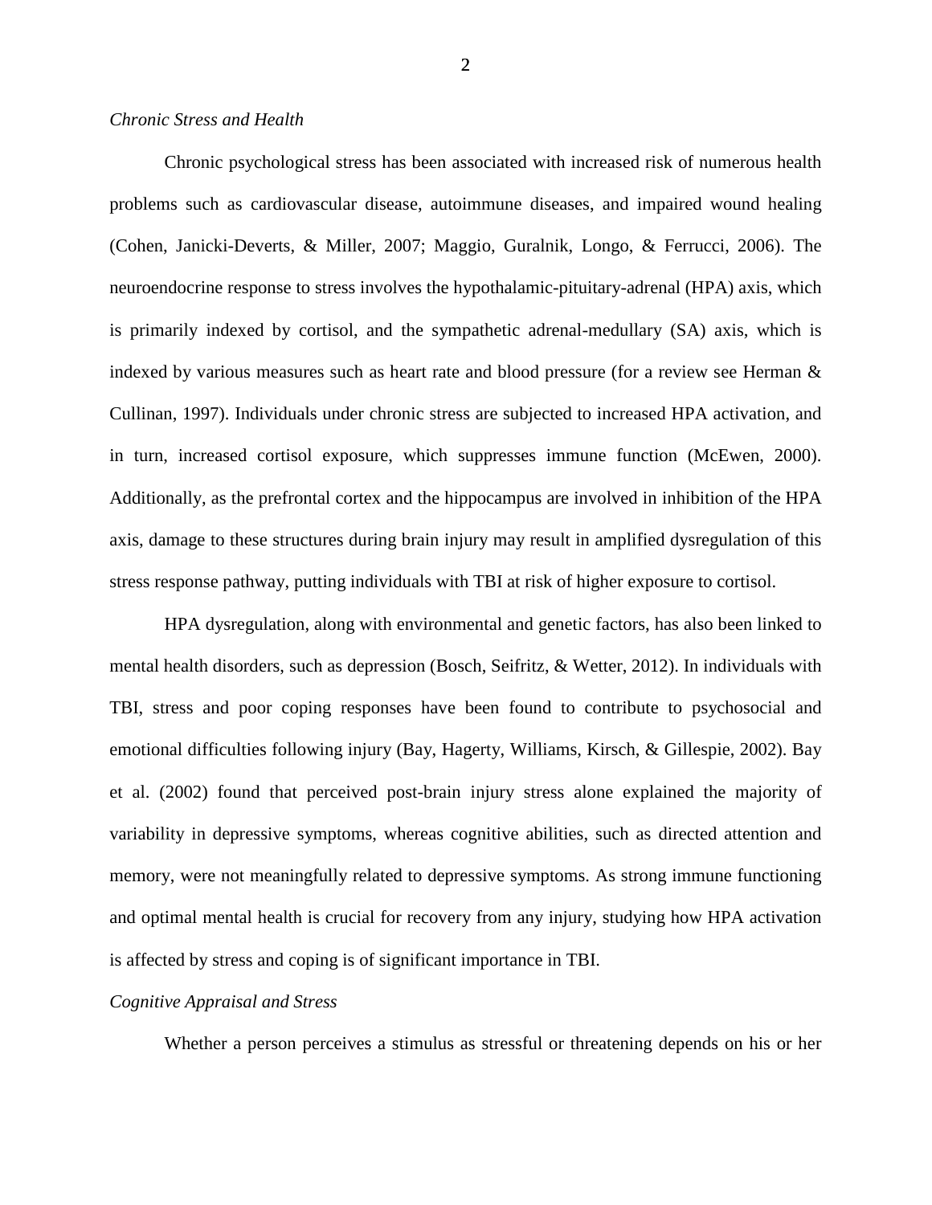*Chronic Stress and Health*

Chronic psychological stress has been associated with increased risk of numerous health problems such as cardiovascular disease, autoimmune diseases, and impaired wound healing (Cohen, Janicki-Deverts, & Miller, 2007; Maggio, Guralnik, Longo, & Ferrucci, 2006). The neuroendocrine response to stress involves the hypothalamic-pituitary-adrenal (HPA) axis, which is primarily indexed by cortisol, and the sympathetic adrenal-medullary (SA) axis, which is indexed by various measures such as heart rate and blood pressure (for a review see Herman & Cullinan, 1997). Individuals under chronic stress are subjected to increased HPA activation, and in turn, increased cortisol exposure, which suppresses immune function (McEwen, 2000). Additionally, as the prefrontal cortex and the hippocampus are involved in inhibition of the HPA axis, damage to these structures during brain injury may result in amplified dysregulation of this stress response pathway, putting individuals with TBI at risk of higher exposure to cortisol.

HPA dysregulation, along with environmental and genetic factors, has also been linked to mental health disorders, such as depression (Bosch, Seifritz, & Wetter, 2012). In individuals with TBI, stress and poor coping responses have been found to contribute to psychosocial and emotional difficulties following injury (Bay, Hagerty, Williams, Kirsch, & Gillespie, 2002). Bay et al. (2002) found that perceived post-brain injury stress alone explained the majority of variability in depressive symptoms, whereas cognitive abilities, such as directed attention and memory, were not meaningfully related to depressive symptoms. As strong immune functioning and optimal mental health is crucial for recovery from any injury, studying how HPA activation is affected by stress and coping is of significant importance in TBI.

*Cognitive Appraisal and Stress*

Whether a person perceives a stimulus as stressful or threatening depends on his or her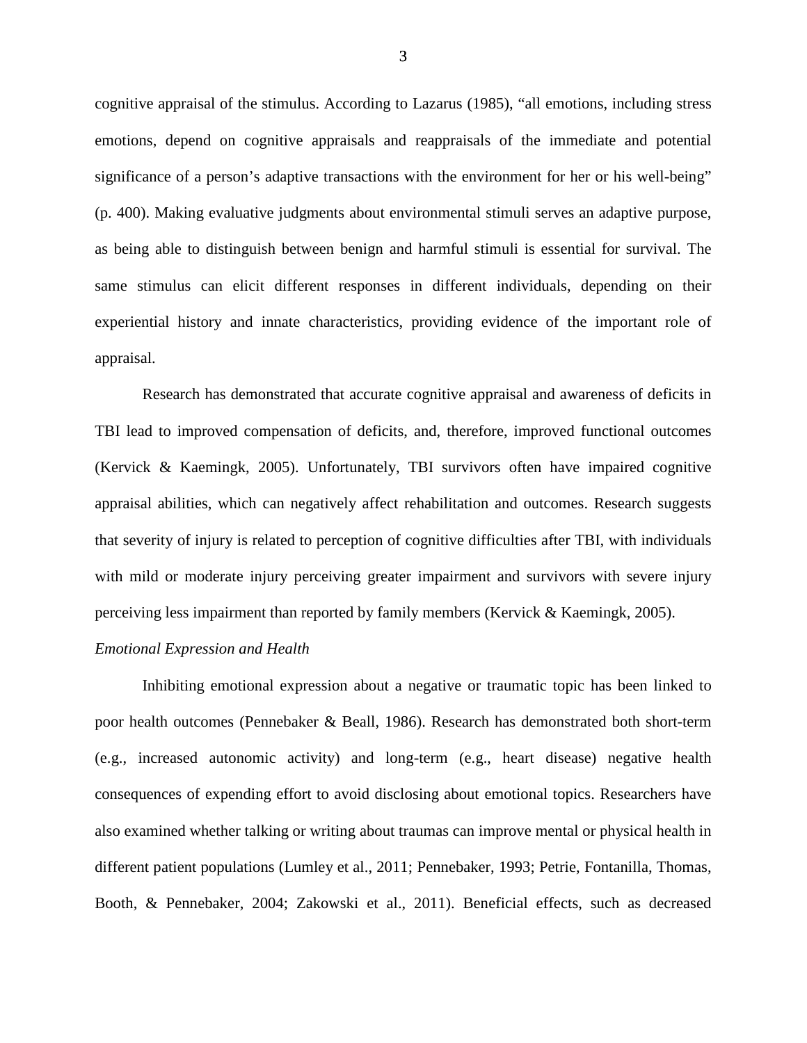cognitive appraisal of the stimulus. According to Lazarus (1985), "all emotions, including stress emotions, depend on cognitive appraisals and reappraisals of the immediate and potential significance of a person's adaptive transactions with the environment for her or his well-being" (p. 400). Making evaluative judgments about environmental stimuli serves an adaptive purpose, as being able to distinguish between benign and harmful stimuli is essential for survival. The same stimulus can elicit different responses in different individuals, depending on their experiential history and innate characteristics, providing evidence of the important role of appraisal.

Research has demonstrated that accurate cognitive appraisal and awareness of deficits in TBI lead to improved compensation of deficits, and, therefore, improved functional outcomes (Kervick & Kaemingk, 2005). Unfortunately, TBI survivors often have impaired cognitive appraisal abilities, which can negatively affect rehabilitation and outcomes. Research suggests that severity of injury is related to perception of cognitive difficulties after TBI, with individuals with mild or moderate injury perceiving greater impairment and survivors with severe injury perceiving less impairment than reported by family members (Kervick & Kaemingk, 2005).

### *Emotional Expression and Health*

Inhibiting emotional expression about a negative or traumatic topic has been linked to poor health outcomes (Pennebaker & Beall, 1986). Research has demonstrated both short-term (e.g., increased autonomic activity) and long-term (e.g., heart disease) negative health consequences of expending effort to avoid disclosing about emotional topics. Researchers have also examined whether talking or writing about traumas can improve mental or physical health in different patient populations (Lumley et al., 2011; Pennebaker, 1993; Petrie, Fontanilla, Thomas, Booth, & Pennebaker, 2004; Zakowski et al., 2011). Beneficial effects, such as decreased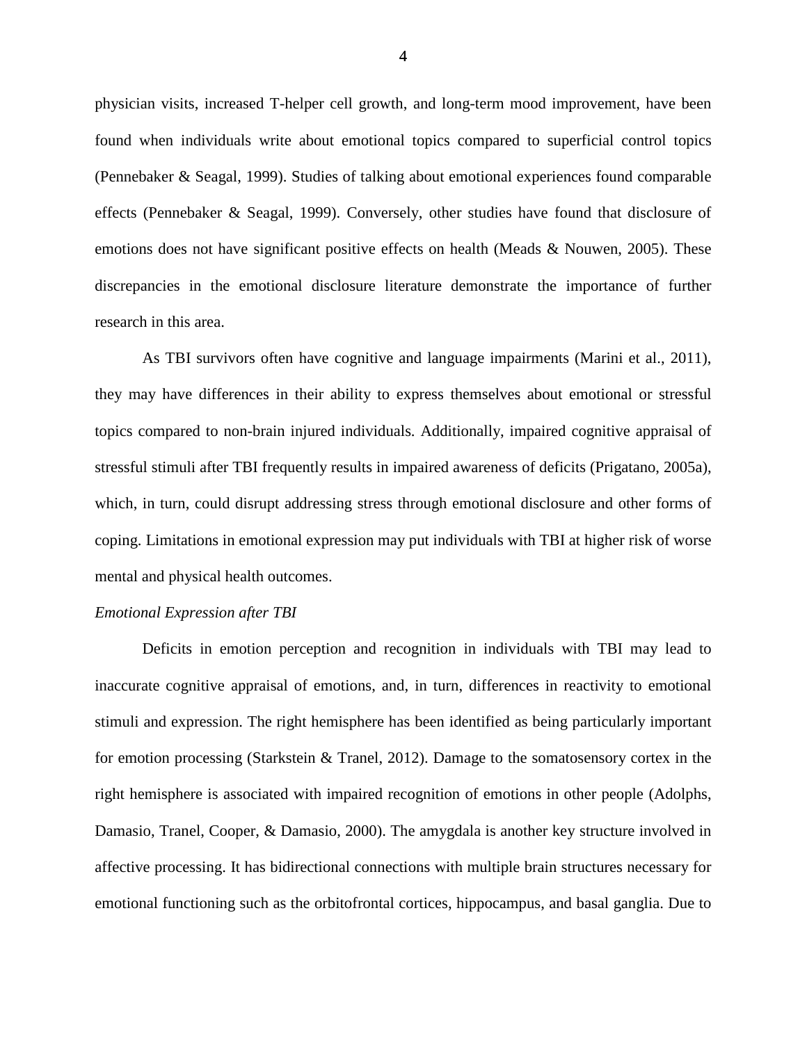physician visits, increased T-helper cell growth, and long-term mood improvement, have been found when individuals write about emotional topics compared to superficial control topics (Pennebaker & Seagal, 1999). Studies of talking about emotional experiences found comparable effects (Pennebaker & Seagal, 1999). Conversely, other studies have found that disclosure of emotions does not have significant positive effects on health (Meads & Nouwen, 2005). These discrepancies in the emotional disclosure literature demonstrate the importance of further research in this area.

As TBI survivors often have cognitive and language impairments (Marini et al., 2011), they may have differences in their ability to express themselves about emotional or stressful topics compared to non-brain injured individuals. Additionally, impaired cognitive appraisal of stressful stimuli after TBI frequently results in impaired awareness of deficits (Prigatano, 2005a), which, in turn, could disrupt addressing stress through emotional disclosure and other forms of coping. Limitations in emotional expression may put individuals with TBI at higher risk of worse mental and physical health outcomes.

*Emotional Expression after TBI*

Deficits in emotion perception and recognition in individuals with TBI may lead to inaccurate cognitive appraisal of emotions, and, in turn, differences in reactivity to emotional stimuli and expression. The right hemisphere has been identified as being particularly important for emotion processing (Starkstein & Tranel, 2012). Damage to the somatosensory cortex in the right hemisphere is associated with impaired recognition of emotions in other people (Adolphs, Damasio, Tranel, Cooper, & Damasio, 2000). The amygdala is another key structure involved in affective processing. It has bidirectional connections with multiple brain structures necessary for emotional functioning such as the orbitofrontal cortices, hippocampus, and basal ganglia. Due to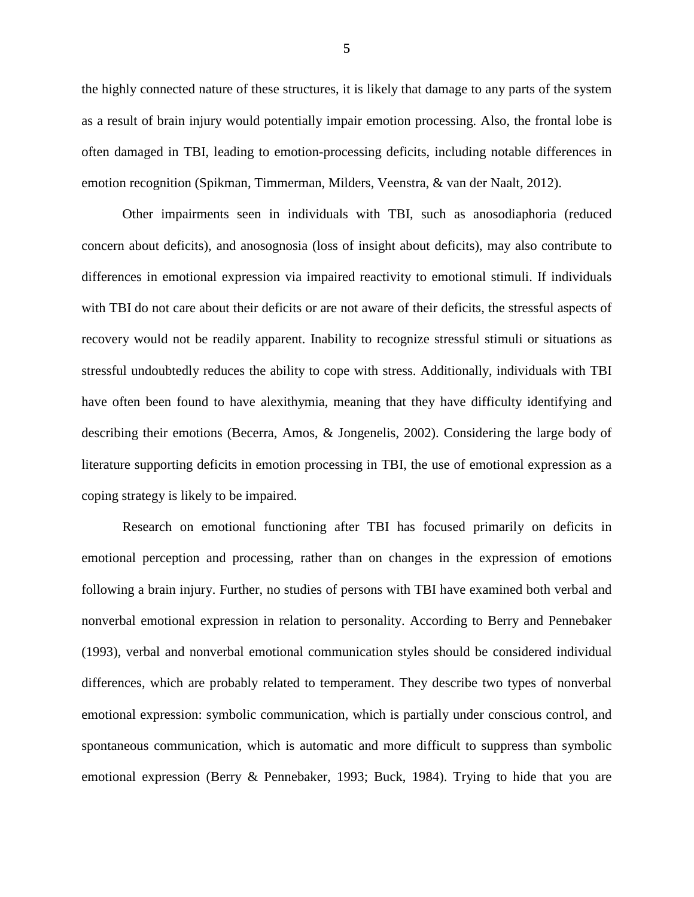the highly connected nature of these structures, it is likely that damage to any parts of the system as a result of brain injury would potentially impair emotion processing. Also, the frontal lobe is often damaged in TBI, leading to emotion-processing deficits, including notable differences in emotion recognition (Spikman, Timmerman, Milders, Veenstra, & van der Naalt, 2012).

Other impairments seen in individuals with TBI, such as anosodiaphoria (reduced concern about deficits), and anosognosia (loss of insight about deficits), may also contribute to differences in emotional expression via impaired reactivity to emotional stimuli. If individuals with TBI do not care about their deficits or are not aware of their deficits, the stressful aspects of recovery would not be readily apparent. Inability to recognize stressful stimuli or situations as stressful undoubtedly reduces the ability to cope with stress. Additionally, individuals with TBI have often been found to have alexithymia, meaning that they have difficulty identifying and describing their emotions (Becerra, Amos, & Jongenelis, 2002). Considering the large body of literature supporting deficits in emotion processing in TBI, the use of emotional expression as a coping strategy is likely to be impaired.

Research on emotional functioning after TBI has focused primarily on deficits in emotional perception and processing, rather than on changes in the expression of emotions following a brain injury. Further, no studies of persons with TBI have examined both verbal and nonverbal emotional expression in relation to personality. According to Berry and Pennebaker (1993), verbal and nonverbal emotional communication styles should be considered individual differences, which are probably related to temperament. They describe two types of nonverbal emotional expression: symbolic communication, which is partially under conscious control, and spontaneous communication, which is automatic and more difficult to suppress than symbolic emotional expression (Berry & Pennebaker, 1993; Buck, 1984). Trying to hide that you are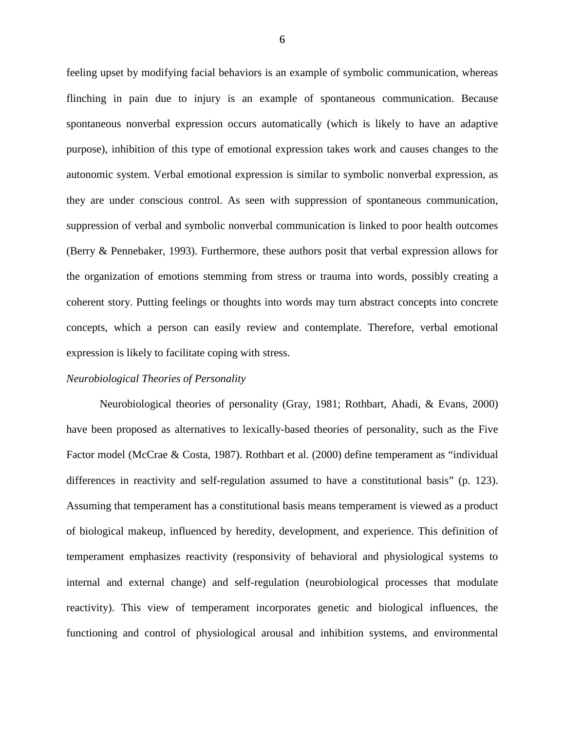feeling upset by modifying facial behaviors is an example of symbolic communication, whereas flinching in pain due to injury is an example of spontaneous communication. Because spontaneous nonverbal expression occurs automatically (which is likely to have an adaptive purpose), inhibition of this type of emotional expression takes work and causes changes to the autonomic system. Verbal emotional expression is similar to symbolic nonverbal expression, as they are under conscious control. As seen with suppression of spontaneous communication, suppression of verbal and symbolic nonverbal communication is linked to poor health outcomes (Berry & Pennebaker, 1993). Furthermore, these authors posit that verbal expression allows for the organization of emotions stemming from stress or trauma into words, possibly creating a coherent story. Putting feelings or thoughts into words may turn abstract concepts into concrete concepts, which a person can easily review and contemplate. Therefore, verbal emotional expression is likely to facilitate coping with stress.

*Neurobiological Theories of Personality*

Neurobiological theories of personality (Gray, 1981; Rothbart, Ahadi, & Evans, 2000) have been proposed as alternatives to lexically-based theories of personality, such as the Five Factor model (McCrae & Costa, 1987). Rothbart et al. (2000) define temperament as "individual differences in reactivity and self-regulation assumed to have a constitutional basis" (p. 123). Assuming that temperament has a constitutional basis means temperament is viewed as a product of biological makeup, influenced by heredity, development, and experience. This definition of temperament emphasizes reactivity (responsivity of behavioral and physiological systems to internal and external change) and self-regulation (neurobiological processes that modulate reactivity). This view of temperament incorporates genetic and biological influences, the functioning and control of physiological arousal and inhibition systems, and environmental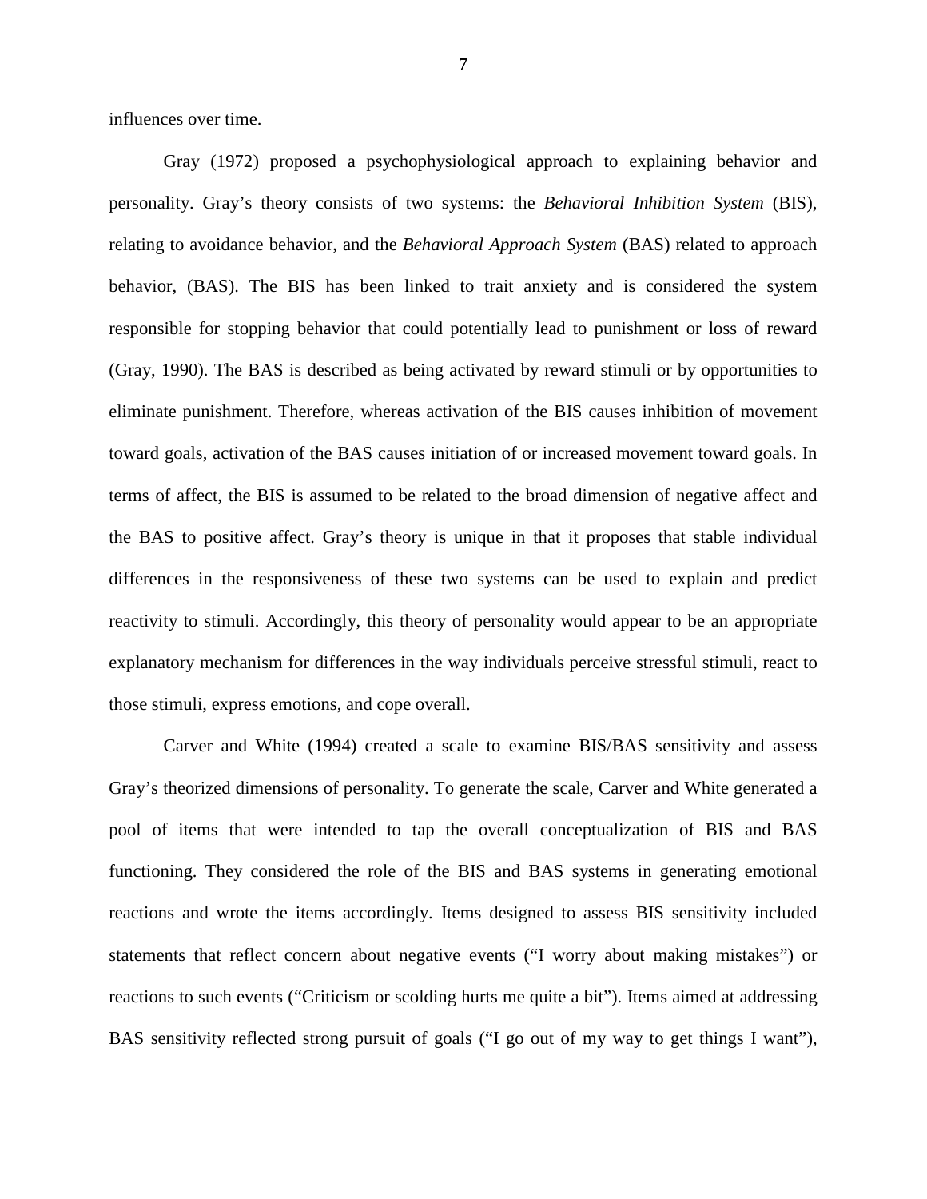influences over time.

Gray (1972) proposed a psychophysiological approach to explaining behavior and personality. Gray's theory consists of two systems: the *Behavioral Inhibition System* (BIS), relating to avoidance behavior, and the *Behavioral Approach System* (BAS) related to approach behavior, (BAS). The BIS has been linked to trait anxiety and is considered the system responsible for stopping behavior that could potentially lead to punishment or loss of reward (Gray, 1990). The BAS is described as being activated by reward stimuli or by opportunities to eliminate punishment. Therefore, whereas activation of the BIS causes inhibition of movement toward goals, activation of the BAS causes initiation of or increased movement toward goals. In terms of affect, the BIS is assumed to be related to the broad dimension of negative affect and the BAS to positive affect. Gray's theory is unique in that it proposes that stable individual differences in the responsiveness of these two systems can be used to explain and predict reactivity to stimuli. Accordingly, this theory of personality would appear to be an appropriate explanatory mechanism for differences in the way individuals perceive stressful stimuli, react to those stimuli, express emotions, and cope overall.

Carver and White (1994) created a scale to examine BIS/BAS sensitivity and assess Gray's theorized dimensions of personality. To generate the scale, Carver and White generated a pool of items that were intended to tap the overall conceptualization of BIS and BAS functioning. They considered the role of the BIS and BAS systems in generating emotional reactions and wrote the items accordingly. Items designed to assess BIS sensitivity included statements that reflect concern about negative events ("I worry about making mistakes") or reactions to such events ("Criticism or scolding hurts me quite a bit"). Items aimed at addressing BAS sensitivity reflected strong pursuit of goals ("I go out of my way to get things I want"),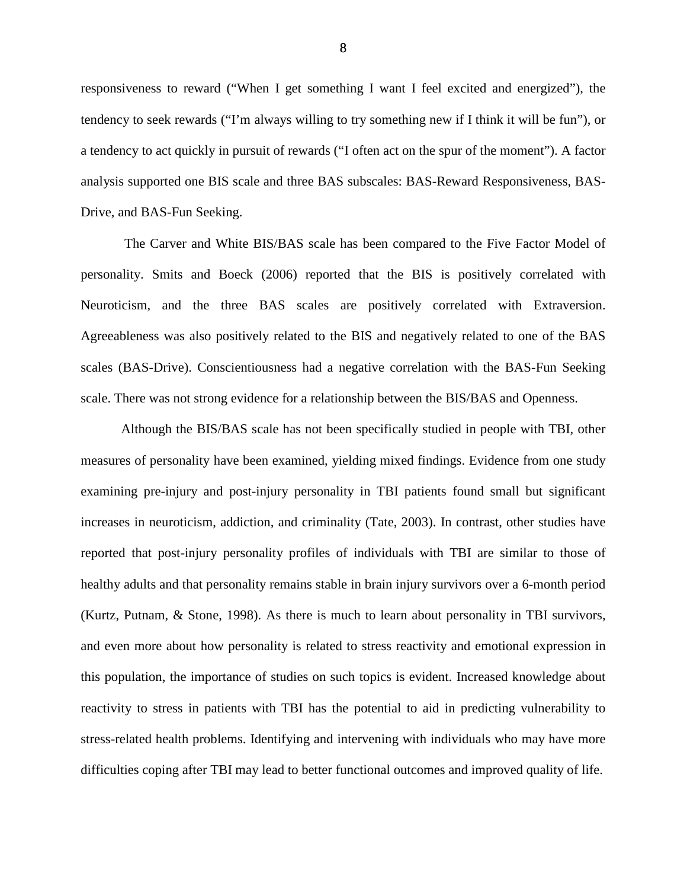responsiveness to reward ("When I get something I want I feel excited and energized"), the tendency to seek rewards ("I'm always willing to try something new if I think it will be fun"), or a tendency to act quickly in pursuit of rewards ("I often act on the spur of the moment"). A factor analysis supported one BIS scale and three BAS subscales: BAS-Reward Responsiveness, BAS-Drive, and BAS-Fun Seeking.

The Carver and White BIS/BAS scale has been compared to the Five Factor Model of personality. Smits and Boeck (2006) reported that the BIS is positively correlated with Neuroticism, and the three BAS scales are positively correlated with Extraversion. Agreeableness was also positively related to the BIS and negatively related to one of the BAS scales (BAS-Drive). Conscientiousness had a negative correlation with the BAS-Fun Seeking scale. There was not strong evidence for a relationship between the BIS/BAS and Openness.

Although the BIS/BAS scale has not been specifically studied in people with TBI, other measures of personality have been examined, yielding mixed findings. Evidence from one study examining pre-injury and post-injury personality in TBI patients found small but significant increases in neuroticism, addiction, and criminality (Tate, 2003). In contrast, other studies have reported that post-injury personality profiles of individuals with TBI are similar to those of healthy adults and that personality remains stable in brain injury survivors over a 6-month period (Kurtz, Putnam, & Stone, 1998). As there is much to learn about personality in TBI survivors, and even more about how personality is related to stress reactivity and emotional expression in this population, the importance of studies on such topics is evident. Increased knowledge about reactivity to stress in patients with TBI has the potential to aid in predicting vulnerability to stress-related health problems. Identifying and intervening with individuals who may have more difficulties coping after TBI may lead to better functional outcomes and improved quality of life.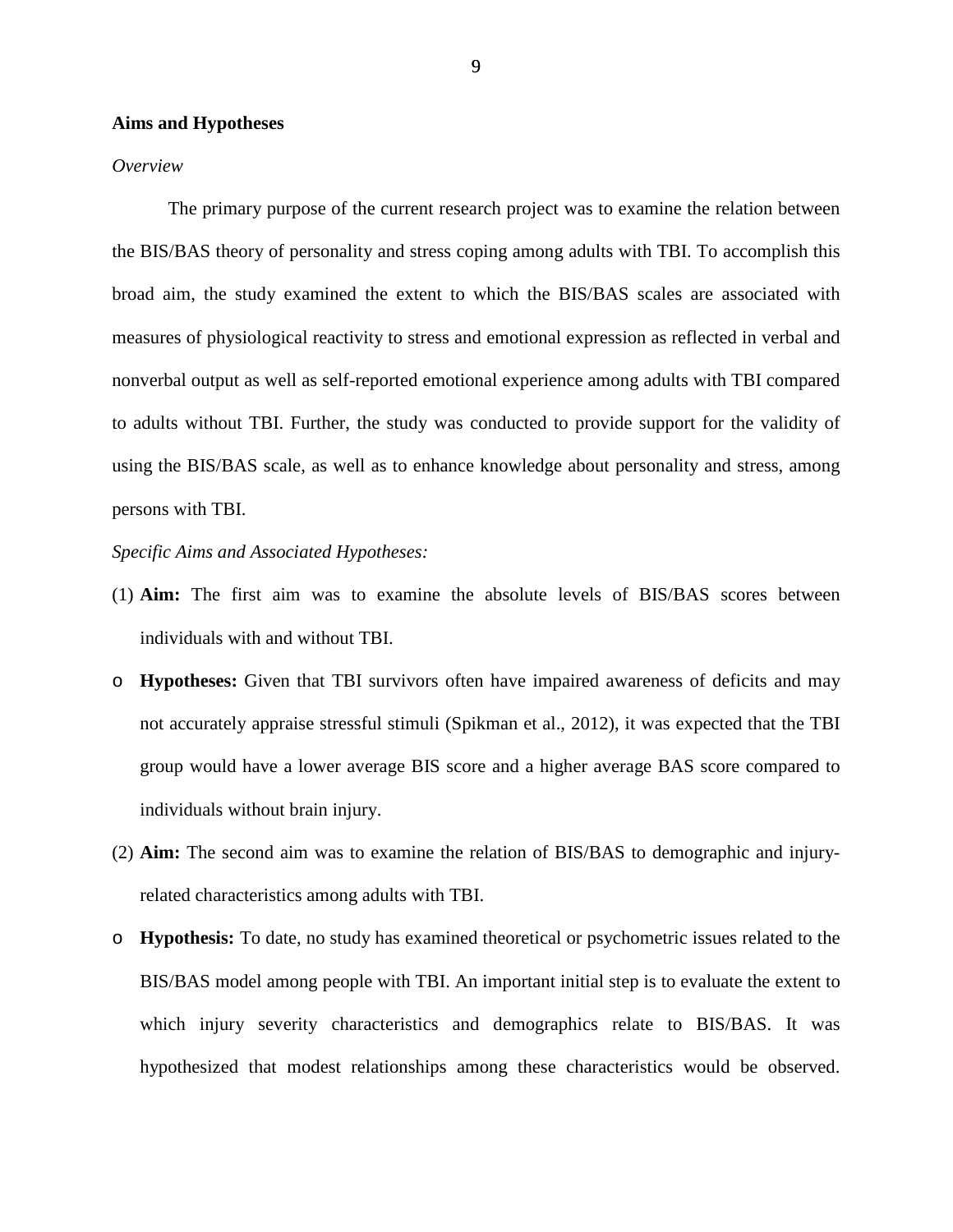**Aims and Hypotheses**

*Overview*

The primary purpose of the current research project was to examine the relation between the BIS/BAS theory of personality and stress coping among adults with TBI. To accomplish this broad aim, the study examined the extent to which the BIS/BAS scales are associated with measures of physiological reactivity to stress and emotional expression as reflected in verbal and nonverbal output as well as self-reported emotional experience among adults with TBI compared to adults without TBI. Further, the study was conducted to provide support for the validity of using the BIS/BAS scale, as well as to enhance knowledge about personality and stress, among persons with TBI.

*Specific Aims and Associated Hypotheses:*

(1) **Aim:** The first aim was to examine the absolute levels of BIS/BAS scores between individuals with and without TBI.

- **Hypotheses:** Given that TBI survivors often have impaired awareness of deficits and may not accurately appraise stressful stimuli (Spikman et al., 2012), it was expected that the TBI group would have a lower average BIS score and a higher average BAS score compared to individuals without brain injury.

(2) **Aim:** The second aim was to examine the relation of BIS/BAS to demographic and injury-related characteristics among adults with TBI.

- **Hypothesis:** To date, no study has examined theoretical or psychometric issues related to the BIS/BAS model among people with TBI. An important initial step is to evaluate the extent to which injury severity characteristics and demographics relate to BIS/BAS. It was hypothesized that modest relationships among these characteristics would be observed.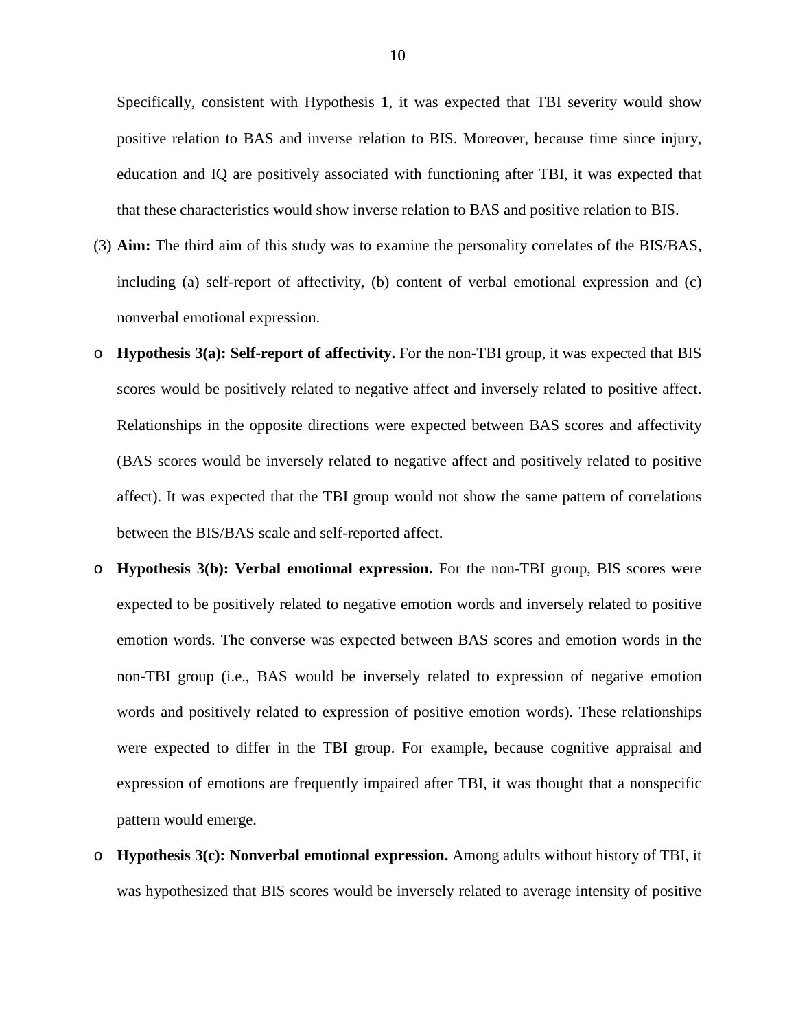Specifically, consistent with Hypothesis 1, it was expected that TBI severity would show positive relation to BAS and inverse relation to BIS. Moreover, because time since injury, education and IQ are positively associated with functioning after TBI, it was expected that that these characteristics would show inverse relation to BAS and positive relation to BIS.

(3) **Aim:** The third aim of this study was to examine the personality correlates of the BIS/BAS, including (a) self-report of affectivity, (b) content of verbal emotional expression and (c) nonverbal emotional expression.

- **Hypothesis 3(a): Self-report of affectivity.** For the non-TBI group, it was expected that BIS scores would be positively related to negative affect and inversely related to positive affect. Relationships in the opposite directions were expected between BAS scores and affectivity (BAS scores would be inversely related to negative affect and positively related to positive affect). It was expected that the TBI group would not show the same pattern of correlations between the BIS/BAS scale and self-reported affect.
- **Hypothesis 3(b): Verbal emotional expression.** For the non-TBI group, BIS scores were expected to be positively related to negative emotion words and inversely related to positive emotion words. The converse was expected between BAS scores and emotion words in the non-TBI group (i.e., BAS would be inversely related to expression of negative emotion words and positively related to expression of positive emotion words). These relationships were expected to differ in the TBI group. For example, because cognitive appraisal and expression of emotions are frequently impaired after TBI, it was thought that a nonspecific pattern would emerge.
- **Hypothesis 3(c): Nonverbal emotional expression.** Among adults without history of TBI, it was hypothesized that BIS scores would be inversely related to average intensity of positive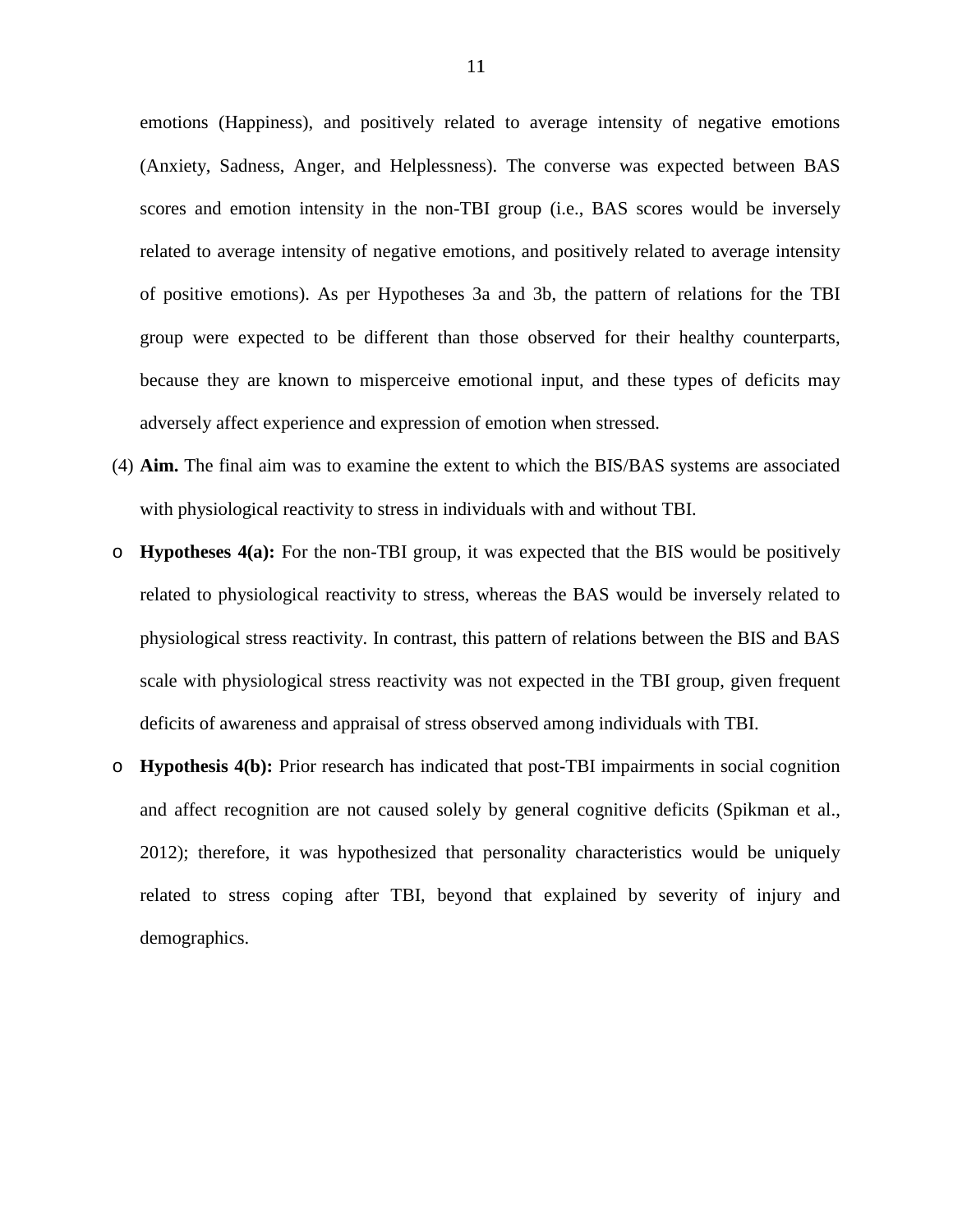emotions (Happiness), and positively related to average intensity of negative emotions (Anxiety, Sadness, Anger, and Helplessness). The converse was expected between BAS scores and emotion intensity in the non-TBI group (i.e., BAS scores would be inversely related to average intensity of negative emotions, and positively related to average intensity of positive emotions). As per Hypotheses 3a and 3b, the pattern of relations for the TBI group were expected to be different than those observed for their healthy counterparts, because they are known to misperceive emotional input, and these types of deficits may adversely affect experience and expression of emotion when stressed.

(4) **Aim.** The final aim was to examine the extent to which the BIS/BAS systems are associated with physiological reactivity to stress in individuals with and without TBI.

- **Hypotheses 4(a):** For the non-TBI group, it was expected that the BIS would be positively related to physiological reactivity to stress, whereas the BAS would be inversely related to physiological stress reactivity. In contrast, this pattern of relations between the BIS and BAS scale with physiological stress reactivity was not expected in the TBI group, given frequent deficits of awareness and appraisal of stress observed among individuals with TBI.
- **Hypothesis 4(b):** Prior research has indicated that post-TBI impairments in social cognition and affect recognition are not caused solely by general cognitive deficits (Spikman et al., 2012); therefore, it was hypothesized that personality characteristics would be uniquely related to stress coping after TBI, beyond that explained by severity of injury and demographics.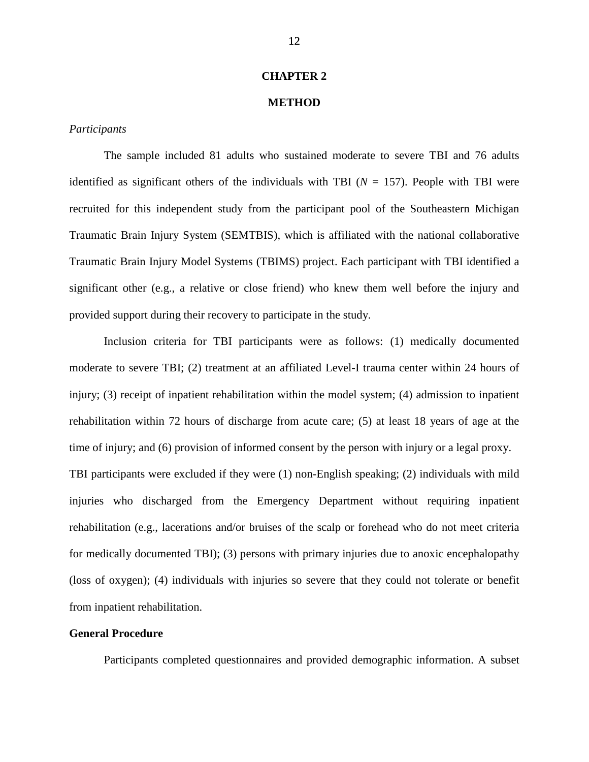# CHAPTER 2

# METHOD

*Participants*

The sample included 81 adults who sustained moderate to severe TBI and 76 adults identified as significant others of the individuals with TBI ($N$ = 157). People with TBI were recruited for this independent study from the participant pool of the Southeastern Michigan Traumatic Brain Injury System (SEMTBIS), which is affiliated with the national collaborative Traumatic Brain Injury Model Systems (TBIMS) project. Each participant with TBI identified a significant other (e.g., a relative or close friend) who knew them well before the injury and provided support during their recovery to participate in the study.

Inclusion criteria for TBI participants were as follows: (1) medically documented moderate to severe TBI; (2) treatment at an affiliated Level-I trauma center within 24 hours of injury; (3) receipt of inpatient rehabilitation within the model system; (4) admission to inpatient rehabilitation within 72 hours of discharge from acute care; (5) at least 18 years of age at the time of injury; and (6) provision of informed consent by the person with injury or a legal proxy. TBI participants were excluded if they were (1) non-English speaking; (2) individuals with mild injuries who discharged from the Emergency Department without requiring inpatient rehabilitation (e.g., lacerations and/or bruises of the scalp or forehead who do not meet criteria for medically documented TBI); (3) persons with primary injuries due to anoxic encephalopathy (loss of oxygen); (4) individuals with injuries so severe that they could not tolerate or benefit from inpatient rehabilitation.

**General Procedure**

Participants completed questionnaires and provided demographic information. A subset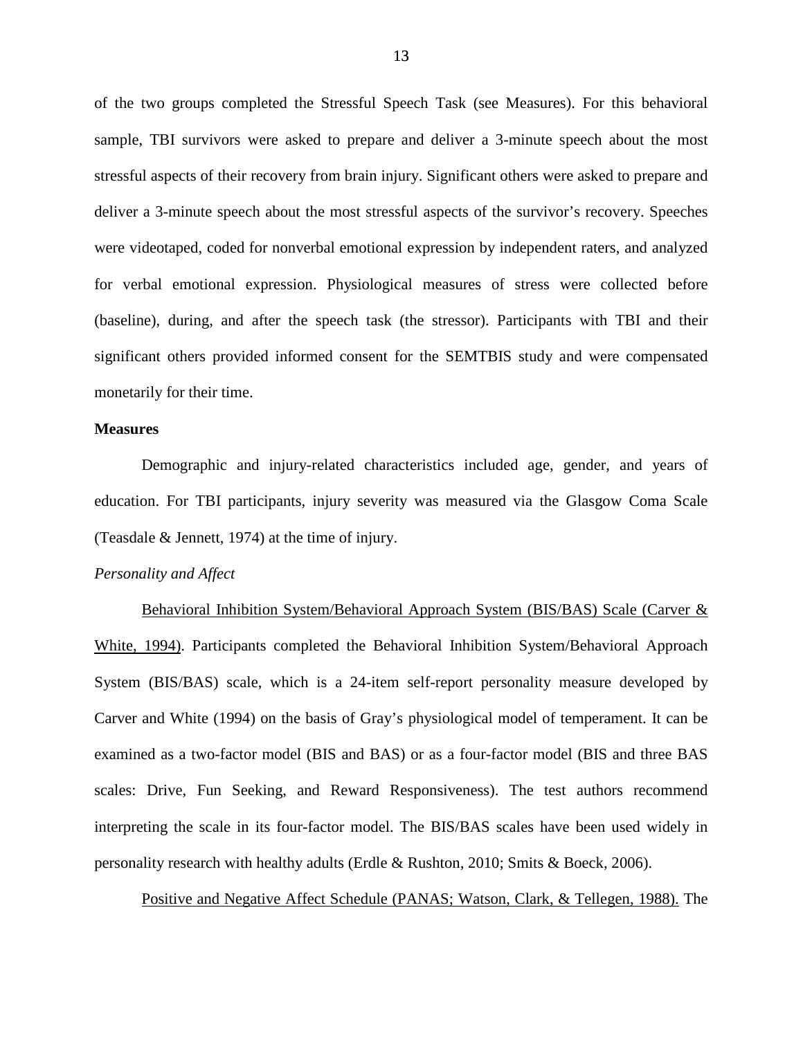of the two groups completed the Stressful Speech Task (see Measures). For this behavioral sample, TBI survivors were asked to prepare and deliver a 3-minute speech about the most stressful aspects of their recovery from brain injury. Significant others were asked to prepare and deliver a 3-minute speech about the most stressful aspects of the survivor's recovery. Speeches were videotaped, coded for nonverbal emotional expression by independent raters, and analyzed for verbal emotional expression. Physiological measures of stress were collected before (baseline), during, and after the speech task (the stressor). Participants with TBI and their significant others provided informed consent for the SEMTBIS study and were compensated monetarily for their time.

**Measures**

Demographic and injury-related characteristics included age, gender, and years of education. For TBI participants, injury severity was measured via the Glasgow Coma Scale (Teasdale & Jennett, 1974) at the time of injury.

*Personality and Affect*

<u>Behavioral Inhibition System/Behavioral Approach System (BIS/BAS) Scale (Carver & White, 1994)</u>. Participants completed the Behavioral Inhibition System/Behavioral Approach System (BIS/BAS) scale, which is a 24-item self-report personality measure developed by Carver and White (1994) on the basis of Gray's physiological model of temperament. It can be examined as a two-factor model (BIS and BAS) or as a four-factor model (BIS and three BAS scales: Drive, Fun Seeking, and Reward Responsiveness). The test authors recommend interpreting the scale in its four-factor model. The BIS/BAS scales have been used widely in personality research with healthy adults (Erdle & Rushton, 2010; Smits & Boeck, 2006).

<u>Positive and Negative Affect Schedule (PANAS; Watson, Clark, & Tellegen, 1988).</u> The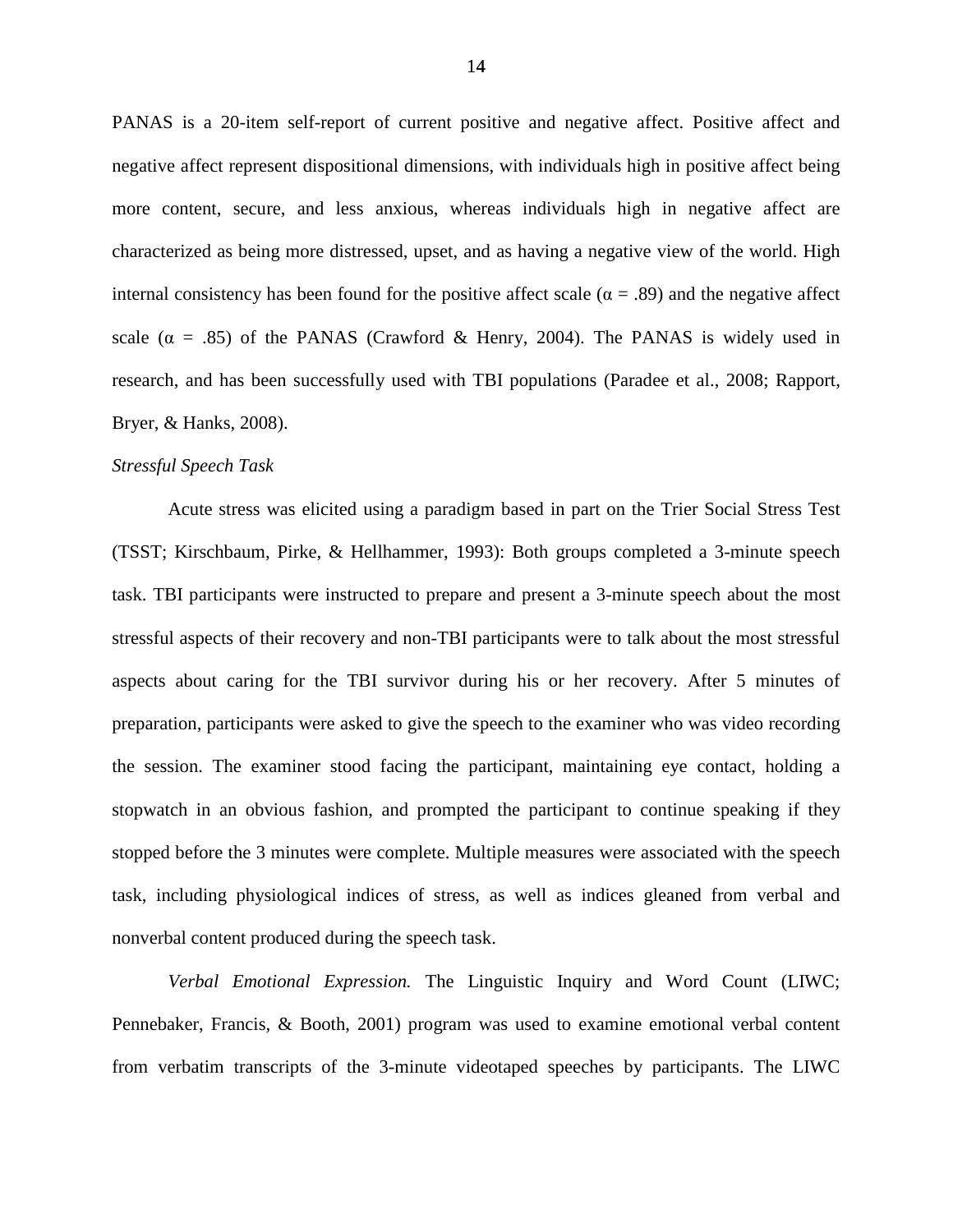PANAS is a 20-item self-report of current positive and negative affect. Positive affect and negative affect represent dispositional dimensions, with individuals high in positive affect being more content, secure, and less anxious, whereas individuals high in negative affect are characterized as being more distressed, upset, and as having a negative view of the world. High internal consistency has been found for the positive affect scale ($\alpha = .89$) and the negative affect scale ($\alpha = .85$) of the PANAS (Crawford & Henry, 2004). The PANAS is widely used in research, and has been successfully used with TBI populations (Paradee et al., 2008; Rapport, Bryer, & Hanks, 2008).

*Stressful Speech Task*

Acute stress was elicited using a paradigm based in part on the Trier Social Stress Test (TSST; Kirschbaum, Pirke, & Hellhammer, 1993): Both groups completed a 3-minute speech task. TBI participants were instructed to prepare and present a 3-minute speech about the most stressful aspects of their recovery and non-TBI participants were to talk about the most stressful aspects about caring for the TBI survivor during his or her recovery. After 5 minutes of preparation, participants were asked to give the speech to the examiner who was video recording the session. The examiner stood facing the participant, maintaining eye contact, holding a stopwatch in an obvious fashion, and prompted the participant to continue speaking if they stopped before the 3 minutes were complete. Multiple measures were associated with the speech task, including physiological indices of stress, as well as indices gleaned from verbal and nonverbal content produced during the speech task.

*Verbal Emotional Expression.* The Linguistic Inquiry and Word Count (LIWC; Pennebaker, Francis, & Booth, 2001) program was used to examine emotional verbal content from verbatim transcripts of the 3-minute videotaped speeches by participants. The LIWC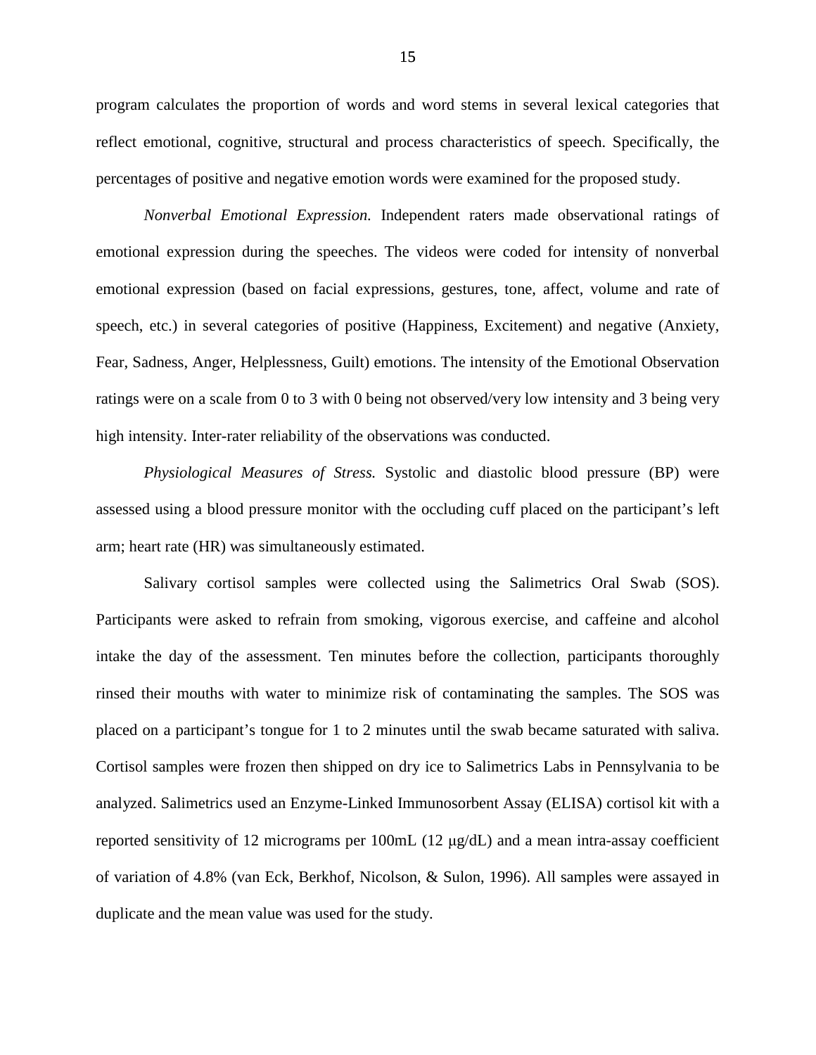program calculates the proportion of words and word stems in several lexical categories that reflect emotional, cognitive, structural and process characteristics of speech. Specifically, the percentages of positive and negative emotion words were examined for the proposed study.

*Nonverbal Emotional Expression.* Independent raters made observational ratings of emotional expression during the speeches. The videos were coded for intensity of nonverbal emotional expression (based on facial expressions, gestures, tone, affect, volume and rate of speech, etc.) in several categories of positive (Happiness, Excitement) and negative (Anxiety, Fear, Sadness, Anger, Helplessness, Guilt) emotions. The intensity of the Emotional Observation ratings were on a scale from 0 to 3 with 0 being not observed/very low intensity and 3 being very high intensity. Inter-rater reliability of the observations was conducted.

*Physiological Measures of Stress.* Systolic and diastolic blood pressure (BP) were assessed using a blood pressure monitor with the occluding cuff placed on the participant's left arm; heart rate (HR) was simultaneously estimated.

Salivary cortisol samples were collected using the Salimetrics Oral Swab (SOS). Participants were asked to refrain from smoking, vigorous exercise, and caffeine and alcohol intake the day of the assessment. Ten minutes before the collection, participants thoroughly rinsed their mouths with water to minimize risk of contaminating the samples. The SOS was placed on a participant's tongue for 1 to 2 minutes until the swab became saturated with saliva. Cortisol samples were frozen then shipped on dry ice to Salimetrics Labs in Pennsylvania to be analyzed. Salimetrics used an Enzyme-Linked Immunosorbent Assay (ELISA) cortisol kit with a reported sensitivity of 12 micrograms per 100mL (12 μg/dL) and a mean intra-assay coefficient of variation of 4.8% (van Eck, Berkhof, Nicolson, & Sulon, 1996). All samples were assayed in duplicate and the mean value was used for the study.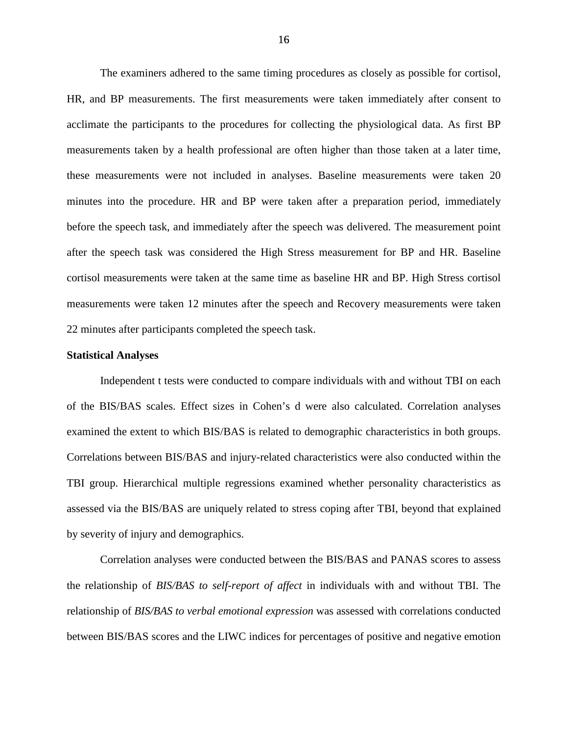The examiners adhered to the same timing procedures as closely as possible for cortisol, HR, and BP measurements. The first measurements were taken immediately after consent to acclimate the participants to the procedures for collecting the physiological data. As first BP measurements taken by a health professional are often higher than those taken at a later time, these measurements were not included in analyses. Baseline measurements were taken 20 minutes into the procedure. HR and BP were taken after a preparation period, immediately before the speech task, and immediately after the speech was delivered. The measurement point after the speech task was considered the High Stress measurement for BP and HR. Baseline cortisol measurements were taken at the same time as baseline HR and BP. High Stress cortisol measurements were taken 12 minutes after the speech and Recovery measurements were taken 22 minutes after participants completed the speech task.

**Statistical Analyses**

Independent t tests were conducted to compare individuals with and without TBI on each of the BIS/BAS scales. Effect sizes in Cohen's d were also calculated. Correlation analyses examined the extent to which BIS/BAS is related to demographic characteristics in both groups. Correlations between BIS/BAS and injury-related characteristics were also conducted within the TBI group. Hierarchical multiple regressions examined whether personality characteristics as assessed via the BIS/BAS are uniquely related to stress coping after TBI, beyond that explained by severity of injury and demographics.

Correlation analyses were conducted between the BIS/BAS and PANAS scores to assess the relationship of *BIS/BAS to self-report of affect* in individuals with and without TBI. The relationship of *BIS/BAS to verbal emotional expression* was assessed with correlations conducted between BIS/BAS scores and the LIWC indices for percentages of positive and negative emotion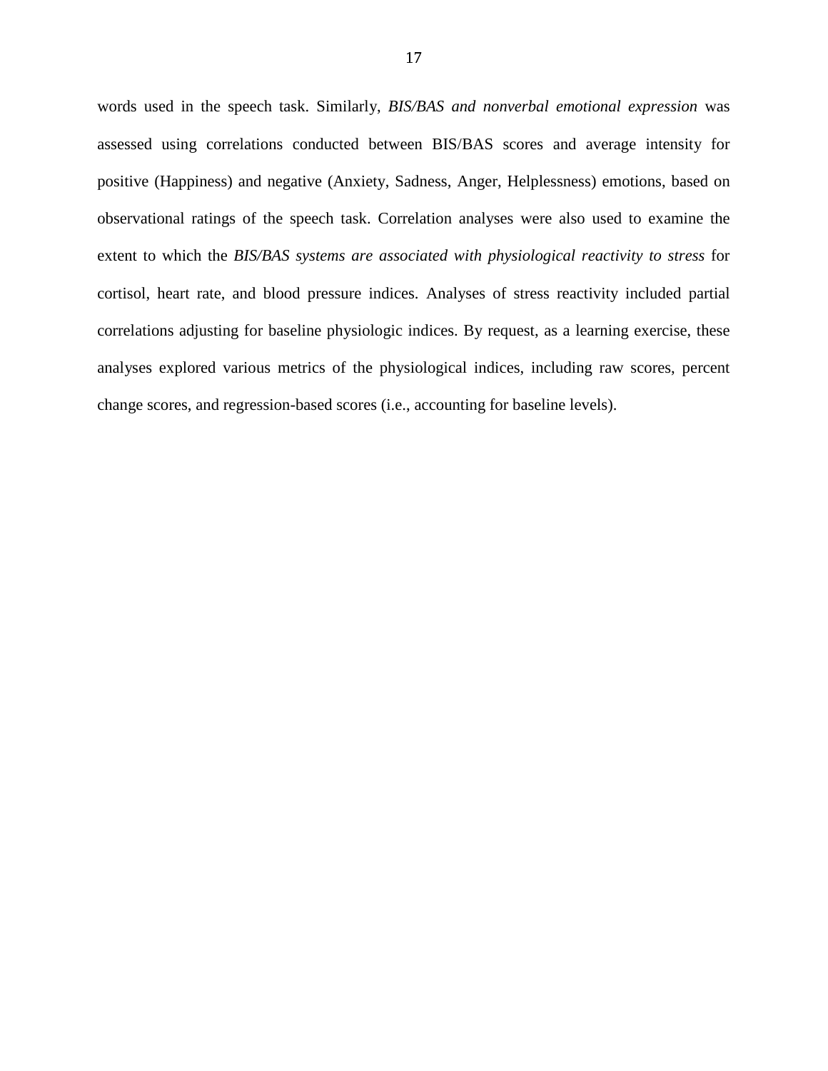words used in the speech task. Similarly, *BIS/BAS and nonverbal emotional expression* was assessed using correlations conducted between BIS/BAS scores and average intensity for positive (Happiness) and negative (Anxiety, Sadness, Anger, Helplessness) emotions, based on observational ratings of the speech task. Correlation analyses were also used to examine the extent to which the *BIS/BAS systems are associated with physiological reactivity to stress* for cortisol, heart rate, and blood pressure indices. Analyses of stress reactivity included partial correlations adjusting for baseline physiologic indices. By request, as a learning exercise, these analyses explored various metrics of the physiological indices, including raw scores, percent change scores, and regression-based scores (i.e., accounting for baseline levels).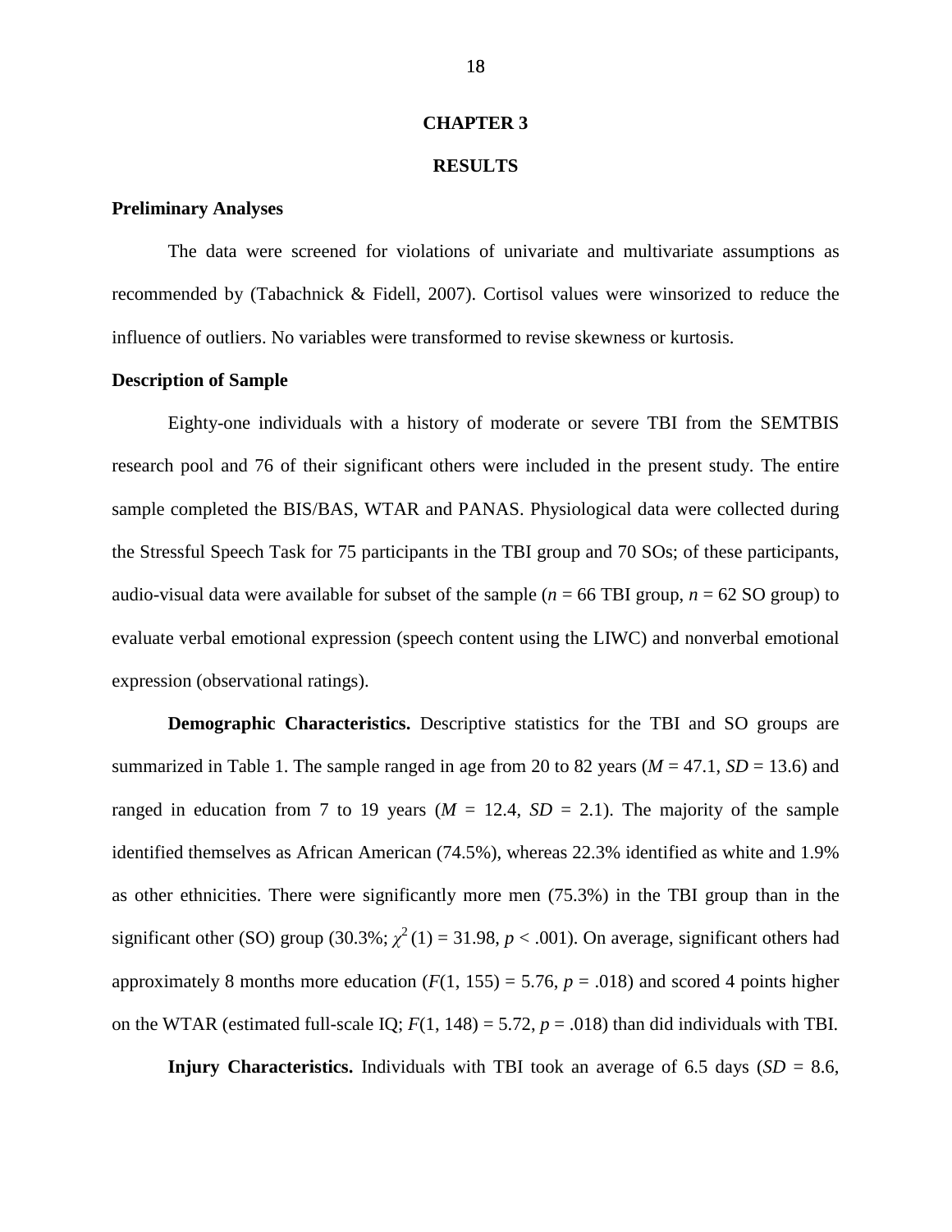# CHAPTER 3

# RESULTS

## Preliminary Analyses

The data were screened for violations of univariate and multivariate assumptions as recommended by (Tabachnick & Fidell, 2007). Cortisol values were winsorized to reduce the influence of outliers. No variables were transformed to revise skewness or kurtosis.

## Description of Sample

Eighty-one individuals with a history of moderate or severe TBI from the SEMTBIS research pool and 76 of their significant others were included in the present study. The entire sample completed the BIS/BAS, WTAR and PANAS. Physiological data were collected during the Stressful Speech Task for 75 participants in the TBI group and 70 SOs; of these participants, audio-visual data were available for subset of the sample ($n$ = 66 TBI group, $n$ = 62 SO group) to evaluate verbal emotional expression (speech content using the LIWC) and nonverbal emotional expression (observational ratings).

**Demographic Characteristics.** Descriptive statistics for the TBI and SO groups are summarized in Table 1. The sample ranged in age from 20 to 82 years ($M$ = 47.1, $SD$ = 13.6) and ranged in education from 7 to 19 years ($M$ = 12.4, $SD$ = 2.1). The majority of the sample identified themselves as African American (74.5%), whereas 22.3% identified as white and 1.9% as other ethnicities. There were significantly more men (75.3%) in the TBI group than in the significant other (SO) group (30.3%; $\chi^2(1) = 31.98$, $p < .001$). On average, significant others had approximately 8 months more education ($F(1, 155) = 5.76$, $p = .018$) and scored 4 points higher on the WTAR (estimated full-scale IQ; $F(1, 148) = 5.72$, $p = .018$) than did individuals with TBI.

**Injury Characteristics.** Individuals with TBI took an average of 6.5 days ($SD$ = 8.6,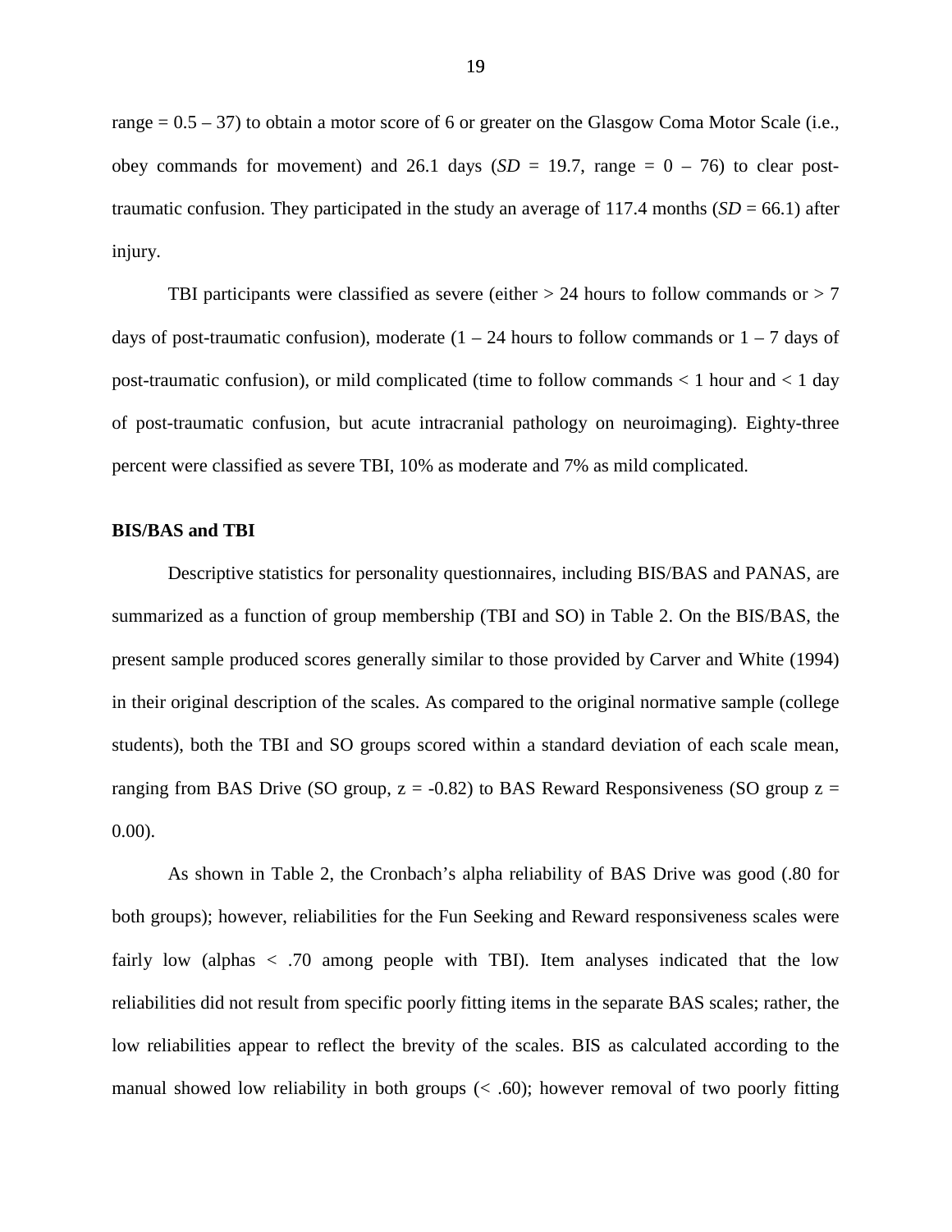range = 0.5 – 37) to obtain a motor score of 6 or greater on the Glasgow Coma Motor Scale (i.e., obey commands for movement) and 26.1 days (*SD* = 19.7, range = 0 – 76) to clear post-traumatic confusion. They participated in the study an average of 117.4 months (*SD* = 66.1) after injury.

TBI participants were classified as severe (either > 24 hours to follow commands or > 7 days of post-traumatic confusion), moderate (1 – 24 hours to follow commands or 1 – 7 days of post-traumatic confusion), or mild complicated (time to follow commands < 1 hour and < 1 day of post-traumatic confusion, but acute intracranial pathology on neuroimaging). Eighty-three percent were classified as severe TBI, 10% as moderate and 7% as mild complicated.

**BIS/BAS and TBI**

Descriptive statistics for personality questionnaires, including BIS/BAS and PANAS, are summarized as a function of group membership (TBI and SO) in Table 2. On the BIS/BAS, the present sample produced scores generally similar to those provided by Carver and White (1994) in their original description of the scales. As compared to the original normative sample (college students), both the TBI and SO groups scored within a standard deviation of each scale mean, ranging from BAS Drive (SO group, $z = -0.82$) to BAS Reward Responsiveness (SO group $z = 0.00$).

As shown in Table 2, the Cronbach's alpha reliability of BAS Drive was good (.80 for both groups); however, reliabilities for the Fun Seeking and Reward responsiveness scales were fairly low (alphas < .70 among people with TBI). Item analyses indicated that the low reliabilities did not result from specific poorly fitting items in the separate BAS scales; rather, the low reliabilities appear to reflect the brevity of the scales. BIS as calculated according to the manual showed low reliability in both groups (< .60); however removal of two poorly fitting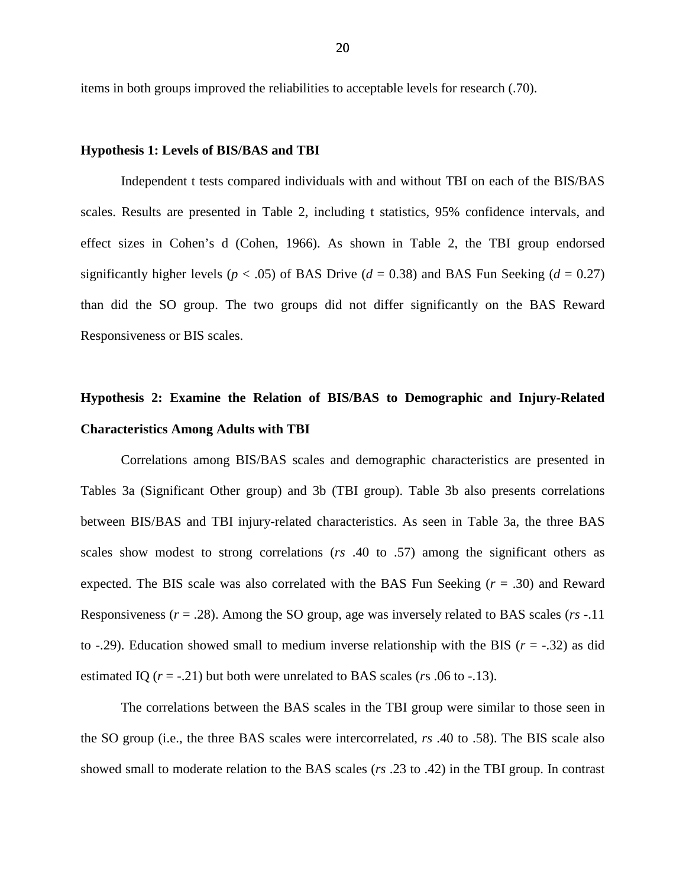items in both groups improved the reliabilities to acceptable levels for research (.70).

### Hypothesis 1: Levels of BIS/BAS and TBI

Independent t tests compared individuals with and without TBI on each of the BIS/BAS scales. Results are presented in Table 2, including t statistics, 95% confidence intervals, and effect sizes in Cohen's d (Cohen, 1966). As shown in Table 2, the TBI group endorsed significantly higher levels ($p < .05$) of BAS Drive ($d = 0.38$) and BAS Fun Seeking ($d = 0.27$) than did the SO group. The two groups did not differ significantly on the BAS Reward Responsiveness or BIS scales.

### Hypothesis 2: Examine the Relation of BIS/BAS to Demographic and Injury-Related Characteristics Among Adults with TBI

Correlations among BIS/BAS scales and demographic characteristics are presented in Tables 3a (Significant Other group) and 3b (TBI group). Table 3b also presents correlations between BIS/BAS and TBI injury-related characteristics. As seen in Table 3a, the three BAS scales show modest to strong correlations (*rs* .40 to .57) among the significant others as expected. The BIS scale was also correlated with the BAS Fun Seeking ($r = .30$) and Reward Responsiveness ($r = .28$). Among the SO group, age was inversely related to BAS scales (*rs* -.11 to -.29). Education showed small to medium inverse relationship with the BIS ($r = -.32$) as did estimated IQ ($r = -.21$) but both were unrelated to BAS scales (*r*s .06 to -.13).

The correlations between the BAS scales in the TBI group were similar to those seen in the SO group (i.e., the three BAS scales were intercorrelated, *rs* .40 to .58). The BIS scale also showed small to moderate relation to the BAS scales (*rs* .23 to .42) in the TBI group. In contrast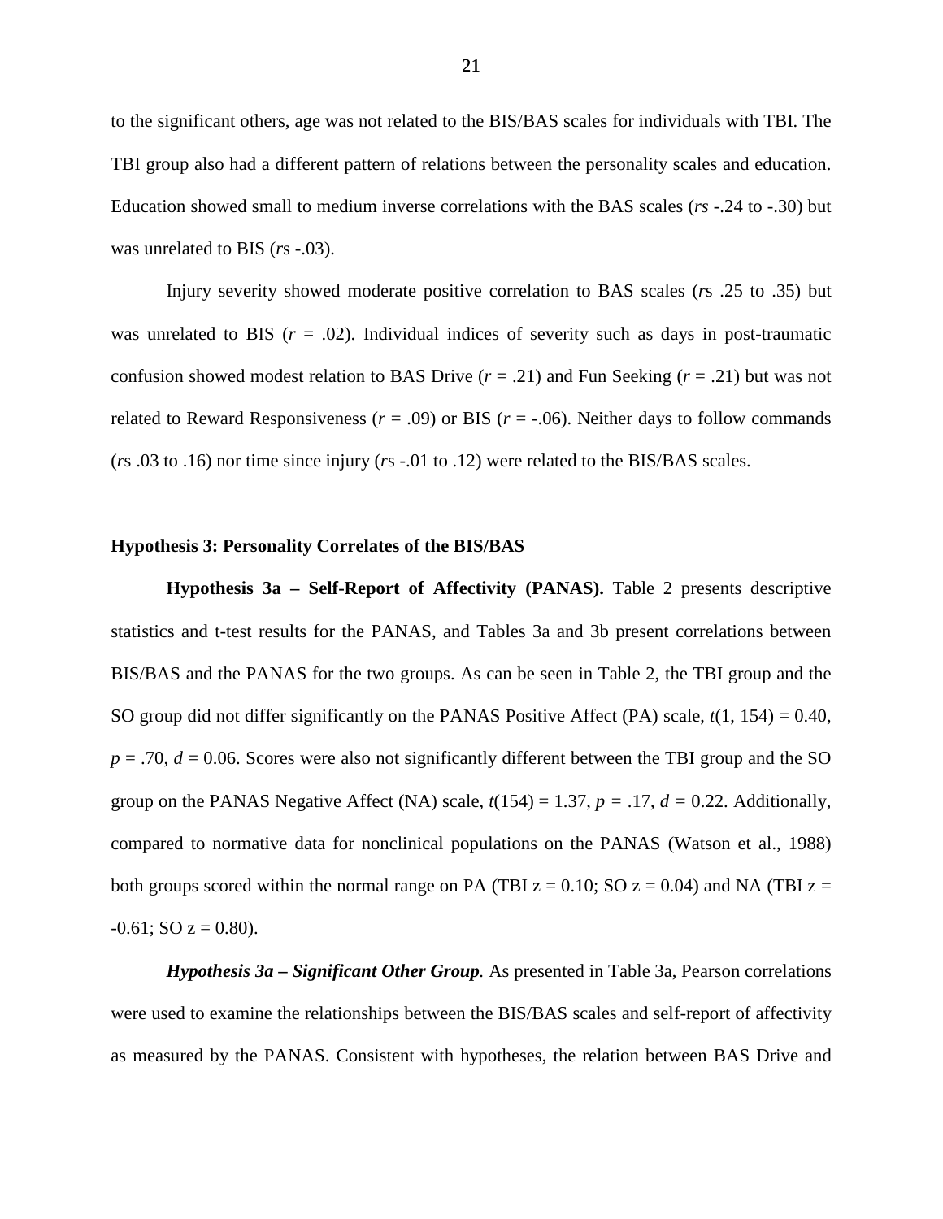to the significant others, age was not related to the BIS/BAS scales for individuals with TBI. The TBI group also had a different pattern of relations between the personality scales and education. Education showed small to medium inverse correlations with the BAS scales (*rs* -.24 to -.30) but was unrelated to BIS (*r*s -.03).

Injury severity showed moderate positive correlation to BAS scales (*r*s .25 to .35) but was unrelated to BIS ($r$ = .02). Individual indices of severity such as days in post-traumatic confusion showed modest relation to BAS Drive ($r$ = .21) and Fun Seeking ($r$ = .21) but was not related to Reward Responsiveness ($r$ = .09) or BIS ($r$ = -.06). Neither days to follow commands (*r*s .03 to .16) nor time since injury (*r*s -.01 to .12) were related to the BIS/BAS scales.

### Hypothesis 3: Personality Correlates of the BIS/BAS

**Hypothesis 3a – Self-Report of Affectivity (PANAS).** Table 2 presents descriptive statistics and t-test results for the PANAS, and Tables 3a and 3b present correlations between BIS/BAS and the PANAS for the two groups. As can be seen in Table 2, the TBI group and the SO group did not differ significantly on the PANAS Positive Affect (PA) scale, $t(1, 154) = 0.40$, $p = .70$, $d = 0.06$. Scores were also not significantly different between the TBI group and the SO group on the PANAS Negative Affect (NA) scale, $t(154) = 1.37$, $p = .17$, $d = 0.22$. Additionally, compared to normative data for nonclinical populations on the PANAS (Watson et al., 1988) both groups scored within the normal range on PA (TBI z = 0.10; SO z = 0.04) and NA (TBI z = -0.61; SO z = 0.80).

***Hypothesis 3a – Significant Other Group.*** As presented in Table 3a, Pearson correlations were used to examine the relationships between the BIS/BAS scales and self-report of affectivity as measured by the PANAS. Consistent with hypotheses, the relation between BAS Drive and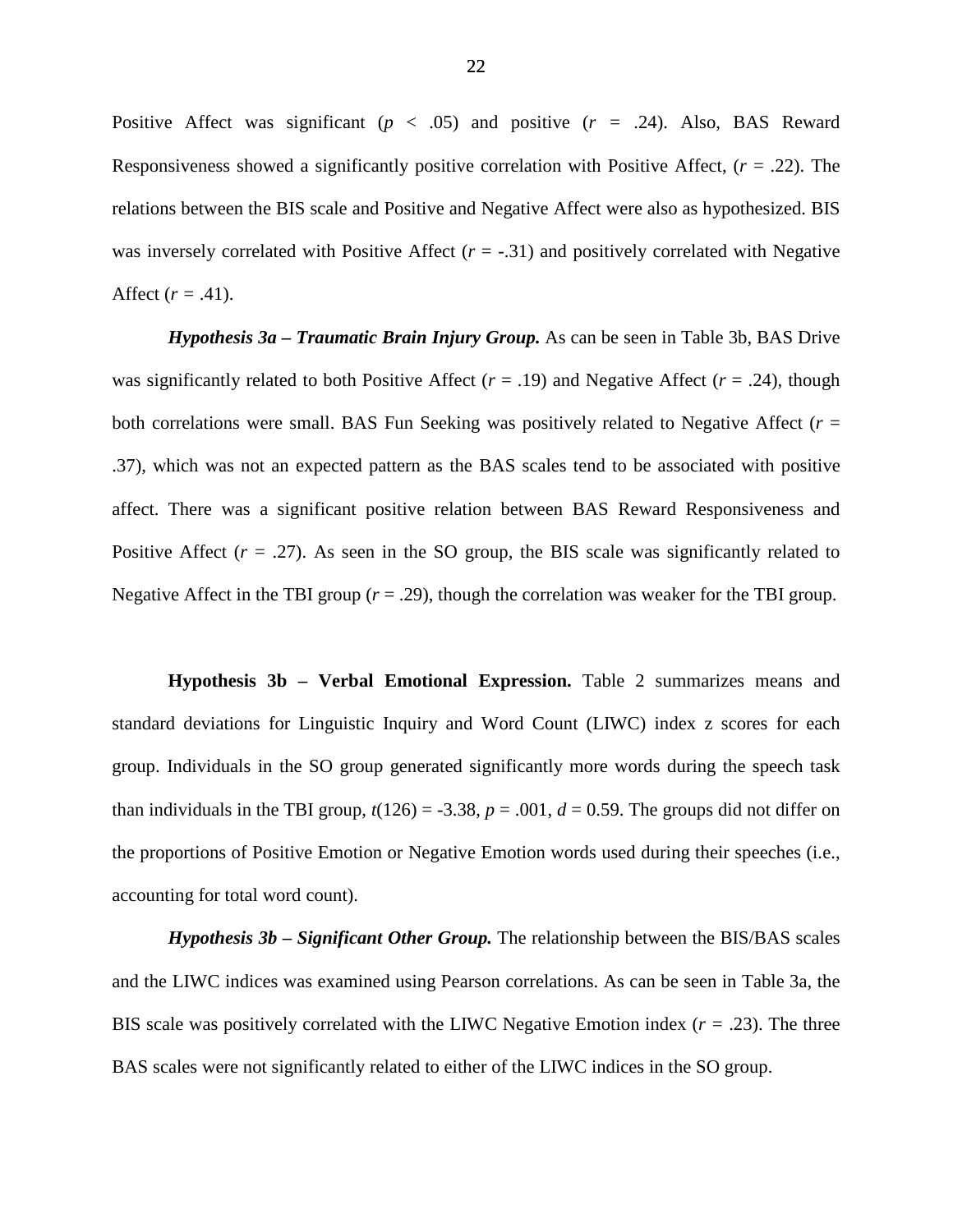Positive Affect was significant ($p < .05$) and positive ($r = .24$). Also, BAS Reward Responsiveness showed a significantly positive correlation with Positive Affect, ($r = .22$). The relations between the BIS scale and Positive and Negative Affect were also as hypothesized. BIS was inversely correlated with Positive Affect ($r = -.31$) and positively correlated with Negative Affect ($r = .41$).

***Hypothesis 3a – Traumatic Brain Injury Group.*** As can be seen in Table 3b, BAS Drive was significantly related to both Positive Affect ($r = .19$) and Negative Affect ($r = .24$), though both correlations were small. BAS Fun Seeking was positively related to Negative Affect ($r = .37$), which was not an expected pattern as the BAS scales tend to be associated with positive affect. There was a significant positive relation between BAS Reward Responsiveness and Positive Affect ($r = .27$). As seen in the SO group, the BIS scale was significantly related to Negative Affect in the TBI group ($r = .29$), though the correlation was weaker for the TBI group.

**Hypothesis 3b – Verbal Emotional Expression.** Table 2 summarizes means and standard deviations for Linguistic Inquiry and Word Count (LIWC) index z scores for each group. Individuals in the SO group generated significantly more words during the speech task than individuals in the TBI group, $t(126) = -3.38$, $p = .001$, $d = 0.59$. The groups did not differ on the proportions of Positive Emotion or Negative Emotion words used during their speeches (i.e., accounting for total word count).

***Hypothesis 3b – Significant Other Group.*** The relationship between the BIS/BAS scales and the LIWC indices was examined using Pearson correlations. As can be seen in Table 3a, the BIS scale was positively correlated with the LIWC Negative Emotion index ($r = .23$). The three BAS scales were not significantly related to either of the LIWC indices in the SO group.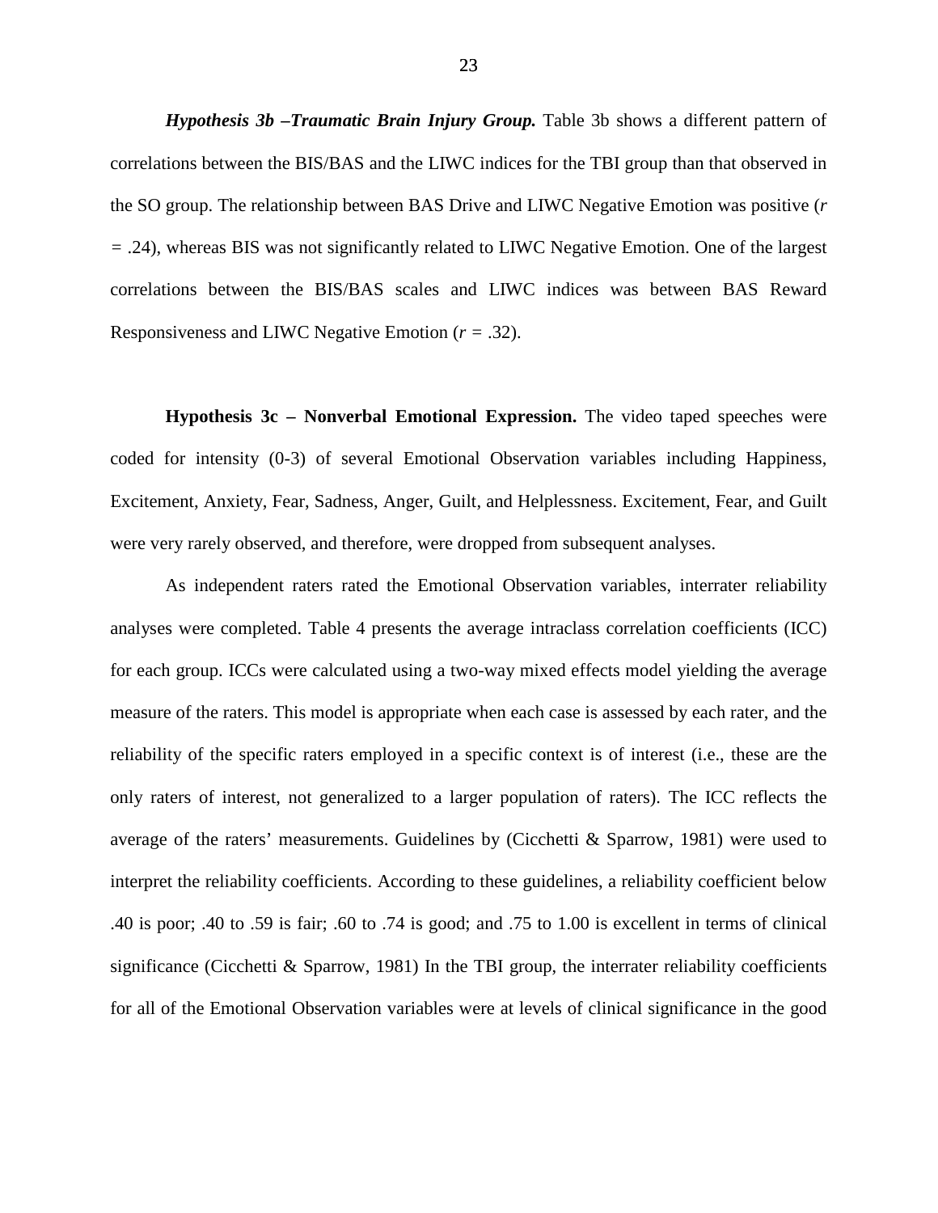***Hypothesis 3b –Traumatic Brain Injury Group.*** Table 3b shows a different pattern of correlations between the BIS/BAS and the LIWC indices for the TBI group than that observed in the SO group. The relationship between BAS Drive and LIWC Negative Emotion was positive ($r = .24$), whereas BIS was not significantly related to LIWC Negative Emotion. One of the largest correlations between the BIS/BAS scales and LIWC indices was between BAS Reward Responsiveness and LIWC Negative Emotion ($r = .32$).

**Hypothesis 3c – Nonverbal Emotional Expression.** The video taped speeches were coded for intensity (0-3) of several Emotional Observation variables including Happiness, Excitement, Anxiety, Fear, Sadness, Anger, Guilt, and Helplessness. Excitement, Fear, and Guilt were very rarely observed, and therefore, were dropped from subsequent analyses.

As independent raters rated the Emotional Observation variables, interrater reliability analyses were completed. Table 4 presents the average intraclass correlation coefficients (ICC) for each group. ICCs were calculated using a two-way mixed effects model yielding the average measure of the raters. This model is appropriate when each case is assessed by each rater, and the reliability of the specific raters employed in a specific context is of interest (i.e., these are the only raters of interest, not generalized to a larger population of raters). The ICC reflects the average of the raters' measurements. Guidelines by (Cicchetti & Sparrow, 1981) were used to interpret the reliability coefficients. According to these guidelines, a reliability coefficient below .40 is poor; .40 to .59 is fair; .60 to .74 is good; and .75 to 1.00 is excellent in terms of clinical significance (Cicchetti & Sparrow, 1981) In the TBI group, the interrater reliability coefficients for all of the Emotional Observation variables were at levels of clinical significance in the good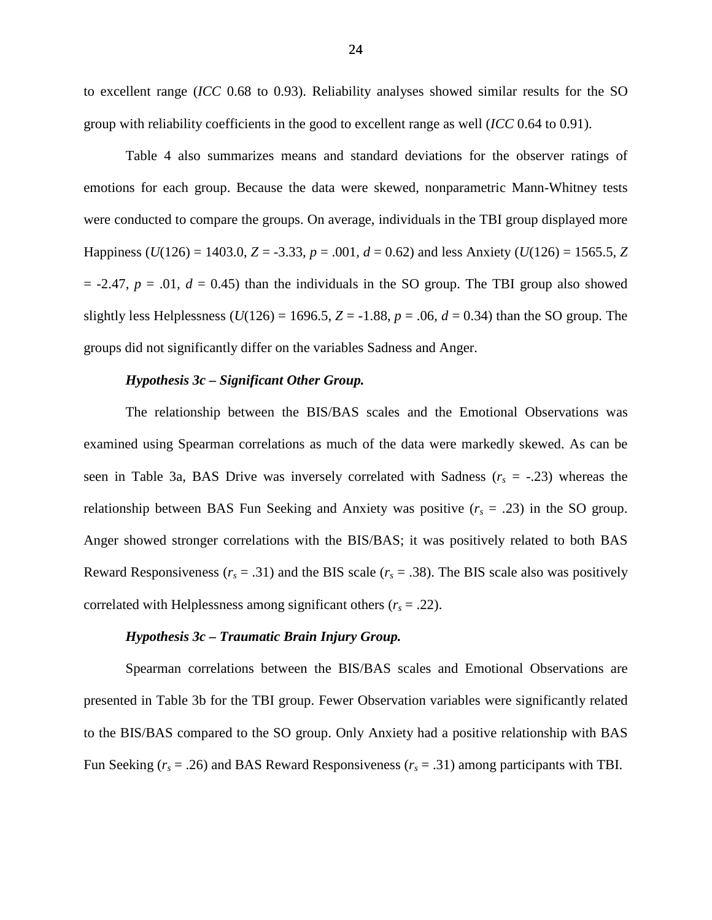to excellent range (*ICC* 0.68 to 0.93). Reliability analyses showed similar results for the SO group with reliability coefficients in the good to excellent range as well (*ICC* 0.64 to 0.91).

Table 4 also summarizes means and standard deviations for the observer ratings of emotions for each group. Because the data were skewed, nonparametric Mann-Whitney tests were conducted to compare the groups. On average, individuals in the TBI group displayed more Happiness ($U(126) = 1403.0$, $Z = -3.33$, $p = .001$, $d = 0.62$) and less Anxiety ($U(126) = 1565.5$, $Z = -2.47$, $p = .01$, $d = 0.45$) than the individuals in the SO group. The TBI group also showed slightly less Helplessness ($U(126) = 1696.5$, $Z = -1.88$, $p = .06$, $d = 0.34$) than the SO group. The groups did not significantly differ on the variables Sadness and Anger.

#### *Hypothesis 3c – Significant Other Group.*

The relationship between the BIS/BAS scales and the Emotional Observations was examined using Spearman correlations as much of the data were markedly skewed. As can be seen in Table 3a, BAS Drive was inversely correlated with Sadness ($r_s = -.23$) whereas the relationship between BAS Fun Seeking and Anxiety was positive ($r_s = .23$) in the SO group. Anger showed stronger correlations with the BIS/BAS; it was positively related to both BAS Reward Responsiveness ($r_s = .31$) and the BIS scale ($r_s = .38$). The BIS scale also was positively correlated with Helplessness among significant others ($r_s = .22$).

#### *Hypothesis 3c – Traumatic Brain Injury Group.*

Spearman correlations between the BIS/BAS scales and Emotional Observations are presented in Table 3b for the TBI group. Fewer Observation variables were significantly related to the BIS/BAS compared to the SO group. Only Anxiety had a positive relationship with BAS Fun Seeking ($r_s = .26$) and BAS Reward Responsiveness ($r_s = .31$) among participants with TBI.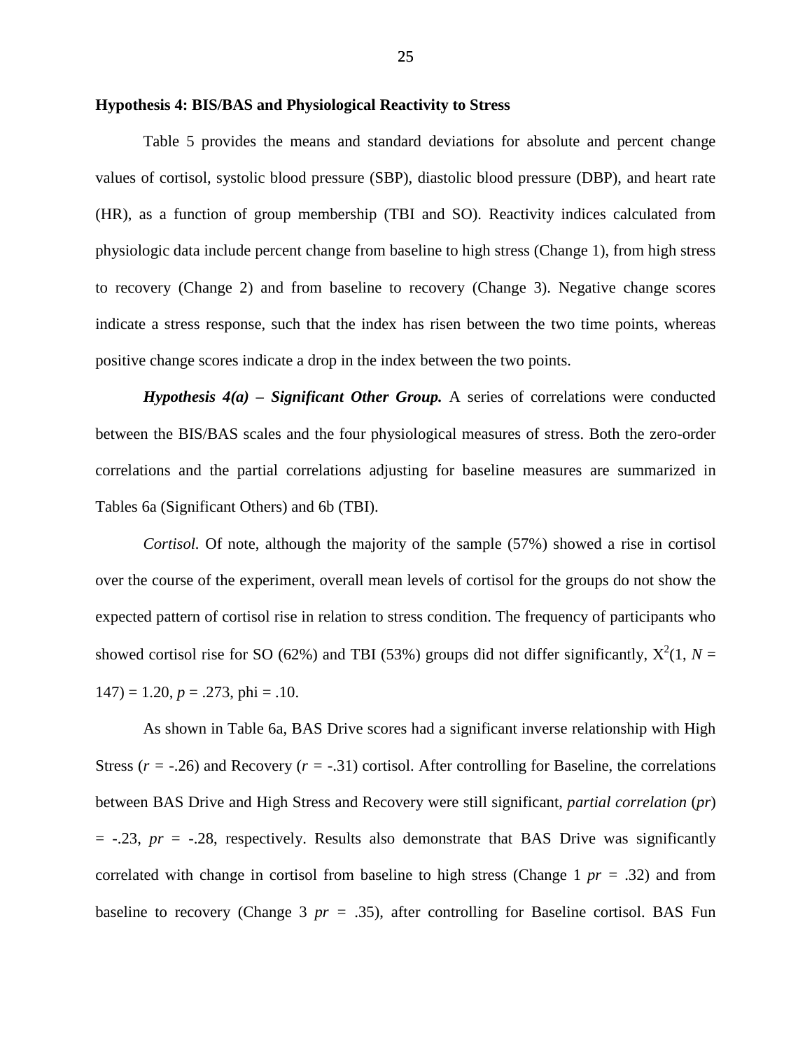**Hypothesis 4: BIS/BAS and Physiological Reactivity to Stress**

Table 5 provides the means and standard deviations for absolute and percent change values of cortisol, systolic blood pressure (SBP), diastolic blood pressure (DBP), and heart rate (HR), as a function of group membership (TBI and SO). Reactivity indices calculated from physiologic data include percent change from baseline to high stress (Change 1), from high stress to recovery (Change 2) and from baseline to recovery (Change 3). Negative change scores indicate a stress response, such that the index has risen between the two time points, whereas positive change scores indicate a drop in the index between the two points.

***Hypothesis 4(a) – Significant Other Group.*** A series of correlations were conducted between the BIS/BAS scales and the four physiological measures of stress. Both the zero-order correlations and the partial correlations adjusting for baseline measures are summarized in Tables 6a (Significant Others) and 6b (TBI).

*Cortisol.* Of note, although the majority of the sample (57%) showed a rise in cortisol over the course of the experiment, overall mean levels of cortisol for the groups do not show the expected pattern of cortisol rise in relation to stress condition. The frequency of participants who showed cortisol rise for SO (62%) and TBI (53%) groups did not differ significantly, $X^2(1, N = 147) = 1.20$, $p = .273$, phi = .10.

As shown in Table 6a, BAS Drive scores had a significant inverse relationship with High Stress ($r = -.26$) and Recovery ($r = -.31$) cortisol. After controlling for Baseline, the correlations between BAS Drive and High Stress and Recovery were still significant, *partial correlation* (*pr*) = -.23, *pr* = -.28, respectively. Results also demonstrate that BAS Drive was significantly correlated with change in cortisol from baseline to high stress (Change 1 *pr* = .32) and from baseline to recovery (Change 3 *pr* = .35), after controlling for Baseline cortisol. BAS Fun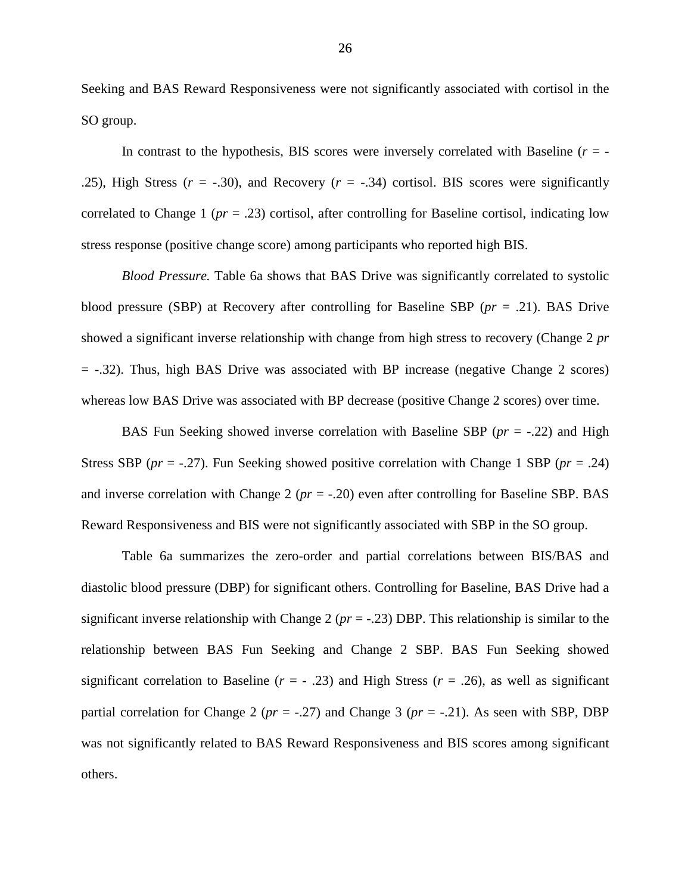Seeking and BAS Reward Responsiveness were not significantly associated with cortisol in the SO group.

In contrast to the hypothesis, BIS scores were inversely correlated with Baseline ($r$ = -.25), High Stress ($r$ = -.30), and Recovery ($r$ = -.34) cortisol. BIS scores were significantly correlated to Change 1 ($pr$ = .23) cortisol, after controlling for Baseline cortisol, indicating low stress response (positive change score) among participants who reported high BIS.

*Blood Pressure.* Table 6a shows that BAS Drive was significantly correlated to systolic blood pressure (SBP) at Recovery after controlling for Baseline SBP ($pr$ = .21). BAS Drive showed a significant inverse relationship with change from high stress to recovery (Change 2 $pr$ = -.32). Thus, high BAS Drive was associated with BP increase (negative Change 2 scores) whereas low BAS Drive was associated with BP decrease (positive Change 2 scores) over time.

BAS Fun Seeking showed inverse correlation with Baseline SBP ($pr$ = -.22) and High Stress SBP ($pr$ = -.27). Fun Seeking showed positive correlation with Change 1 SBP ($pr$ = .24) and inverse correlation with Change 2 ($pr$ = -.20) even after controlling for Baseline SBP. BAS Reward Responsiveness and BIS were not significantly associated with SBP in the SO group.

Table 6a summarizes the zero-order and partial correlations between BIS/BAS and diastolic blood pressure (DBP) for significant others. Controlling for Baseline, BAS Drive had a significant inverse relationship with Change 2 ($pr$ = -.23) DBP. This relationship is similar to the relationship between BAS Fun Seeking and Change 2 SBP. BAS Fun Seeking showed significant correlation to Baseline ($r$ = - .23) and High Stress ($r$ = .26), as well as significant partial correlation for Change 2 ($pr$ = -.27) and Change 3 ($pr$ = -.21). As seen with SBP, DBP was not significantly related to BAS Reward Responsiveness and BIS scores among significant others.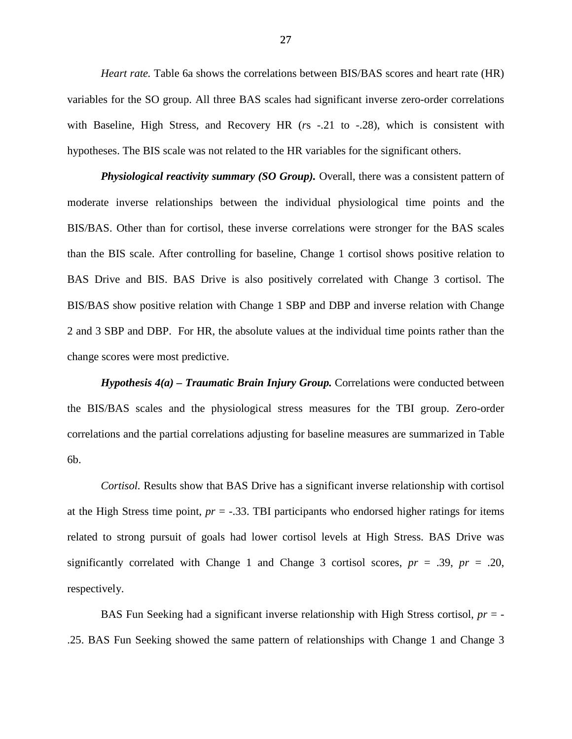*Heart rate.* Table 6a shows the correlations between BIS/BAS scores and heart rate (HR) variables for the SO group. All three BAS scales had significant inverse zero-order correlations with Baseline, High Stress, and Recovery HR (*r*s -.21 to -.28), which is consistent with hypotheses. The BIS scale was not related to the HR variables for the significant others.

***Physiological reactivity summary (SO Group).*** Overall, there was a consistent pattern of moderate inverse relationships between the individual physiological time points and the BIS/BAS. Other than for cortisol, these inverse correlations were stronger for the BAS scales than the BIS scale. After controlling for baseline, Change 1 cortisol shows positive relation to BAS Drive and BIS. BAS Drive is also positively correlated with Change 3 cortisol. The BIS/BAS show positive relation with Change 1 SBP and DBP and inverse relation with Change 2 and 3 SBP and DBP. For HR, the absolute values at the individual time points rather than the change scores were most predictive.

***Hypothesis 4(a) – Traumatic Brain Injury Group.*** Correlations were conducted between the BIS/BAS scales and the physiological stress measures for the TBI group. Zero-order correlations and the partial correlations adjusting for baseline measures are summarized in Table 6b.

*Cortisol.* Results show that BAS Drive has a significant inverse relationship with cortisol at the High Stress time point, *pr* = -.33. TBI participants who endorsed higher ratings for items related to strong pursuit of goals had lower cortisol levels at High Stress. BAS Drive was significantly correlated with Change 1 and Change 3 cortisol scores, *pr* = .39, *pr* = .20, respectively.

BAS Fun Seeking had a significant inverse relationship with High Stress cortisol, *pr* = -.25. BAS Fun Seeking showed the same pattern of relationships with Change 1 and Change 3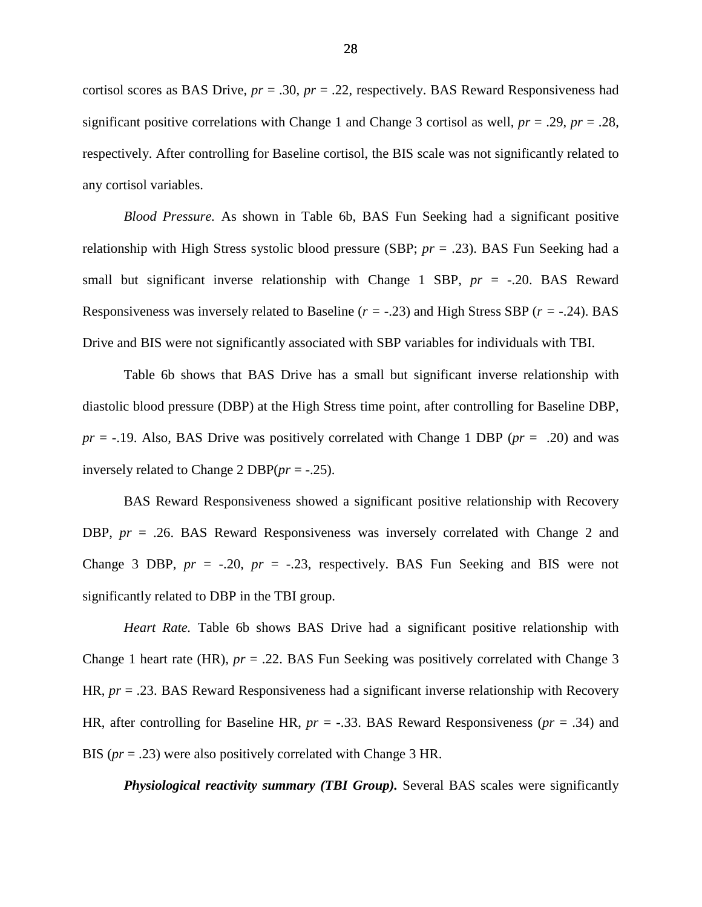cortisol scores as BAS Drive, *pr* = .30, *pr* = .22, respectively. BAS Reward Responsiveness had significant positive correlations with Change 1 and Change 3 cortisol as well, *pr* = .29, *pr* = .28, respectively. After controlling for Baseline cortisol, the BIS scale was not significantly related to any cortisol variables.

*Blood Pressure.* As shown in Table 6b, BAS Fun Seeking had a significant positive relationship with High Stress systolic blood pressure (SBP; *pr* = .23). BAS Fun Seeking had a small but significant inverse relationship with Change 1 SBP, *pr* = -.20. BAS Reward Responsiveness was inversely related to Baseline (*r* = -.23) and High Stress SBP (*r* = -.24). BAS Drive and BIS were not significantly associated with SBP variables for individuals with TBI.

Table 6b shows that BAS Drive has a small but significant inverse relationship with diastolic blood pressure (DBP) at the High Stress time point, after controlling for Baseline DBP, *pr* = -.19. Also, BAS Drive was positively correlated with Change 1 DBP (*pr* = .20) and was inversely related to Change 2 DBP(*pr* = -.25).

BAS Reward Responsiveness showed a significant positive relationship with Recovery DBP, *pr* = .26. BAS Reward Responsiveness was inversely correlated with Change 2 and Change 3 DBP, *pr* = -.20, *pr* = -.23, respectively. BAS Fun Seeking and BIS were not significantly related to DBP in the TBI group.

*Heart Rate.* Table 6b shows BAS Drive had a significant positive relationship with Change 1 heart rate (HR), *pr* = .22. BAS Fun Seeking was positively correlated with Change 3 HR, *pr* = .23. BAS Reward Responsiveness had a significant inverse relationship with Recovery HR, after controlling for Baseline HR, *pr* = -.33. BAS Reward Responsiveness (*pr* = .34) and BIS (*pr* = .23) were also positively correlated with Change 3 HR.

***Physiological reactivity summary (TBI Group).*** Several BAS scales were significantly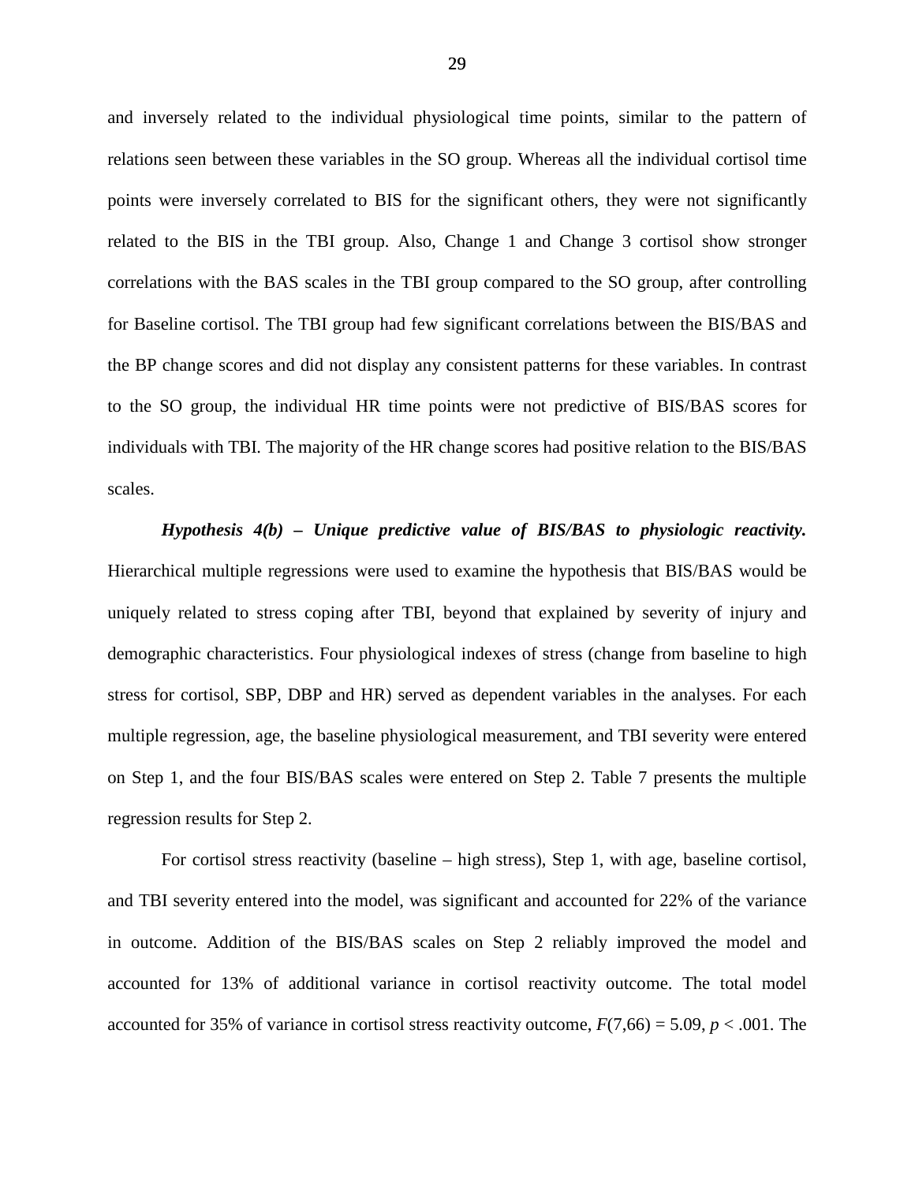and inversely related to the individual physiological time points, similar to the pattern of relations seen between these variables in the SO group. Whereas all the individual cortisol time points were inversely correlated to BIS for the significant others, they were not significantly related to the BIS in the TBI group. Also, Change 1 and Change 3 cortisol show stronger correlations with the BAS scales in the TBI group compared to the SO group, after controlling for Baseline cortisol. The TBI group had few significant correlations between the BIS/BAS and the BP change scores and did not display any consistent patterns for these variables. In contrast to the SO group, the individual HR time points were not predictive of BIS/BAS scores for individuals with TBI. The majority of the HR change scores had positive relation to the BIS/BAS scales.

***Hypothesis 4(b) – Unique predictive value of BIS/BAS to physiologic reactivity.*** Hierarchical multiple regressions were used to examine the hypothesis that BIS/BAS would be uniquely related to stress coping after TBI, beyond that explained by severity of injury and demographic characteristics. Four physiological indexes of stress (change from baseline to high stress for cortisol, SBP, DBP and HR) served as dependent variables in the analyses. For each multiple regression, age, the baseline physiological measurement, and TBI severity were entered on Step 1, and the four BIS/BAS scales were entered on Step 2. Table 7 presents the multiple regression results for Step 2.

For cortisol stress reactivity (baseline – high stress), Step 1, with age, baseline cortisol, and TBI severity entered into the model, was significant and accounted for 22% of the variance in outcome. Addition of the BIS/BAS scales on Step 2 reliably improved the model and accounted for 13% of additional variance in cortisol reactivity outcome. The total model accounted for 35% of variance in cortisol stress reactivity outcome, $F(7,66) = 5.09$, $p < .001$. The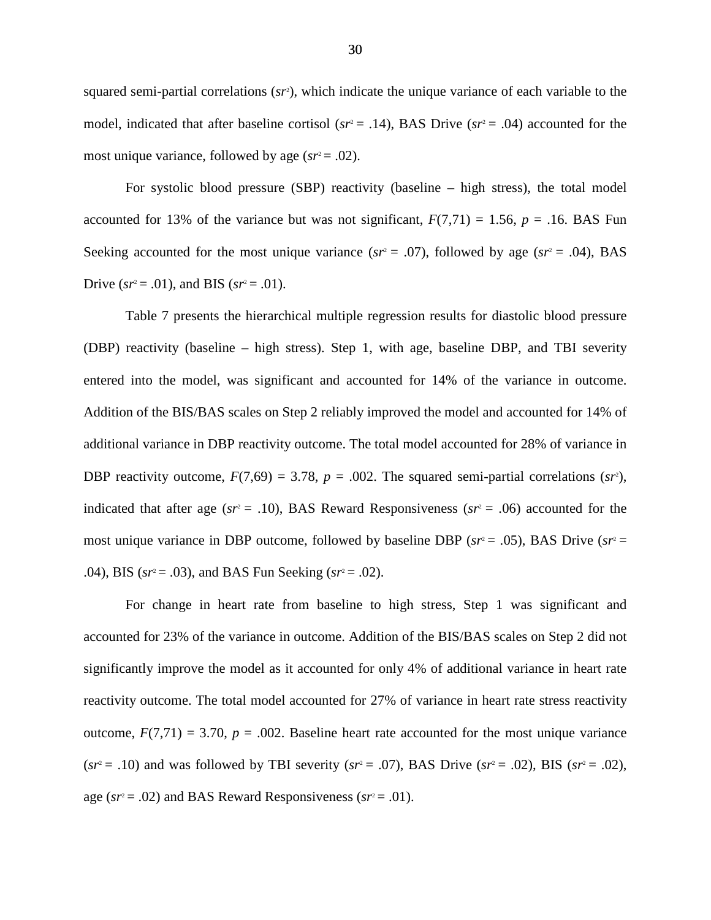squared semi-partial correlations ($sr^2$), which indicate the unique variance of each variable to the model, indicated that after baseline cortisol ($sr^2 = .14$), BAS Drive ($sr^2 = .04$) accounted for the most unique variance, followed by age ($sr^2 = .02$).

For systolic blood pressure (SBP) reactivity (baseline – high stress), the total model accounted for 13% of the variance but was not significant, $F(7,71) = 1.56$, $p = .16$. BAS Fun Seeking accounted for the most unique variance ($sr^2 = .07$), followed by age ($sr^2 = .04$), BAS Drive ($sr^2 = .01$), and BIS ($sr^2 = .01$).

Table 7 presents the hierarchical multiple regression results for diastolic blood pressure (DBP) reactivity (baseline – high stress). Step 1, with age, baseline DBP, and TBI severity entered into the model, was significant and accounted for 14% of the variance in outcome. Addition of the BIS/BAS scales on Step 2 reliably improved the model and accounted for 14% of additional variance in DBP reactivity outcome. The total model accounted for 28% of variance in DBP reactivity outcome, $F(7,69) = 3.78$, $p = .002$. The squared semi-partial correlations ($sr^2$), indicated that after age ($sr^2 = .10$), BAS Reward Responsiveness ($sr^2 = .06$) accounted for the most unique variance in DBP outcome, followed by baseline DBP ($sr^2 = .05$), BAS Drive ($sr^2 = .04$), BIS ($sr^2 = .03$), and BAS Fun Seeking ($sr^2 = .02$).

For change in heart rate from baseline to high stress, Step 1 was significant and accounted for 23% of the variance in outcome. Addition of the BIS/BAS scales on Step 2 did not significantly improve the model as it accounted for only 4% of additional variance in heart rate reactivity outcome. The total model accounted for 27% of variance in heart rate stress reactivity outcome, $F(7,71) = 3.70$, $p = .002$. Baseline heart rate accounted for the most unique variance ($sr^2 = .10$) and was followed by TBI severity ($sr^2 = .07$), BAS Drive ($sr^2 = .02$), BIS ($sr^2 = .02$), age ($sr^2 = .02$) and BAS Reward Responsiveness ($sr^2 = .01$).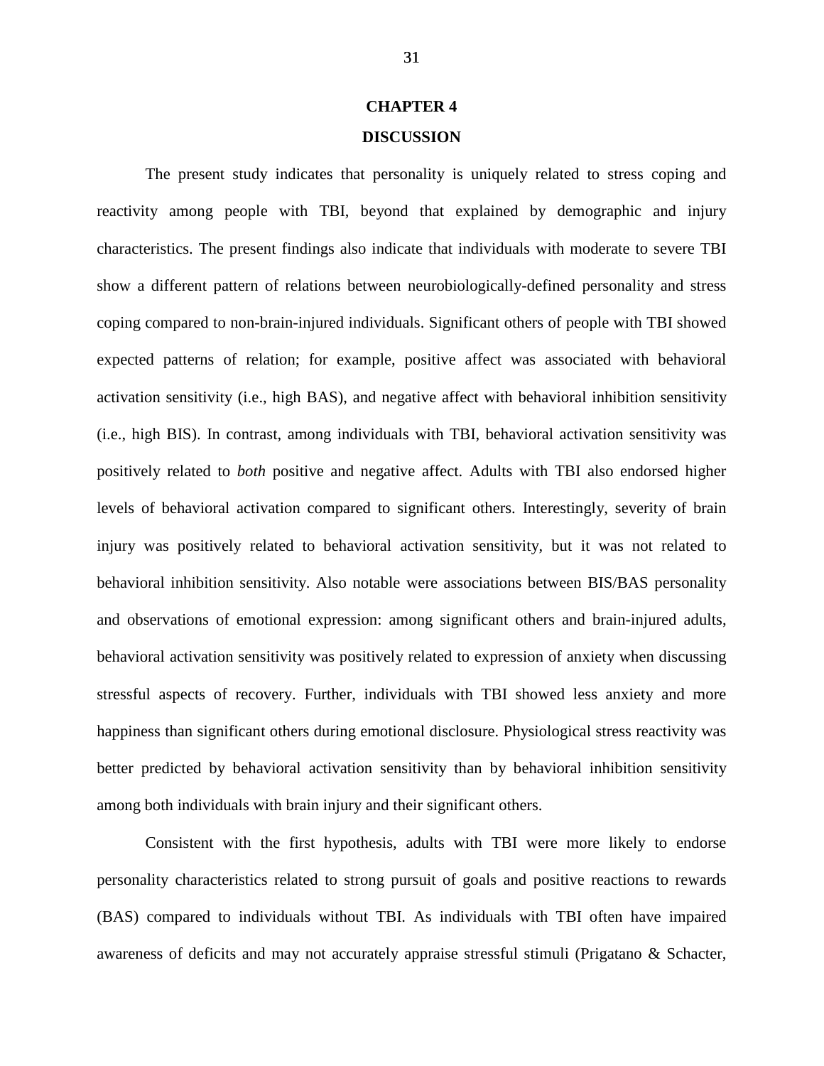# CHAPTER 4

# DISCUSSION

The present study indicates that personality is uniquely related to stress coping and reactivity among people with TBI, beyond that explained by demographic and injury characteristics. The present findings also indicate that individuals with moderate to severe TBI show a different pattern of relations between neurobiologically-defined personality and stress coping compared to non-brain-injured individuals. Significant others of people with TBI showed expected patterns of relation; for example, positive affect was associated with behavioral activation sensitivity (i.e., high BAS), and negative affect with behavioral inhibition sensitivity (i.e., high BIS). In contrast, among individuals with TBI, behavioral activation sensitivity was positively related to *both* positive and negative affect. Adults with TBI also endorsed higher levels of behavioral activation compared to significant others. Interestingly, severity of brain injury was positively related to behavioral activation sensitivity, but it was not related to behavioral inhibition sensitivity. Also notable were associations between BIS/BAS personality and observations of emotional expression: among significant others and brain-injured adults, behavioral activation sensitivity was positively related to expression of anxiety when discussing stressful aspects of recovery. Further, individuals with TBI showed less anxiety and more happiness than significant others during emotional disclosure. Physiological stress reactivity was better predicted by behavioral activation sensitivity than by behavioral inhibition sensitivity among both individuals with brain injury and their significant others.

Consistent with the first hypothesis, adults with TBI were more likely to endorse personality characteristics related to strong pursuit of goals and positive reactions to rewards (BAS) compared to individuals without TBI. As individuals with TBI often have impaired awareness of deficits and may not accurately appraise stressful stimuli (Prigatano & Schacter,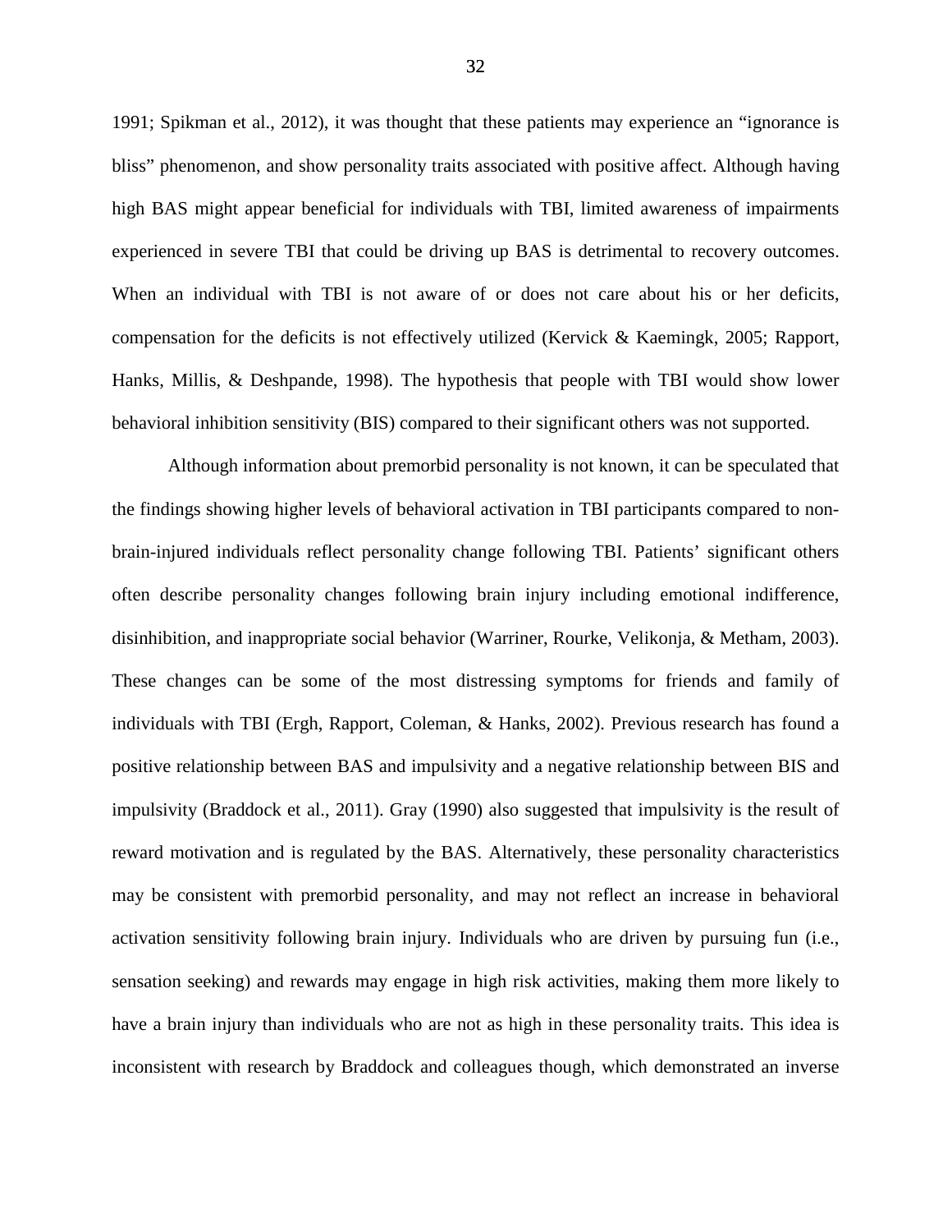1991; Spikman et al., 2012), it was thought that these patients may experience an "ignorance is bliss" phenomenon, and show personality traits associated with positive affect. Although having high BAS might appear beneficial for individuals with TBI, limited awareness of impairments experienced in severe TBI that could be driving up BAS is detrimental to recovery outcomes. When an individual with TBI is not aware of or does not care about his or her deficits, compensation for the deficits is not effectively utilized (Kervick & Kaemingk, 2005; Rapport, Hanks, Millis, & Deshpande, 1998). The hypothesis that people with TBI would show lower behavioral inhibition sensitivity (BIS) compared to their significant others was not supported.

Although information about premorbid personality is not known, it can be speculated that the findings showing higher levels of behavioral activation in TBI participants compared to non-brain-injured individuals reflect personality change following TBI. Patients' significant others often describe personality changes following brain injury including emotional indifference, disinhibition, and inappropriate social behavior (Warriner, Rourke, Velikonja, & Metham, 2003). These changes can be some of the most distressing symptoms for friends and family of individuals with TBI (Ergh, Rapport, Coleman, & Hanks, 2002). Previous research has found a positive relationship between BAS and impulsivity and a negative relationship between BIS and impulsivity (Braddock et al., 2011). Gray (1990) also suggested that impulsivity is the result of reward motivation and is regulated by the BAS. Alternatively, these personality characteristics may be consistent with premorbid personality, and may not reflect an increase in behavioral activation sensitivity following brain injury. Individuals who are driven by pursuing fun (i.e., sensation seeking) and rewards may engage in high risk activities, making them more likely to have a brain injury than individuals who are not as high in these personality traits. This idea is inconsistent with research by Braddock and colleagues though, which demonstrated an inverse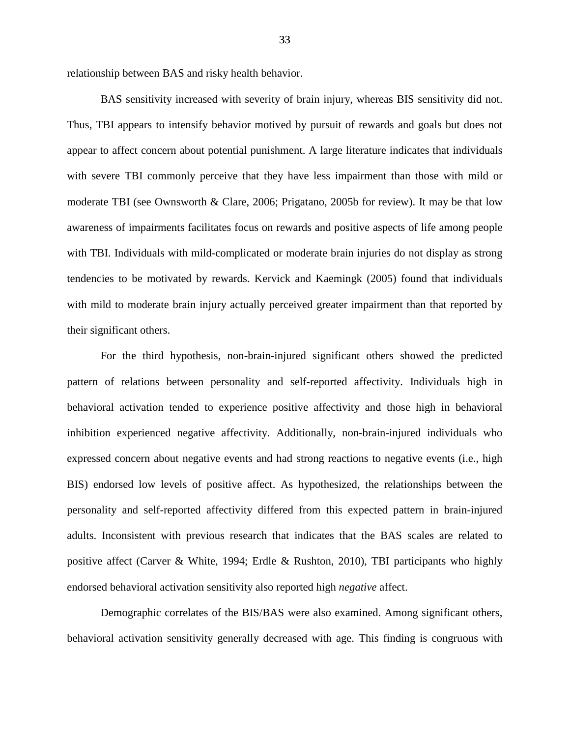relationship between BAS and risky health behavior.

BAS sensitivity increased with severity of brain injury, whereas BIS sensitivity did not. Thus, TBI appears to intensify behavior motived by pursuit of rewards and goals but does not appear to affect concern about potential punishment. A large literature indicates that individuals with severe TBI commonly perceive that they have less impairment than those with mild or moderate TBI (see Ownsworth & Clare, 2006; Prigatano, 2005b for review). It may be that low awareness of impairments facilitates focus on rewards and positive aspects of life among people with TBI. Individuals with mild-complicated or moderate brain injuries do not display as strong tendencies to be motivated by rewards. Kervick and Kaemingk (2005) found that individuals with mild to moderate brain injury actually perceived greater impairment than that reported by their significant others.

For the third hypothesis, non-brain-injured significant others showed the predicted pattern of relations between personality and self-reported affectivity. Individuals high in behavioral activation tended to experience positive affectivity and those high in behavioral inhibition experienced negative affectivity. Additionally, non-brain-injured individuals who expressed concern about negative events and had strong reactions to negative events (i.e., high BIS) endorsed low levels of positive affect. As hypothesized, the relationships between the personality and self-reported affectivity differed from this expected pattern in brain-injured adults. Inconsistent with previous research that indicates that the BAS scales are related to positive affect (Carver & White, 1994; Erdle & Rushton, 2010), TBI participants who highly endorsed behavioral activation sensitivity also reported high *negative* affect.

Demographic correlates of the BIS/BAS were also examined. Among significant others, behavioral activation sensitivity generally decreased with age. This finding is congruous with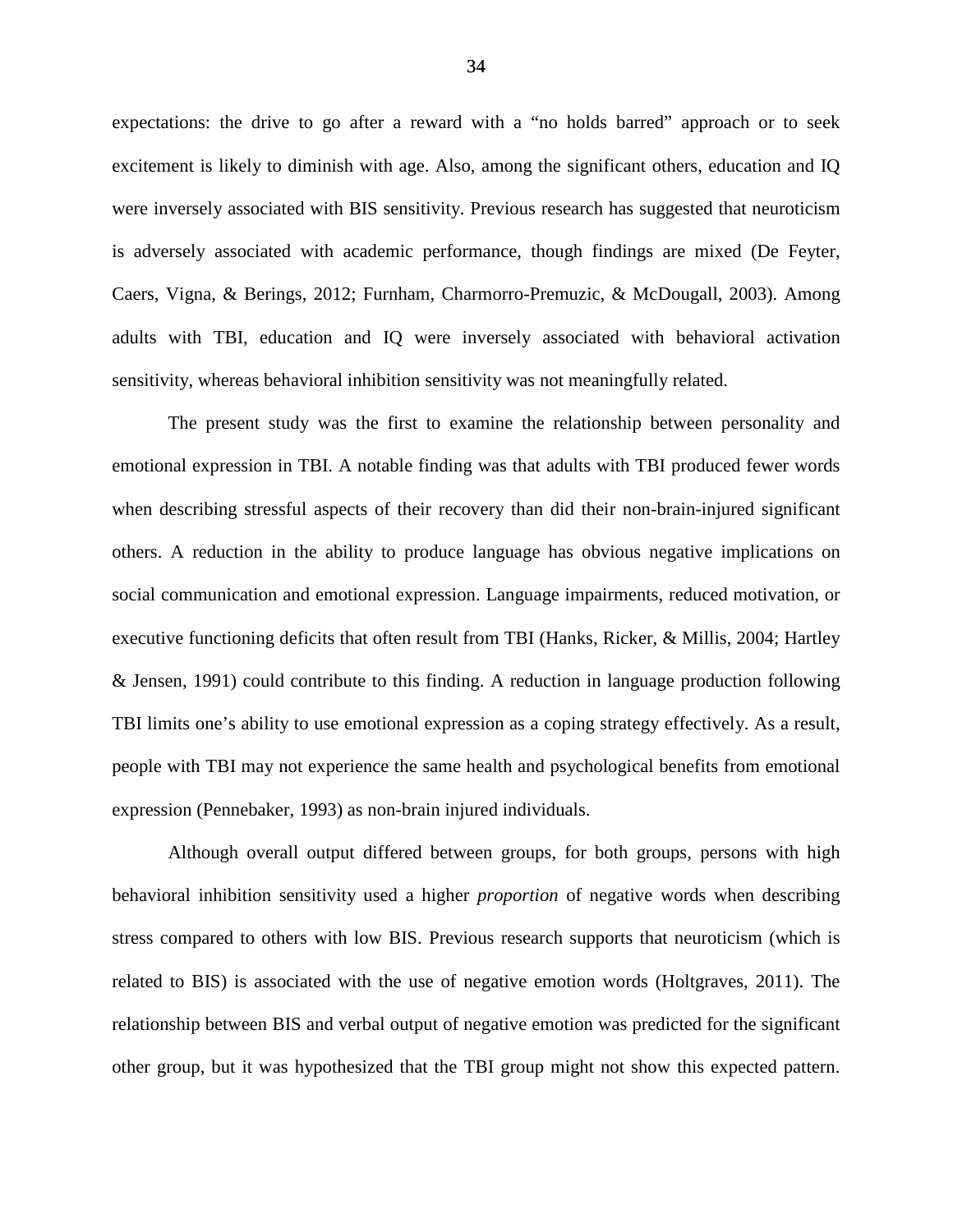expectations: the drive to go after a reward with a “no holds barred” approach or to seek excitement is likely to diminish with age. Also, among the significant others, education and IQ were inversely associated with BIS sensitivity. Previous research has suggested that neuroticism is adversely associated with academic performance, though findings are mixed (De Feyter, Caers, Vigna, & Berings, 2012; Furnham, Charmorro-Premuzic, & McDougall, 2003). Among adults with TBI, education and IQ were inversely associated with behavioral activation sensitivity, whereas behavioral inhibition sensitivity was not meaningfully related.

The present study was the first to examine the relationship between personality and emotional expression in TBI. A notable finding was that adults with TBI produced fewer words when describing stressful aspects of their recovery than did their non-brain-injured significant others. A reduction in the ability to produce language has obvious negative implications on social communication and emotional expression. Language impairments, reduced motivation, or executive functioning deficits that often result from TBI (Hanks, Ricker, & Millis, 2004; Hartley & Jensen, 1991) could contribute to this finding. A reduction in language production following TBI limits one’s ability to use emotional expression as a coping strategy effectively. As a result, people with TBI may not experience the same health and psychological benefits from emotional expression (Pennebaker, 1993) as non-brain injured individuals.

Although overall output differed between groups, for both groups, persons with high behavioral inhibition sensitivity used a higher *proportion* of negative words when describing stress compared to others with low BIS. Previous research supports that neuroticism (which is related to BIS) is associated with the use of negative emotion words (Holtgraves, 2011). The relationship between BIS and verbal output of negative emotion was predicted for the significant other group, but it was hypothesized that the TBI group might not show this expected pattern.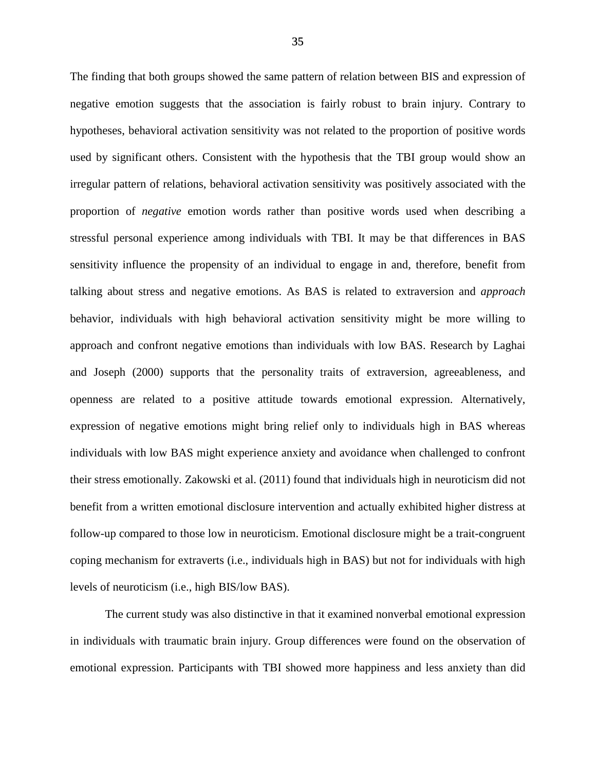The finding that both groups showed the same pattern of relation between BIS and expression of negative emotion suggests that the association is fairly robust to brain injury. Contrary to hypotheses, behavioral activation sensitivity was not related to the proportion of positive words used by significant others. Consistent with the hypothesis that the TBI group would show an irregular pattern of relations, behavioral activation sensitivity was positively associated with the proportion of *negative* emotion words rather than positive words used when describing a stressful personal experience among individuals with TBI. It may be that differences in BAS sensitivity influence the propensity of an individual to engage in and, therefore, benefit from talking about stress and negative emotions. As BAS is related to extraversion and *approach* behavior, individuals with high behavioral activation sensitivity might be more willing to approach and confront negative emotions than individuals with low BAS. Research by Laghai and Joseph (2000) supports that the personality traits of extraversion, agreeableness, and openness are related to a positive attitude towards emotional expression. Alternatively, expression of negative emotions might bring relief only to individuals high in BAS whereas individuals with low BAS might experience anxiety and avoidance when challenged to confront their stress emotionally. Zakowski et al. (2011) found that individuals high in neuroticism did not benefit from a written emotional disclosure intervention and actually exhibited higher distress at follow-up compared to those low in neuroticism. Emotional disclosure might be a trait-congruent coping mechanism for extraverts (i.e., individuals high in BAS) but not for individuals with high levels of neuroticism (i.e., high BIS/low BAS).

The current study was also distinctive in that it examined nonverbal emotional expression in individuals with traumatic brain injury. Group differences were found on the observation of emotional expression. Participants with TBI showed more happiness and less anxiety than did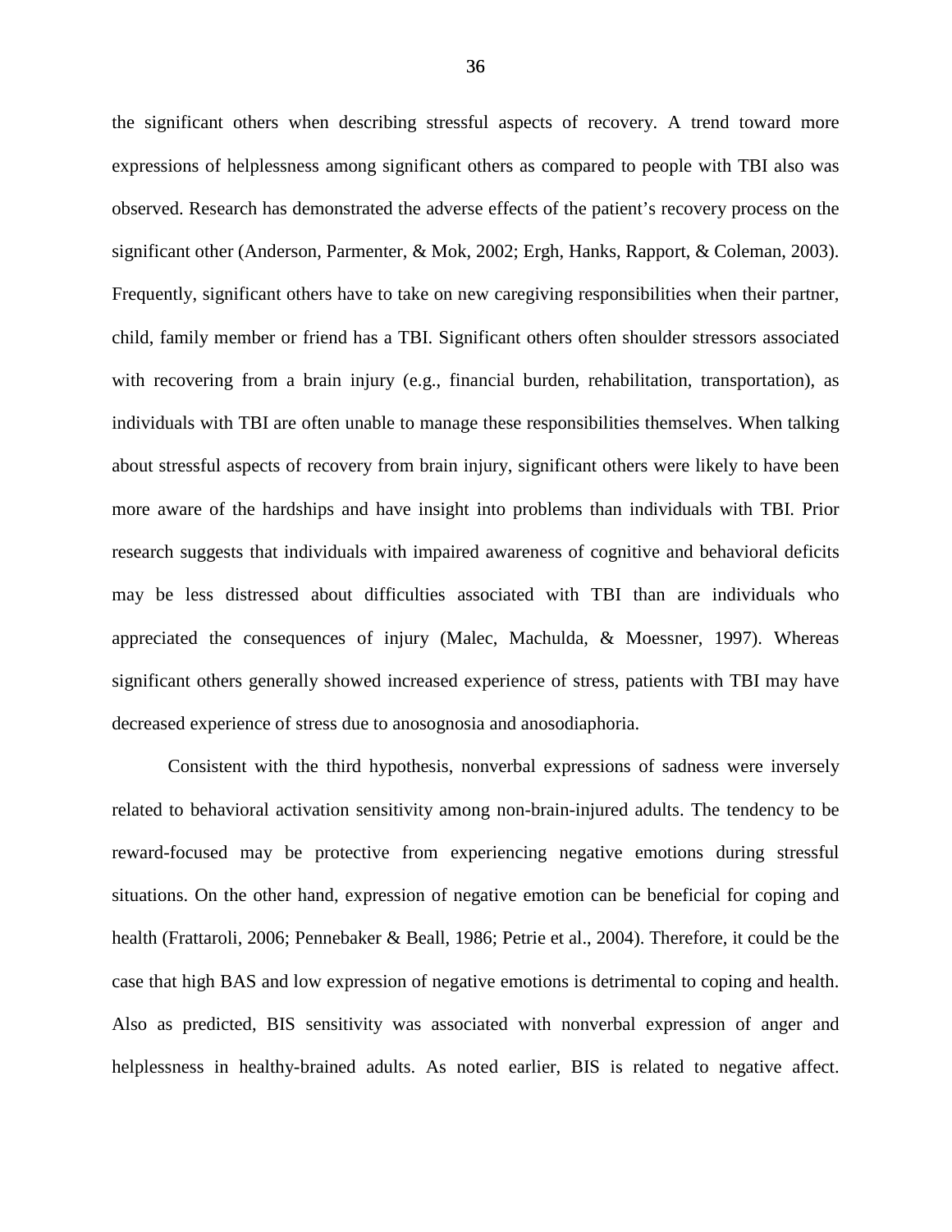the significant others when describing stressful aspects of recovery. A trend toward more expressions of helplessness among significant others as compared to people with TBI also was observed. Research has demonstrated the adverse effects of the patient's recovery process on the significant other (Anderson, Parmenter, & Mok, 2002; Ergh, Hanks, Rapport, & Coleman, 2003). Frequently, significant others have to take on new caregiving responsibilities when their partner, child, family member or friend has a TBI. Significant others often shoulder stressors associated with recovering from a brain injury (e.g., financial burden, rehabilitation, transportation), as individuals with TBI are often unable to manage these responsibilities themselves. When talking about stressful aspects of recovery from brain injury, significant others were likely to have been more aware of the hardships and have insight into problems than individuals with TBI. Prior research suggests that individuals with impaired awareness of cognitive and behavioral deficits may be less distressed about difficulties associated with TBI than are individuals who appreciated the consequences of injury (Malec, Machulda, & Moessner, 1997). Whereas significant others generally showed increased experience of stress, patients with TBI may have decreased experience of stress due to anosognosia and anosodiaphoria.

Consistent with the third hypothesis, nonverbal expressions of sadness were inversely related to behavioral activation sensitivity among non-brain-injured adults. The tendency to be reward-focused may be protective from experiencing negative emotions during stressful situations. On the other hand, expression of negative emotion can be beneficial for coping and health (Frattaroli, 2006; Pennebaker & Beall, 1986; Petrie et al., 2004). Therefore, it could be the case that high BAS and low expression of negative emotions is detrimental to coping and health. Also as predicted, BIS sensitivity was associated with nonverbal expression of anger and helplessness in healthy-brained adults. As noted earlier, BIS is related to negative affect.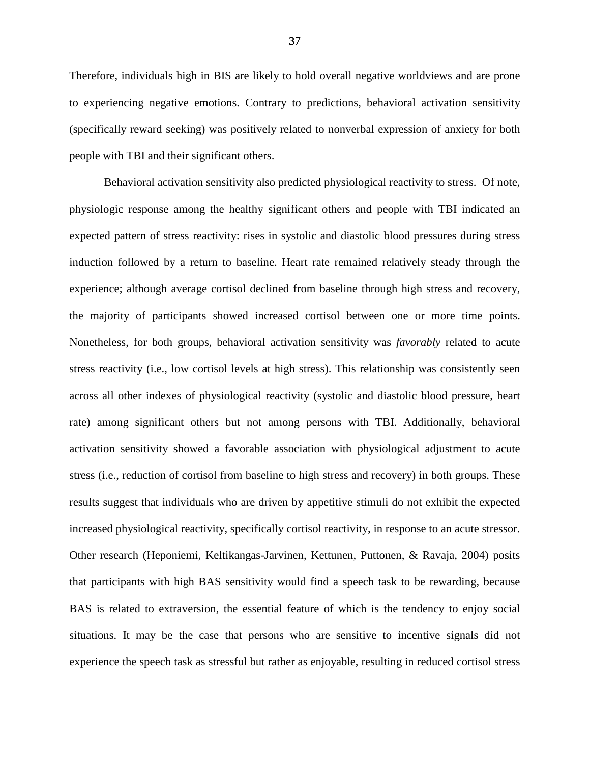Therefore, individuals high in BIS are likely to hold overall negative worldviews and are prone to experiencing negative emotions. Contrary to predictions, behavioral activation sensitivity (specifically reward seeking) was positively related to nonverbal expression of anxiety for both people with TBI and their significant others.

Behavioral activation sensitivity also predicted physiological reactivity to stress. Of note, physiologic response among the healthy significant others and people with TBI indicated an expected pattern of stress reactivity: rises in systolic and diastolic blood pressures during stress induction followed by a return to baseline. Heart rate remained relatively steady through the experience; although average cortisol declined from baseline through high stress and recovery, the majority of participants showed increased cortisol between one or more time points. Nonetheless, for both groups, behavioral activation sensitivity was *favorably* related to acute stress reactivity (i.e., low cortisol levels at high stress). This relationship was consistently seen across all other indexes of physiological reactivity (systolic and diastolic blood pressure, heart rate) among significant others but not among persons with TBI. Additionally, behavioral activation sensitivity showed a favorable association with physiological adjustment to acute stress (i.e., reduction of cortisol from baseline to high stress and recovery) in both groups. These results suggest that individuals who are driven by appetitive stimuli do not exhibit the expected increased physiological reactivity, specifically cortisol reactivity, in response to an acute stressor. Other research (Heponiemi, Keltikangas-Jarvinen, Kettunen, Puttonen, & Ravaja, 2004) posits that participants with high BAS sensitivity would find a speech task to be rewarding, because BAS is related to extraversion, the essential feature of which is the tendency to enjoy social situations. It may be the case that persons who are sensitive to incentive signals did not experience the speech task as stressful but rather as enjoyable, resulting in reduced cortisol stress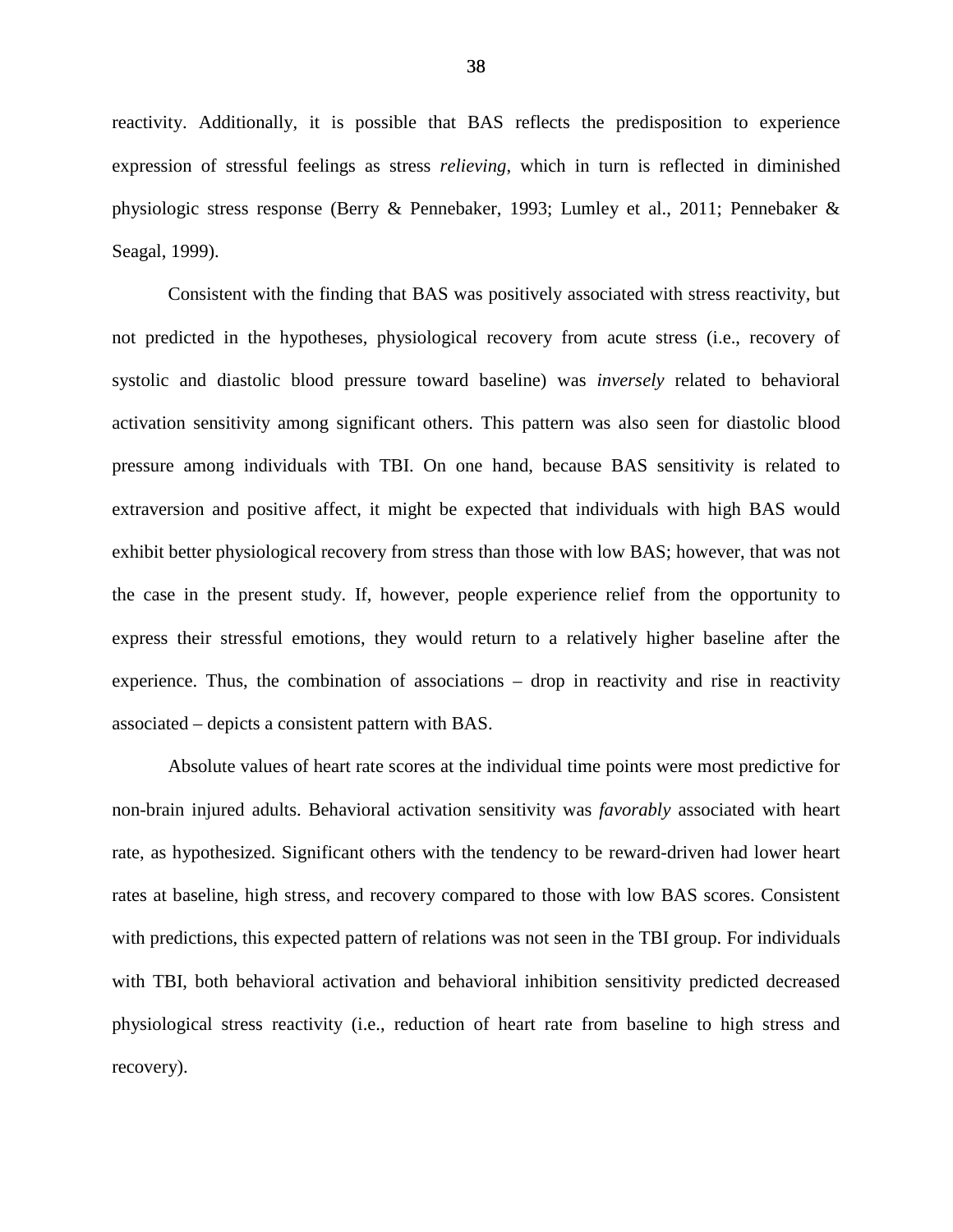reactivity. Additionally, it is possible that BAS reflects the predisposition to experience expression of stressful feelings as stress *relieving*, which in turn is reflected in diminished physiologic stress response (Berry & Pennebaker, 1993; Lumley et al., 2011; Pennebaker & Seagal, 1999).

Consistent with the finding that BAS was positively associated with stress reactivity, but not predicted in the hypotheses, physiological recovery from acute stress (i.e., recovery of systolic and diastolic blood pressure toward baseline) was *inversely* related to behavioral activation sensitivity among significant others. This pattern was also seen for diastolic blood pressure among individuals with TBI. On one hand, because BAS sensitivity is related to extraversion and positive affect, it might be expected that individuals with high BAS would exhibit better physiological recovery from stress than those with low BAS; however, that was not the case in the present study. If, however, people experience relief from the opportunity to express their stressful emotions, they would return to a relatively higher baseline after the experience. Thus, the combination of associations – drop in reactivity and rise in reactivity associated – depicts a consistent pattern with BAS.

Absolute values of heart rate scores at the individual time points were most predictive for non-brain injured adults. Behavioral activation sensitivity was *favorably* associated with heart rate, as hypothesized. Significant others with the tendency to be reward-driven had lower heart rates at baseline, high stress, and recovery compared to those with low BAS scores. Consistent with predictions, this expected pattern of relations was not seen in the TBI group. For individuals with TBI, both behavioral activation and behavioral inhibition sensitivity predicted decreased physiological stress reactivity (i.e., reduction of heart rate from baseline to high stress and recovery).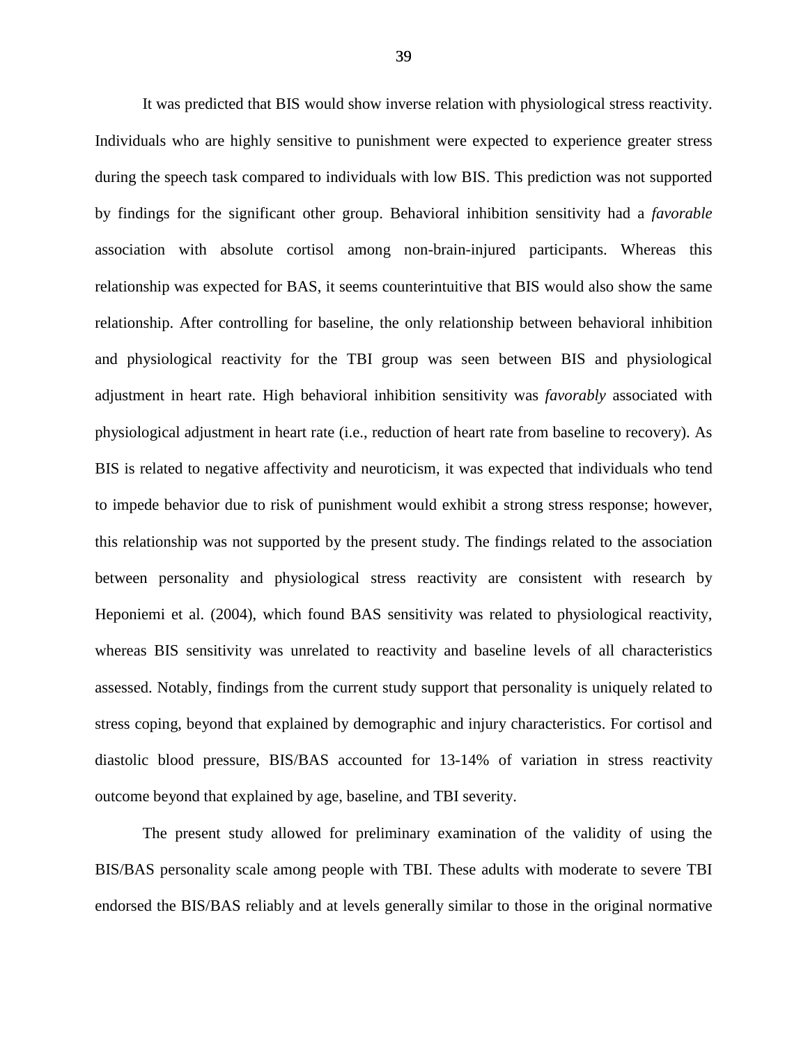It was predicted that BIS would show inverse relation with physiological stress reactivity. Individuals who are highly sensitive to punishment were expected to experience greater stress during the speech task compared to individuals with low BIS. This prediction was not supported by findings for the significant other group. Behavioral inhibition sensitivity had a *favorable* association with absolute cortisol among non-brain-injured participants. Whereas this relationship was expected for BAS, it seems counterintuitive that BIS would also show the same relationship. After controlling for baseline, the only relationship between behavioral inhibition and physiological reactivity for the TBI group was seen between BIS and physiological adjustment in heart rate. High behavioral inhibition sensitivity was *favorably* associated with physiological adjustment in heart rate (i.e., reduction of heart rate from baseline to recovery). As BIS is related to negative affectivity and neuroticism, it was expected that individuals who tend to impede behavior due to risk of punishment would exhibit a strong stress response; however, this relationship was not supported by the present study. The findings related to the association between personality and physiological stress reactivity are consistent with research by Heponiemi et al. (2004), which found BAS sensitivity was related to physiological reactivity, whereas BIS sensitivity was unrelated to reactivity and baseline levels of all characteristics assessed. Notably, findings from the current study support that personality is uniquely related to stress coping, beyond that explained by demographic and injury characteristics. For cortisol and diastolic blood pressure, BIS/BAS accounted for 13-14% of variation in stress reactivity outcome beyond that explained by age, baseline, and TBI severity.

The present study allowed for preliminary examination of the validity of using the BIS/BAS personality scale among people with TBI. These adults with moderate to severe TBI endorsed the BIS/BAS reliably and at levels generally similar to those in the original normative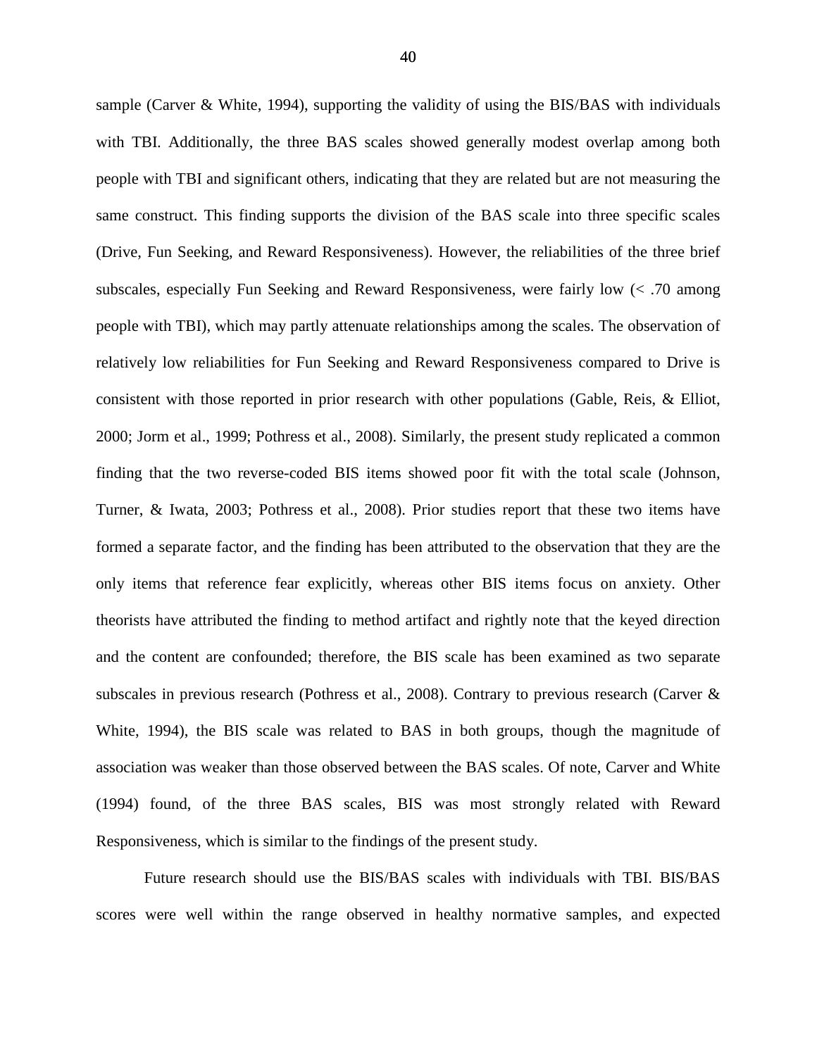sample (Carver & White, 1994), supporting the validity of using the BIS/BAS with individuals with TBI. Additionally, the three BAS scales showed generally modest overlap among both people with TBI and significant others, indicating that they are related but are not measuring the same construct. This finding supports the division of the BAS scale into three specific scales (Drive, Fun Seeking, and Reward Responsiveness). However, the reliabilities of the three brief subscales, especially Fun Seeking and Reward Responsiveness, were fairly low (< .70 among people with TBI), which may partly attenuate relationships among the scales. The observation of relatively low reliabilities for Fun Seeking and Reward Responsiveness compared to Drive is consistent with those reported in prior research with other populations (Gable, Reis, & Elliot, 2000; Jorm et al., 1999; Pothress et al., 2008). Similarly, the present study replicated a common finding that the two reverse-coded BIS items showed poor fit with the total scale (Johnson, Turner, & Iwata, 2003; Pothress et al., 2008). Prior studies report that these two items have formed a separate factor, and the finding has been attributed to the observation that they are the only items that reference fear explicitly, whereas other BIS items focus on anxiety. Other theorists have attributed the finding to method artifact and rightly note that the keyed direction and the content are confounded; therefore, the BIS scale has been examined as two separate subscales in previous research (Pothress et al., 2008). Contrary to previous research (Carver & White, 1994), the BIS scale was related to BAS in both groups, though the magnitude of association was weaker than those observed between the BAS scales. Of note, Carver and White (1994) found, of the three BAS scales, BIS was most strongly related with Reward Responsiveness, which is similar to the findings of the present study.

Future research should use the BIS/BAS scales with individuals with TBI. BIS/BAS scores were well within the range observed in healthy normative samples, and expected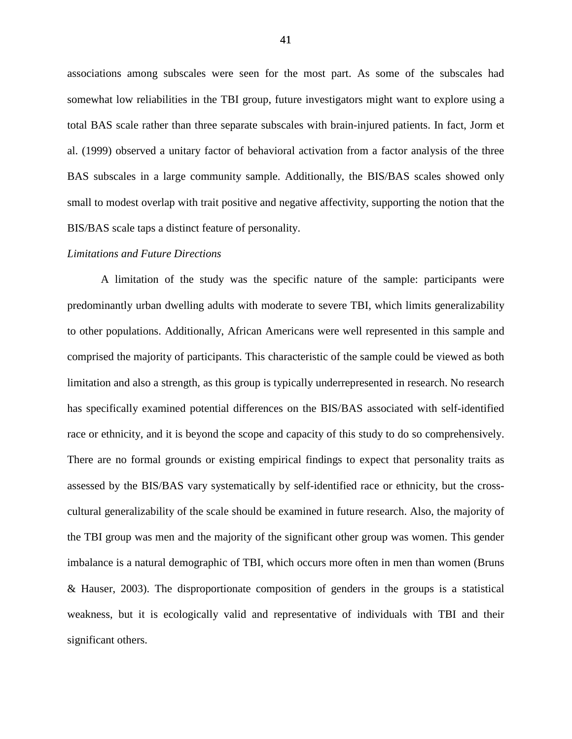associations among subscales were seen for the most part. As some of the subscales had somewhat low reliabilities in the TBI group, future investigators might want to explore using a total BAS scale rather than three separate subscales with brain-injured patients. In fact, Jorm et al. (1999) observed a unitary factor of behavioral activation from a factor analysis of the three BAS subscales in a large community sample. Additionally, the BIS/BAS scales showed only small to modest overlap with trait positive and negative affectivity, supporting the notion that the BIS/BAS scale taps a distinct feature of personality.

*Limitations and Future Directions*

A limitation of the study was the specific nature of the sample: participants were predominantly urban dwelling adults with moderate to severe TBI, which limits generalizability to other populations. Additionally, African Americans were well represented in this sample and comprised the majority of participants. This characteristic of the sample could be viewed as both limitation and also a strength, as this group is typically underrepresented in research. No research has specifically examined potential differences on the BIS/BAS associated with self-identified race or ethnicity, and it is beyond the scope and capacity of this study to do so comprehensively. There are no formal grounds or existing empirical findings to expect that personality traits as assessed by the BIS/BAS vary systematically by self-identified race or ethnicity, but the cross-cultural generalizability of the scale should be examined in future research. Also, the majority of the TBI group was men and the majority of the significant other group was women. This gender imbalance is a natural demographic of TBI, which occurs more often in men than women (Bruns & Hauser, 2003). The disproportionate composition of genders in the groups is a statistical weakness, but it is ecologically valid and representative of individuals with TBI and their significant others.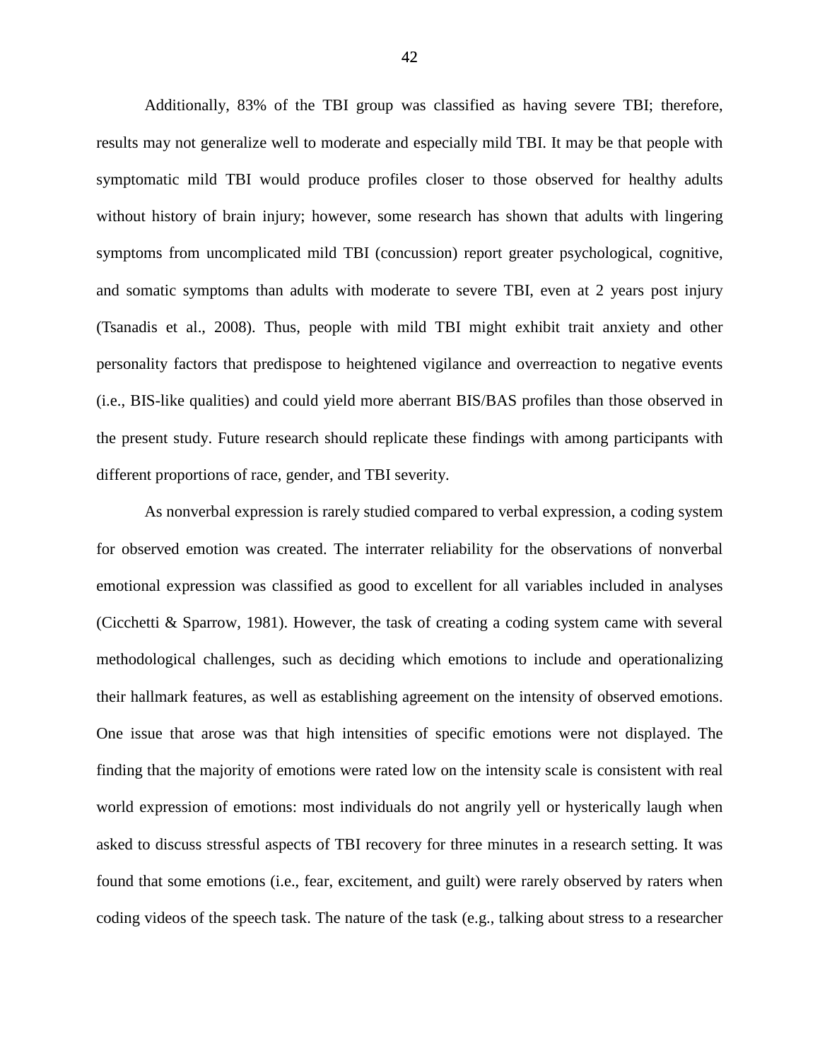Additionally, 83% of the TBI group was classified as having severe TBI; therefore, results may not generalize well to moderate and especially mild TBI. It may be that people with symptomatic mild TBI would produce profiles closer to those observed for healthy adults without history of brain injury; however, some research has shown that adults with lingering symptoms from uncomplicated mild TBI (concussion) report greater psychological, cognitive, and somatic symptoms than adults with moderate to severe TBI, even at 2 years post injury (Tsanadis et al., 2008). Thus, people with mild TBI might exhibit trait anxiety and other personality factors that predispose to heightened vigilance and overreaction to negative events (i.e., BIS-like qualities) and could yield more aberrant BIS/BAS profiles than those observed in the present study. Future research should replicate these findings with among participants with different proportions of race, gender, and TBI severity.

As nonverbal expression is rarely studied compared to verbal expression, a coding system for observed emotion was created. The interrater reliability for the observations of nonverbal emotional expression was classified as good to excellent for all variables included in analyses (Cicchetti & Sparrow, 1981). However, the task of creating a coding system came with several methodological challenges, such as deciding which emotions to include and operationalizing their hallmark features, as well as establishing agreement on the intensity of observed emotions. One issue that arose was that high intensities of specific emotions were not displayed. The finding that the majority of emotions were rated low on the intensity scale is consistent with real world expression of emotions: most individuals do not angrily yell or hysterically laugh when asked to discuss stressful aspects of TBI recovery for three minutes in a research setting. It was found that some emotions (i.e., fear, excitement, and guilt) were rarely observed by raters when coding videos of the speech task. The nature of the task (e.g., talking about stress to a researcher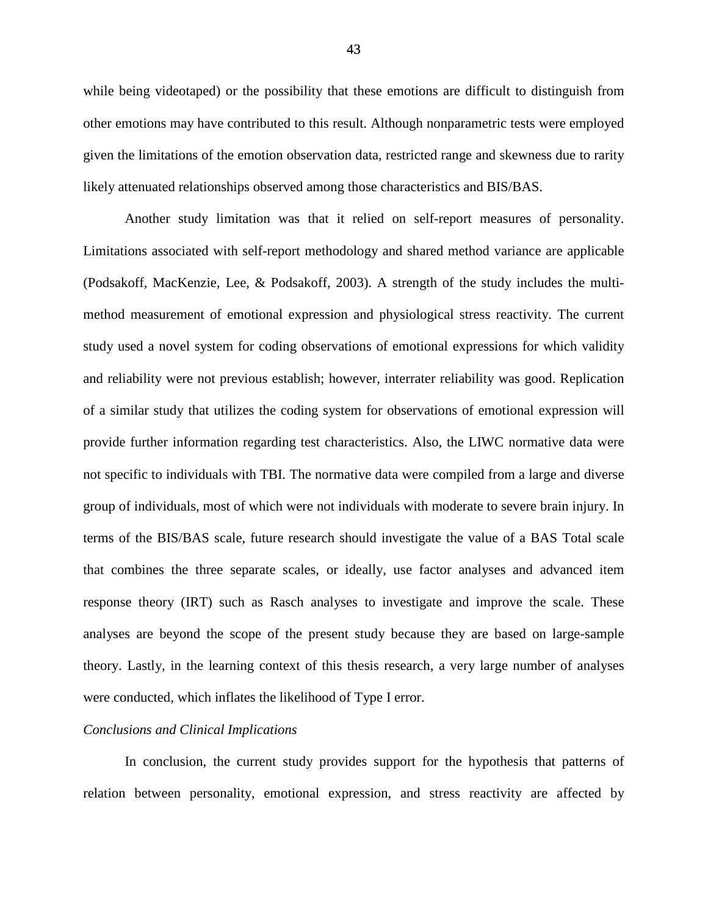while being videotaped) or the possibility that these emotions are difficult to distinguish from other emotions may have contributed to this result. Although nonparametric tests were employed given the limitations of the emotion observation data, restricted range and skewness due to rarity likely attenuated relationships observed among those characteristics and BIS/BAS.

Another study limitation was that it relied on self-report measures of personality. Limitations associated with self-report methodology and shared method variance are applicable (Podsakoff, MacKenzie, Lee, & Podsakoff, 2003). A strength of the study includes the multi-method measurement of emotional expression and physiological stress reactivity. The current study used a novel system for coding observations of emotional expressions for which validity and reliability were not previous establish; however, interrater reliability was good. Replication of a similar study that utilizes the coding system for observations of emotional expression will provide further information regarding test characteristics. Also, the LIWC normative data were not specific to individuals with TBI. The normative data were compiled from a large and diverse group of individuals, most of which were not individuals with moderate to severe brain injury. In terms of the BIS/BAS scale, future research should investigate the value of a BAS Total scale that combines the three separate scales, or ideally, use factor analyses and advanced item response theory (IRT) such as Rasch analyses to investigate and improve the scale. These analyses are beyond the scope of the present study because they are based on large-sample theory. Lastly, in the learning context of this thesis research, a very large number of analyses were conducted, which inflates the likelihood of Type I error.

### *Conclusions and Clinical Implications*

In conclusion, the current study provides support for the hypothesis that patterns of relation between personality, emotional expression, and stress reactivity are affected by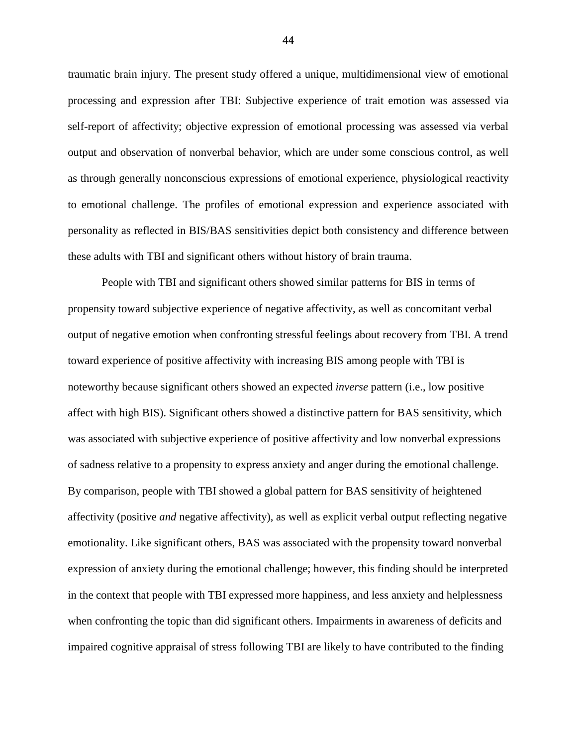traumatic brain injury. The present study offered a unique, multidimensional view of emotional processing and expression after TBI: Subjective experience of trait emotion was assessed via self-report of affectivity; objective expression of emotional processing was assessed via verbal output and observation of nonverbal behavior, which are under some conscious control, as well as through generally nonconscious expressions of emotional experience, physiological reactivity to emotional challenge. The profiles of emotional expression and experience associated with personality as reflected in BIS/BAS sensitivities depict both consistency and difference between these adults with TBI and significant others without history of brain trauma.

People with TBI and significant others showed similar patterns for BIS in terms of propensity toward subjective experience of negative affectivity, as well as concomitant verbal output of negative emotion when confronting stressful feelings about recovery from TBI. A trend toward experience of positive affectivity with increasing BIS among people with TBI is noteworthy because significant others showed an expected *inverse* pattern (i.e., low positive affect with high BIS). Significant others showed a distinctive pattern for BAS sensitivity, which was associated with subjective experience of positive affectivity and low nonverbal expressions of sadness relative to a propensity to express anxiety and anger during the emotional challenge. By comparison, people with TBI showed a global pattern for BAS sensitivity of heightened affectivity (positive *and* negative affectivity), as well as explicit verbal output reflecting negative emotionality. Like significant others, BAS was associated with the propensity toward nonverbal expression of anxiety during the emotional challenge; however, this finding should be interpreted in the context that people with TBI expressed more happiness, and less anxiety and helplessness when confronting the topic than did significant others. Impairments in awareness of deficits and impaired cognitive appraisal of stress following TBI are likely to have contributed to the finding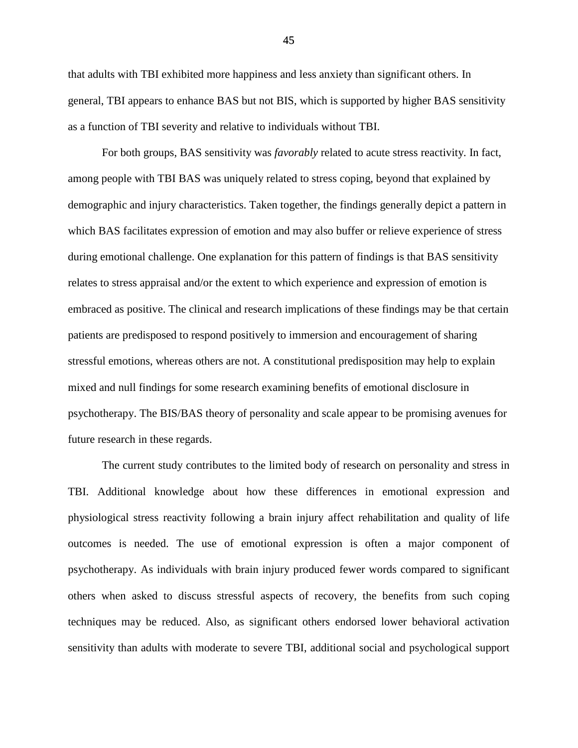that adults with TBI exhibited more happiness and less anxiety than significant others. In general, TBI appears to enhance BAS but not BIS, which is supported by higher BAS sensitivity as a function of TBI severity and relative to individuals without TBI.

For both groups, BAS sensitivity was *favorably* related to acute stress reactivity. In fact, among people with TBI BAS was uniquely related to stress coping, beyond that explained by demographic and injury characteristics. Taken together, the findings generally depict a pattern in which BAS facilitates expression of emotion and may also buffer or relieve experience of stress during emotional challenge. One explanation for this pattern of findings is that BAS sensitivity relates to stress appraisal and/or the extent to which experience and expression of emotion is embraced as positive. The clinical and research implications of these findings may be that certain patients are predisposed to respond positively to immersion and encouragement of sharing stressful emotions, whereas others are not. A constitutional predisposition may help to explain mixed and null findings for some research examining benefits of emotional disclosure in psychotherapy. The BIS/BAS theory of personality and scale appear to be promising avenues for future research in these regards.

The current study contributes to the limited body of research on personality and stress in TBI. Additional knowledge about how these differences in emotional expression and physiological stress reactivity following a brain injury affect rehabilitation and quality of life outcomes is needed. The use of emotional expression is often a major component of psychotherapy. As individuals with brain injury produced fewer words compared to significant others when asked to discuss stressful aspects of recovery, the benefits from such coping techniques may be reduced. Also, as significant others endorsed lower behavioral activation sensitivity than adults with moderate to severe TBI, additional social and psychological support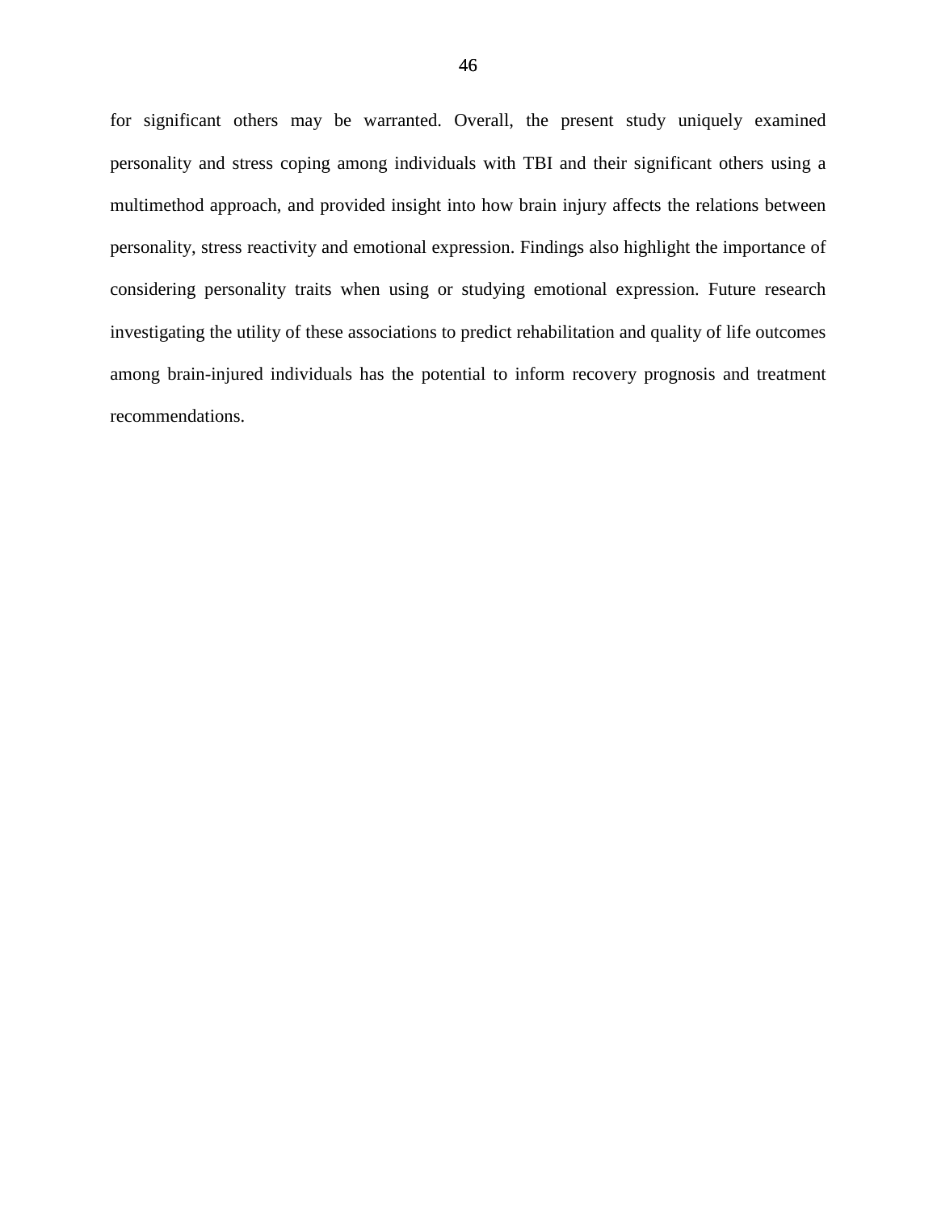for significant others may be warranted. Overall, the present study uniquely examined personality and stress coping among individuals with TBI and their significant others using a multimethod approach, and provided insight into how brain injury affects the relations between personality, stress reactivity and emotional expression. Findings also highlight the importance of considering personality traits when using or studying emotional expression. Future research investigating the utility of these associations to predict rehabilitation and quality of life outcomes among brain-injured individuals has the potential to inform recovery prognosis and treatment recommendations.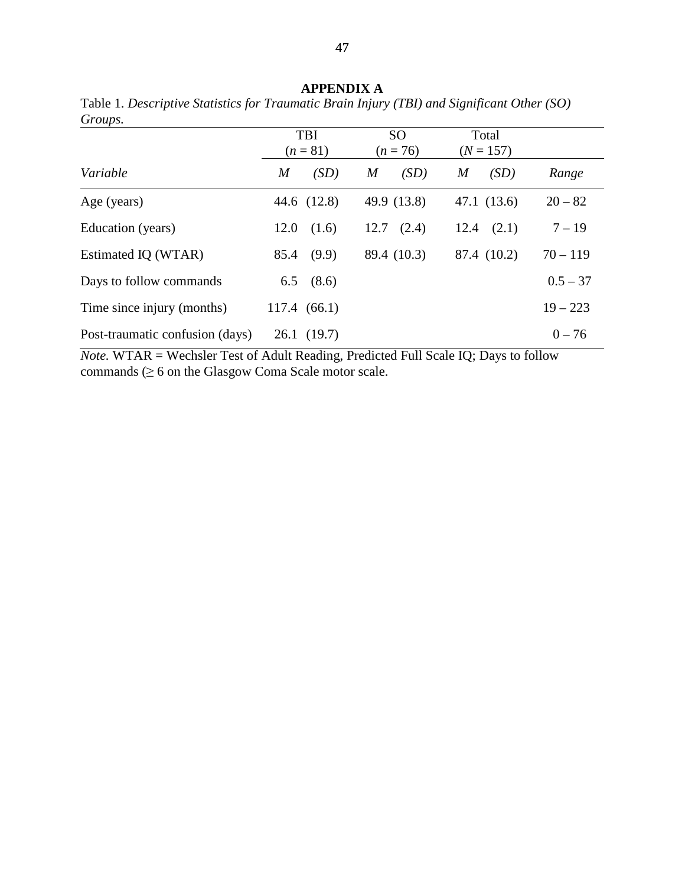**APPENDIX A**

Table 1. *Descriptive Statistics for Traumatic Brain Injury (TBI) and Significant Other (SO) Groups.*

| | TBI ($n$ = 81) | | SO ($n$ = 76) | | Total ($N$ = 157) | | |
|---|---|---|---|---|---|---|---|
| *Variable* | *M* | *(SD)* | *M* | *(SD)* | *M* | *(SD)* | *Range* |
| Age (years) | 44.6 | (12.8) | 49.9 | (13.8) | 47.1 | (13.6) | 20 – 82 |
| Education (years) | 12.0 | (1.6) | 12.7 | (2.4) | 12.4 | (2.1) | 7 – 19 |
| Estimated IQ (WTAR) | 85.4 | (9.9) | 89.4 | (10.3) | 87.4 | (10.2) | 70 – 119 |
| Days to follow commands | 6.5 | (8.6) | | | | | 0.5 – 37 |
| Time since injury (months) | 117.4 | (66.1) | | | | | 19 – 223 |
| Post-traumatic confusion (days) | 26.1 | (19.7) | | | | | 0 – 76 |

*Note.* WTAR = Wechsler Test of Adult Reading, Predicted Full Scale IQ; Days to follow commands (≥ 6 on the Glasgow Coma Scale motor scale.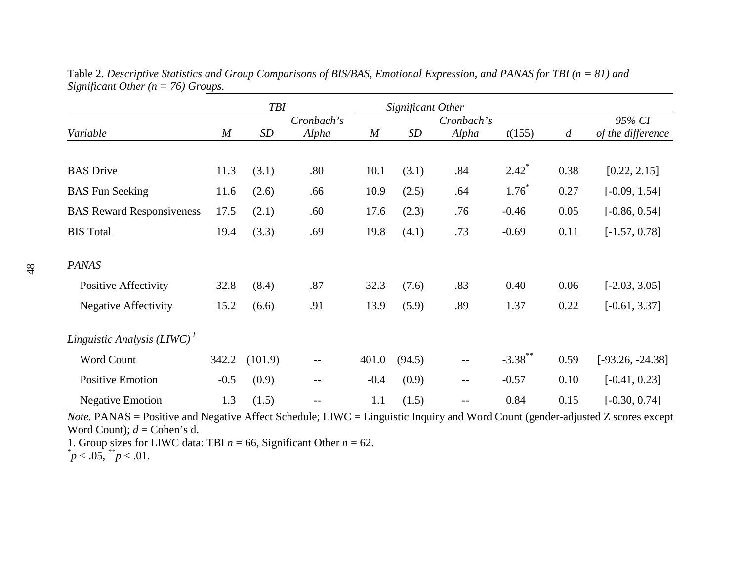Table 2. *Descriptive Statistics and Group Comparisons of BIS/BAS, Emotional Expression, and PANAS for TBI (n = 81) and Significant Other (n = 76) Groups.*

| | *TBI* | | | *Significant Other* | | | | | |
|---|---|---|---|---|---|---|---|---|---|
| *Variable* | *M* | *SD* | *Cronbach's Alpha* | *M* | *SD* | *Cronbach's Alpha* | $t(155)$ | *d* | *95% CI of the difference* |
| BAS Drive | 11.3 | (3.1) | .80 | 10.1 | (3.1) | .84 | 2.42* | 0.38 | [0.22, 2.15] |
| BAS Fun Seeking | 11.6 | (2.6) | .66 | 10.9 | (2.5) | .64 | 1.76* | 0.27 | [-0.09, 1.54] |
| BAS Reward Responsiveness | 17.5 | (2.1) | .60 | 17.6 | (2.3) | .76 | -0.46 | 0.05 | [-0.86, 0.54] |
| BIS Total | 19.4 | (3.3) | .69 | 19.8 | (4.1) | .73 | -0.69 | 0.11 | [-1.57, 0.78] |
| *PANAS* | | | | | | | | | |
| Positive Affectivity | 32.8 | (8.4) | .87 | 32.3 | (7.6) | .83 | 0.40 | 0.06 | [-2.03, 3.05] |
| Negative Affectivity | 15.2 | (6.6) | .91 | 13.9 | (5.9) | .89 | 1.37 | 0.22 | [-0.61, 3.37] |
| *Linguistic Analysis (LIWC)* [1] | | | | | | | | | |
| Word Count | 342.2 | (101.9) | -- | 401.0 | (94.5) | -- | -3.38** | 0.59 | [-93.26, -24.38] |
| Positive Emotion | -0.5 | (0.9) | -- | -0.4 | (0.9) | -- | -0.57 | 0.10 | [-0.41, 0.23] |
| Negative Emotion | 1.3 | (1.5) | -- | 1.1 | (1.5) | -- | 0.84 | 0.15 | [-0.30, 0.74] |

*Note.* PANAS = Positive and Negative Affect Schedule; LIWC = Linguistic Inquiry and Word Count (gender-adjusted Z scores except Word Count); *d* = Cohen's d.

1. Group sizes for LIWC data: TBI $n = 66$, Significant Other $n = 62$.

\* $p < .05$, \*\* $p < .01$.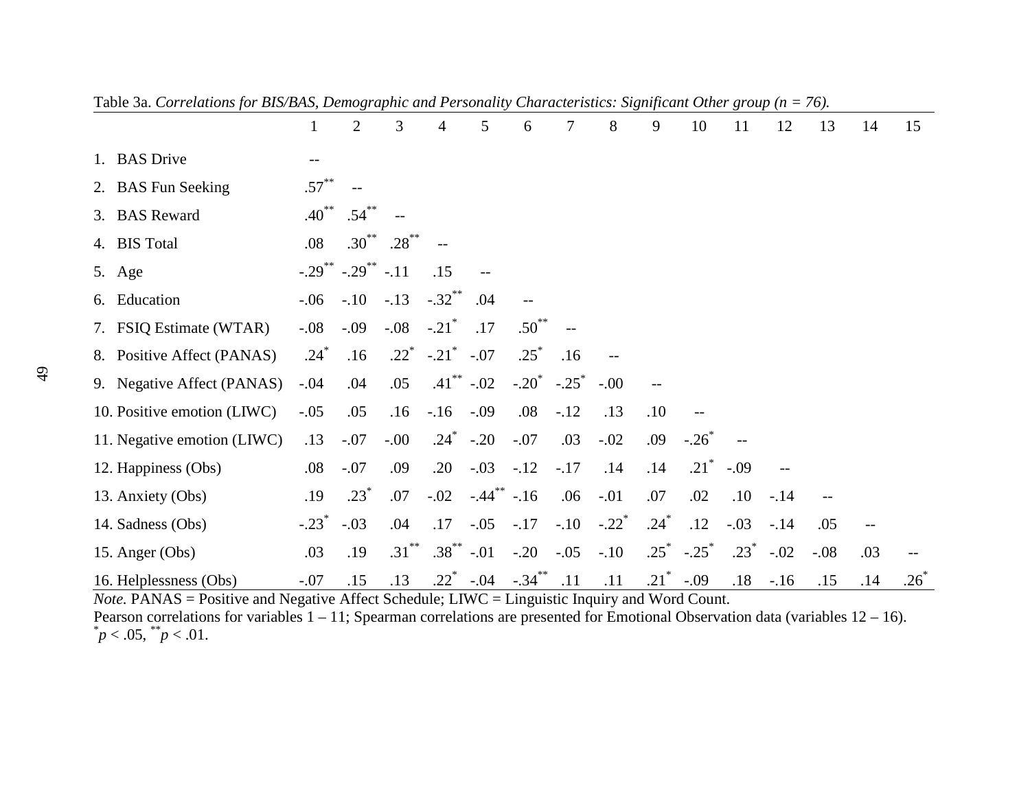Table 3a. *Correlations for BIS/BAS, Demographic and Personality Characteristics: Significant Other group (n = 76).*

| | 1 | 2 | 3 | 4 | 5 | 6 | 7 | 8 | 9 | 10 | 11 | 12 | 13 | 14 | 15 |
|---|---|---|---|---|---|---|---|---|---|---|---|---|---|---|---|
| 1. BAS Drive | -- | | | | | | | | | | | | | | |
| 2. BAS Fun Seeking | .57** | -- | | | | | | | | | | | | | |
| 3. BAS Reward | .40** | .54** | -- | | | | | | | | | | | | |
| 4. BIS Total | .08 | .30** | .28** | -- | | | | | | | | | | | |
| 5. Age | -.29** | -.29** | -.11 | .15 | -- | | | | | | | | | | |
| 6. Education | -.06 | -.10 | -.13 | -.32** | .04 | -- | | | | | | | | | |
| 7. FSIQ Estimate (WTAR) | -.08 | -.09 | -.08 | -.21* | .17 | .50** | -- | | | | | | | | |
| 8. Positive Affect (PANAS) | .24* | .16 | .22* | -.21* | -.07 | .25* | .16 | -- | | | | | | | |
| 9. Negative Affect (PANAS) | -.04 | .04 | .05 | .41** | -.02 | -.20* | -.25* | -.00 | -- | | | | | | |
| 10. Positive emotion (LIWC) | -.05 | .05 | .16 | -.16 | -.09 | .08 | -.12 | .13 | .10 | -- | | | | | |
| 11. Negative emotion (LIWC) | .13 | -.07 | -.00 | .24* | -.20 | -.07 | .03 | -.02 | .09 | -.26* | -- | | | | |
| 12. Happiness (Obs) | .08 | -.07 | .09 | .20 | -.03 | -.12 | -.17 | .14 | .14 | .21* | -.09 | -- | | | |
| 13. Anxiety (Obs) | .19 | .23* | .07 | -.02 | -.44** | -.16 | .06 | -.01 | .07 | .02 | .10 | -.14 | -- | | |
| 14. Sadness (Obs) | -.23* | -.03 | .04 | .17 | -.05 | -.17 | -.10 | -.22* | .24* | .12 | -.03 | -.14 | .05 | -- | |
| 15. Anger (Obs) | .03 | .19 | .31** | .38** | -.01 | -.20 | -.05 | -.10 | .25* | -.25* | .23* | -.02 | -.08 | .03 | -- |
| 16. Helplessness (Obs) | -.07 | .15 | .13 | .22* | -.04 | -.34** | .11 | .11 | .21* | -.09 | .18 | -.16 | .15 | .14 | .26* |

*Note.* PANAS = Positive and Negative Affect Schedule; LIWC = Linguistic Inquiry and Word Count.
Pearson correlations for variables 1 – 11; Spearman correlations are presented for Emotional Observation data (variables 12 – 16).
*$p < .05$, **$p < .01$.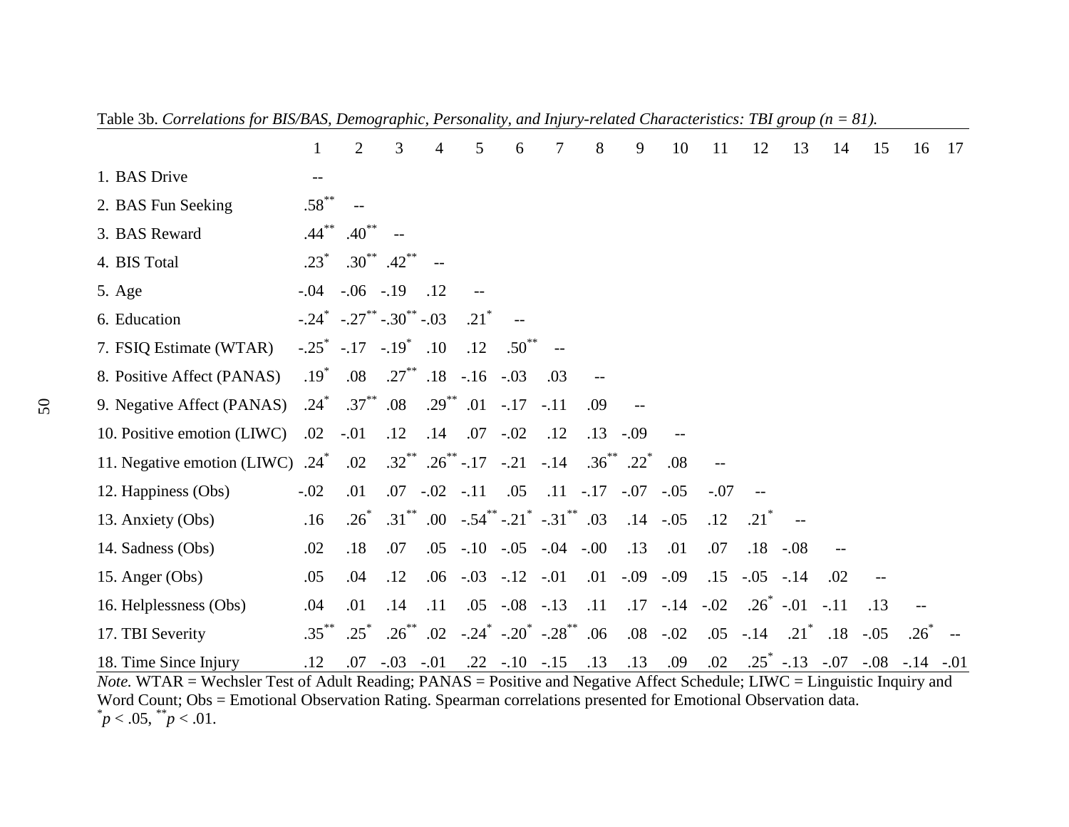Table 3b. *Correlations for BIS/BAS, Demographic, Personality, and Injury-related Characteristics: TBI group (n = 81).*

| | 1 | 2 | 3 | 4 | 5 | 6 | 7 | 8 | 9 | 10 | 11 | 12 | 13 | 14 | 15 | 16 | 17 |
|---|---|---|---|---|---|---|---|---|---|---|---|---|---|---|---|---|---|
| 1. BAS Drive | -- | | | | | | | | | | | | | | | | |
| 2. BAS Fun Seeking | .58** | -- | | | | | | | | | | | | | | | |
| 3. BAS Reward | .44** | .40** | -- | | | | | | | | | | | | | | |
| 4. BIS Total | .23* | .30** | .42** | -- | | | | | | | | | | | | | |
| 5. Age | -.04 | -.06 | -.19 | .12 | -- | | | | | | | | | | | | |
| 6. Education | -.24* | -.27** | -.30** | -.03 | .21* | -- | | | | | | | | | | | |
| 7. FSIQ Estimate (WTAR) | -.25* | -.17 | -.19* | .10 | .12 | .50** | -- | | | | | | | | | | |
| 8. Positive Affect (PANAS) | .19* | .08 | .27** | .18 | -.16 | -.03 | .03 | -- | | | | | | | | | |
| 9. Negative Affect (PANAS) | .24* | .37** | .08 | .29** | .01 | -.17 | -.11 | .09 | -- | | | | | | | | |
| 10. Positive emotion (LIWC) | .02 | -.01 | .12 | .14 | .07 | -.02 | .12 | .13 | -.09 | -- | | | | | | | |
| 11. Negative emotion (LIWC) | .24* | .02 | .32** | .26** | -.17 | -.21 | -.14 | .36** | .22* | .08 | -- | | | | | | |
| 12. Happiness (Obs) | -.02 | .01 | .07 | -.02 | -.11 | .05 | .11 | -.17 | -.07 | -.05 | -.07 | -- | | | | | |
| 13. Anxiety (Obs) | .16 | .26* | .31** | .00 | -.54** | -.21* | -.31** | .03 | .14 | -.05 | .12 | .21* | -- | | | | |
| 14. Sadness (Obs) | .02 | .18 | .07 | .05 | -.10 | -.05 | -.04 | -.00 | .13 | .01 | .07 | .18 | -.08 | -- | | | |
| 15. Anger (Obs) | .05 | .04 | .12 | .06 | -.03 | -.12 | -.01 | .01 | -.09 | -.09 | .15 | -.05 | -.14 | .02 | -- | | |
| 16. Helplessness (Obs) | .04 | .01 | .14 | .11 | .05 | -.08 | -.13 | .11 | .17 | -.14 | -.02 | .26* | -.01 | -.11 | .13 | -- | |
| 17. TBI Severity | .35** | .25* | .26** | .02 | -.24* | -.20* | -.28** | .06 | .08 | -.02 | .05 | -.14 | .21* | .18 | -.05 | .26* | -- |
| 18. Time Since Injury | .12 | .07 | -.03 | -.01 | .22 | -.10 | -.15 | .13 | .13 | .09 | .02 | .25* | -.13 | -.07 | -.08 | -.14 | -.01 |

*Note.* WTAR = Wechsler Test of Adult Reading; PANAS = Positive and Negative Affect Schedule; LIWC = Linguistic Inquiry and Word Count; Obs = Emotional Observation Rating. Spearman correlations presented for Emotional Observation data.

*$p < .05$, **$p < .01$.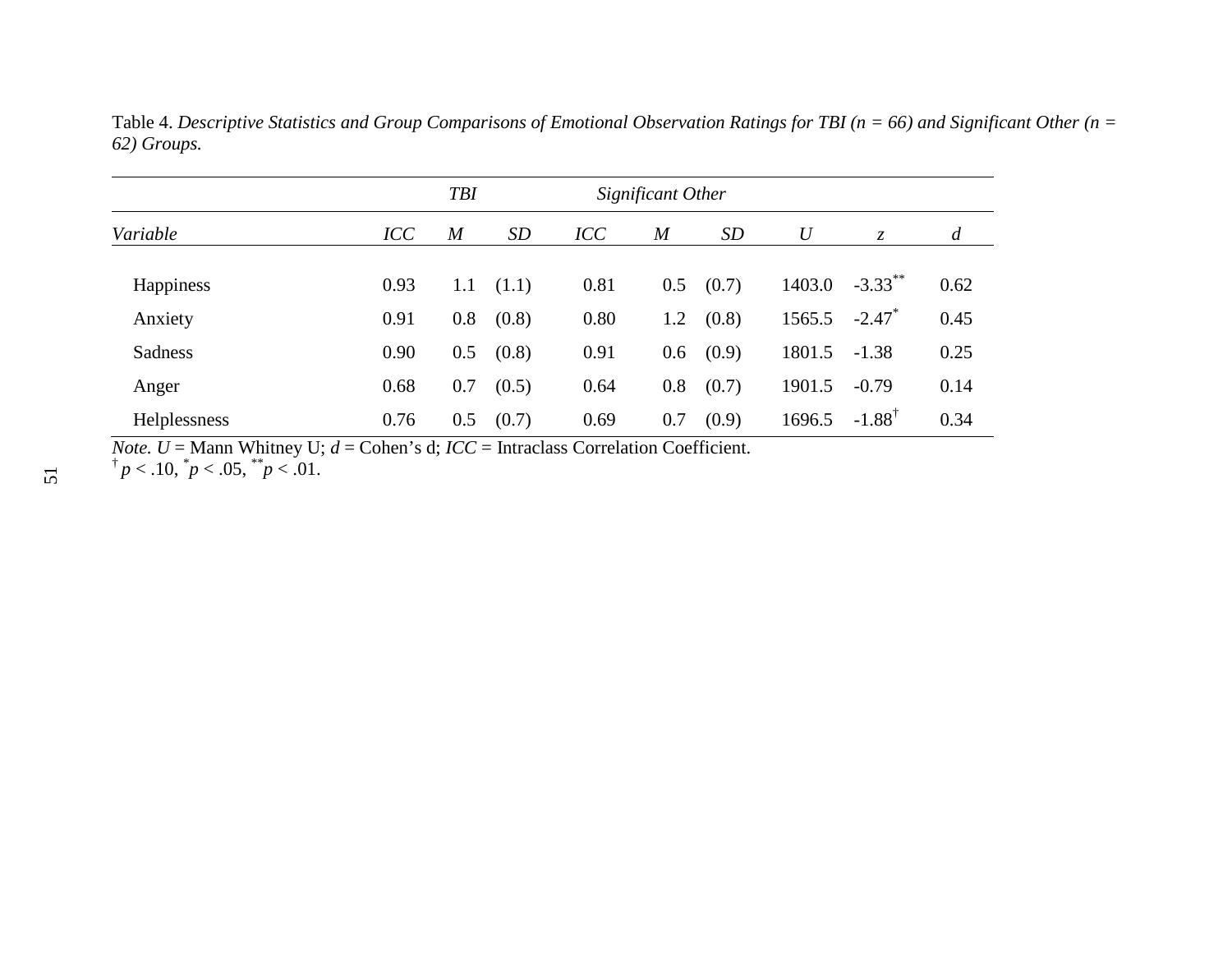Table 4. *Descriptive Statistics and Group Comparisons of Emotional Observation Ratings for TBI (n = 66) and Significant Other (n = 62) Groups.*

| | *TBI* | | | *Significant Other* | | | | | |
|---|---|---|---|---|---|---|---|---|---|
| *Variable* | *ICC* | *M* | *SD* | *ICC* | *M* | *SD* | *U* | *z* | *d* |
| Happiness | 0.93 | 1.1 | (1.1) | 0.81 | 0.5 | (0.7) | 1403.0 | -3.33** | 0.62 |
| Anxiety | 0.91 | 0.8 | (0.8) | 0.80 | 1.2 | (0.8) | 1565.5 | -2.47* | 0.45 |
| Sadness | 0.90 | 0.5 | (0.8) | 0.91 | 0.6 | (0.9) | 1801.5 | -1.38 | 0.25 |
| Anger | 0.68 | 0.7 | (0.5) | 0.64 | 0.8 | (0.7) | 1901.5 | -0.79 | 0.14 |
| Helplessness | 0.76 | 0.5 | (0.7) | 0.69 | 0.7 | (0.9) | 1696.5 | -1.88† | 0.34 |

*Note. U* = Mann Whitney U; *d* = Cohen's d; *ICC* = Intraclass Correlation Coefficient.
† $p < .10$, * $p < .05$, ** $p < .01$.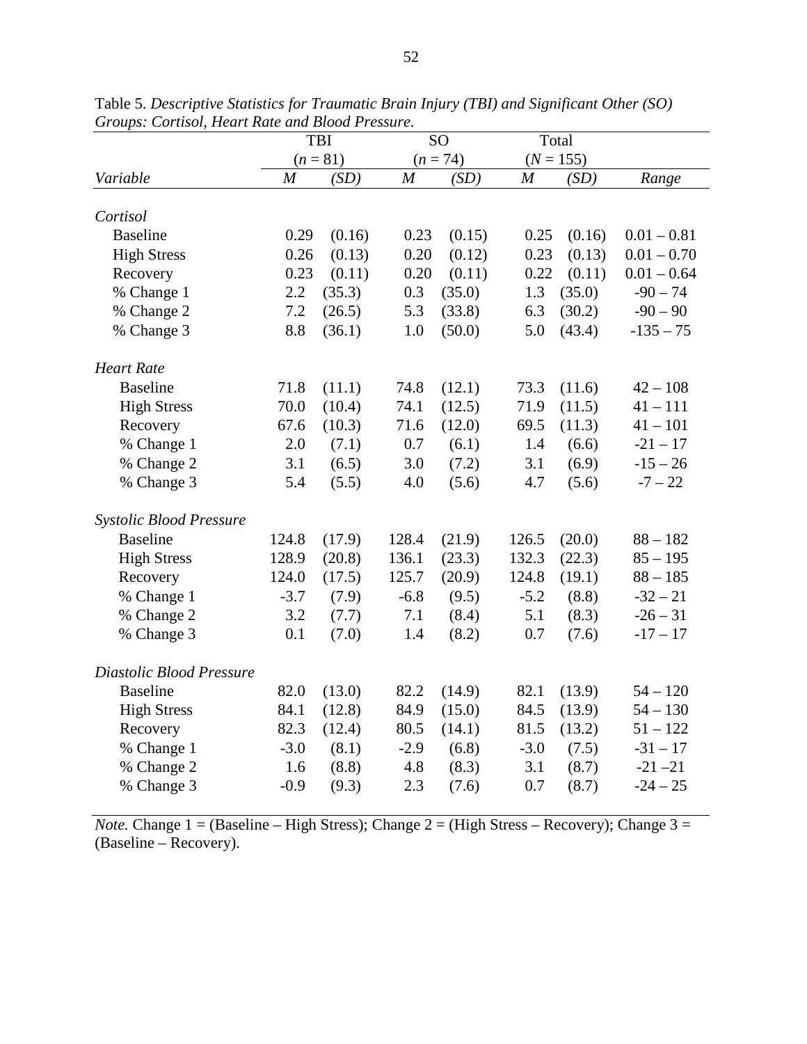Table 5. *Descriptive Statistics for Traumatic Brain Injury (TBI) and Significant Other (SO) Groups: Cortisol, Heart Rate and Blood Pressure.*

| | TBI | | SO | | Total | | |
|---|---|---|---|---|---|---|---|
| | ($n$ = 81) | | ($n$ = 74) | | ($N$ = 155) | | |
| *Variable* | *M* | *(SD)* | *M* | *(SD)* | *M* | *(SD)* | *Range* |
| *Cortisol* | | | | | | | |
| Baseline | 0.29 | (0.16) | 0.23 | (0.15) | 0.25 | (0.16) | 0.01 – 0.81 |
| High Stress | 0.26 | (0.13) | 0.20 | (0.12) | 0.23 | (0.13) | 0.01 – 0.70 |
| Recovery | 0.23 | (0.11) | 0.20 | (0.11) | 0.22 | (0.11) | 0.01 – 0.64 |
| % Change 1 | 2.2 | (35.3) | 0.3 | (35.0) | 1.3 | (35.0) | -90 – 74 |
| % Change 2 | 7.2 | (26.5) | 5.3 | (33.8) | 6.3 | (30.2) | -90 – 90 |
| % Change 3 | 8.8 | (36.1) | 1.0 | (50.0) | 5.0 | (43.4) | -135 – 75 |
| *Heart Rate* | | | | | | | |
| Baseline | 71.8 | (11.1) | 74.8 | (12.1) | 73.3 | (11.6) | 42 – 108 |
| High Stress | 70.0 | (10.4) | 74.1 | (12.5) | 71.9 | (11.5) | 41 – 111 |
| Recovery | 67.6 | (10.3) | 71.6 | (12.0) | 69.5 | (11.3) | 41 – 101 |
| % Change 1 | 2.0 | (7.1) | 0.7 | (6.1) | 1.4 | (6.6) | -21 – 17 |
| % Change 2 | 3.1 | (6.5) | 3.0 | (7.2) | 3.1 | (6.9) | -15 – 26 |
| % Change 3 | 5.4 | (5.5) | 4.0 | (5.6) | 4.7 | (5.6) | -7 – 22 |
| *Systolic Blood Pressure* | | | | | | | |
| Baseline | 124.8 | (17.9) | 128.4 | (21.9) | 126.5 | (20.0) | 88 – 182 |
| High Stress | 128.9 | (20.8) | 136.1 | (23.3) | 132.3 | (22.3) | 85 – 195 |
| Recovery | 124.0 | (17.5) | 125.7 | (20.9) | 124.8 | (19.1) | 88 – 185 |
| % Change 1 | -3.7 | (7.9) | -6.8 | (9.5) | -5.2 | (8.8) | -32 – 21 |
| % Change 2 | 3.2 | (7.7) | 7.1 | (8.4) | 5.1 | (8.3) | -26 – 31 |
| % Change 3 | 0.1 | (7.0) | 1.4 | (8.2) | 0.7 | (7.6) | -17 – 17 |
| *Diastolic Blood Pressure* | | | | | | | |
| Baseline | 82.0 | (13.0) | 82.2 | (14.9) | 82.1 | (13.9) | 54 – 120 |
| High Stress | 84.1 | (12.8) | 84.9 | (15.0) | 84.5 | (13.9) | 54 – 130 |
| Recovery | 82.3 | (12.4) | 80.5 | (14.1) | 81.5 | (13.2) | 51 – 122 |
| % Change 1 | -3.0 | (8.1) | -2.9 | (6.8) | -3.0 | (7.5) | -31 – 17 |
| % Change 2 | 1.6 | (8.8) | 4.8 | (8.3) | 3.1 | (8.7) | -21 –21 |
| % Change 3 | -0.9 | (9.3) | 2.3 | (7.6) | 0.7 | (8.7) | -24 – 25 |

*Note.* Change 1 = (Baseline – High Stress); Change 2 = (High Stress – Recovery); Change 3 = (Baseline – Recovery).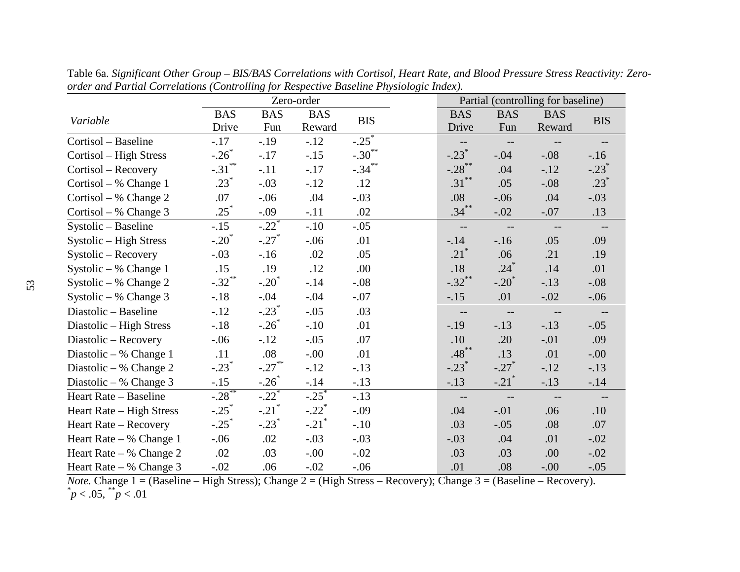Table 6a. *Significant Other Group – BIS/BAS Correlations with Cortisol, Heart Rate, and Blood Pressure Stress Reactivity: Zero-order and Partial Correlations (Controlling for Respective Baseline Physiologic Index).*

| | Zero-order | | | | Partial (controlling for baseline) | | | |
|---|---|---|---|---|---|---|---|---|
| *Variable* | BAS Drive | BAS Fun | BAS Reward | BIS | BAS Drive | BAS Fun | BAS Reward | BIS |
| Cortisol – Baseline | -.17 | -.19 | -.12 | -.25* | -- | -- | -- | -- |
| Cortisol – High Stress | -.26* | -.17 | -.15 | -.30** | -.23* | -.04 | -.08 | -.16 |
| Cortisol – Recovery | -.31** | -.11 | -.17 | -.34** | -.28** | .04 | -.12 | -.23* |
| Cortisol – % Change 1 | .23* | -.03 | -.12 | .12 | .31** | .05 | -.08 | .23* |
| Cortisol – % Change 2 | .07 | -.06 | .04 | -.03 | .08 | -.06 | .04 | -.03 |
| Cortisol – % Change 3 | .25* | -.09 | -.11 | .02 | .34** | -.02 | -.07 | .13 |
| Systolic – Baseline | -.15 | -.22* | -.10 | -.05 | -- | -- | -- | -- |
| Systolic – High Stress | -.20* | -.27* | -.06 | .01 | -.14 | -.16 | .05 | .09 |
| Systolic – Recovery | -.03 | -.16 | .02 | .05 | .21* | .06 | .21 | .19 |
| Systolic – % Change 1 | .15 | .19 | .12 | .00 | .18 | .24* | .14 | .01 |
| Systolic – % Change 2 | -.32** | -.20* | -.14 | -.08 | -.32** | -.20* | -.13 | -.08 |
| Systolic – % Change 3 | -.18 | -.04 | -.04 | -.07 | -.15 | .01 | -.02 | -.06 |
| Diastolic – Baseline | -.12 | -.23* | -.05 | .03 | -- | -- | -- | -- |
| Diastolic – High Stress | -.18 | -.26* | -.10 | .01 | -.19 | -.13 | -.13 | -.05 |
| Diastolic – Recovery | -.06 | -.12 | -.05 | .07 | .10 | .20 | -.01 | .09 |
| Diastolic – % Change 1 | .11 | .08 | -.00 | .01 | .48** | .13 | .01 | -.00 |
| Diastolic – % Change 2 | -.23* | -.27** | -.12 | -.13 | -.23* | -.27* | -.12 | -.13 |
| Diastolic – % Change 3 | -.15 | -.26* | -.14 | -.13 | -.13 | -.21* | -.13 | -.14 |
| Heart Rate – Baseline | -.28** | -.22* | -.25* | -.13 | -- | -- | -- | -- |
| Heart Rate – High Stress | -.25* | -.21* | -.22* | -.09 | .04 | -.01 | .06 | .10 |
| Heart Rate – Recovery | -.25* | -.23* | -.21* | -.10 | .03 | -.05 | .08 | .07 |
| Heart Rate – % Change 1 | -.06 | .02 | -.03 | -.03 | -.03 | .04 | .01 | -.02 |
| Heart Rate – % Change 2 | .02 | .03 | -.00 | -.02 | .03 | .03 | .00 | -.02 |
| Heart Rate – % Change 3 | -.02 | .06 | -.02 | -.06 | .01 | .08 | -.00 | -.05 |

*Note.* Change 1 = (Baseline – High Stress); Change 2 = (High Stress – Recovery); Change 3 = (Baseline – Recovery).
*$p < .05$, **$p < .01$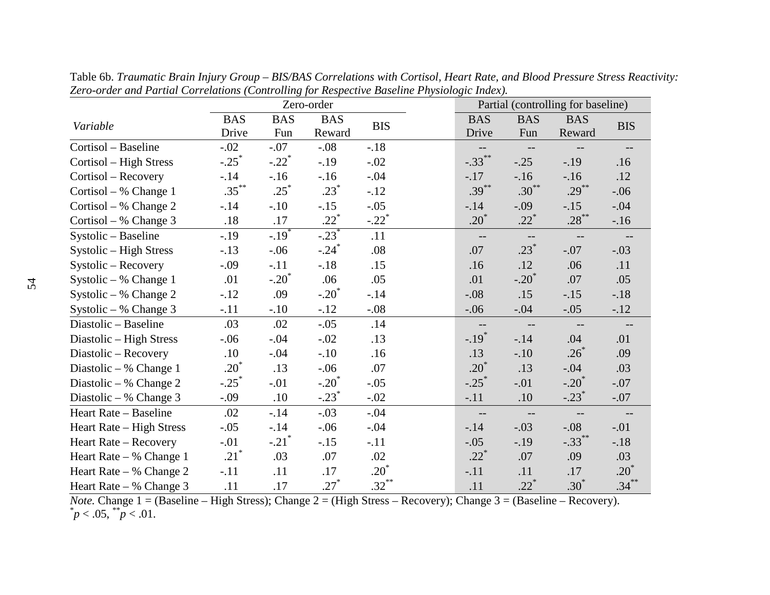Table 6b. *Traumatic Brain Injury Group – BIS/BAS Correlations with Cortisol, Heart Rate, and Blood Pressure Stress Reactivity: Zero-order and Partial Correlations (Controlling for Respective Baseline Physiologic Index).*

| | Zero-order | | | | Partial (controlling for baseline) | | | |
|---|---|---|---|---|---|---|---|---|
| *Variable* | BAS Drive | BAS Fun | BAS Reward | BIS | BAS Drive | BAS Fun | BAS Reward | BIS |
| Cortisol – Baseline | -.02 | -.07 | -.08 | -.18 | -- | -- | -- | -- |
| Cortisol – High Stress | -.25* | -.22* | -.19 | -.02 | -.33** | -.25 | -.19 | .16 |
| Cortisol – Recovery | -.14 | -.16 | -.16 | -.04 | -.17 | -.16 | -.16 | .12 |
| Cortisol – % Change 1 | .35** | .25* | .23* | -.12 | .39** | .30** | .29** | -.06 |
| Cortisol – % Change 2 | -.14 | -.10 | -.15 | -.05 | -.14 | -.09 | -.15 | -.04 |
| Cortisol – % Change 3 | .18 | .17 | .22* | -.22* | .20* | .22* | .28** | -.16 |
| Systolic – Baseline | -.19 | -.19* | -.23* | .11 | -- | -- | -- | -- |
| Systolic – High Stress | -.13 | -.06 | -.24* | .08 | .07 | .23* | -.07 | -.03 |
| Systolic – Recovery | -.09 | -.11 | -.18 | .15 | .16 | .12 | .06 | .11 |
| Systolic – % Change 1 | .01 | -.20* | .06 | .05 | .01 | -.20* | .07 | .05 |
| Systolic – % Change 2 | -.12 | .09 | -.20* | -.14 | -.08 | .15 | -.15 | -.18 |
| Systolic – % Change 3 | -.11 | -.10 | -.12 | -.08 | -.06 | -.04 | -.05 | -.12 |
| Diastolic – Baseline | .03 | .02 | -.05 | .14 | -- | -- | -- | -- |
| Diastolic – High Stress | -.06 | -.04 | -.02 | .13 | -.19* | -.14 | .04 | .01 |
| Diastolic – Recovery | .10 | -.04 | -.10 | .16 | .13 | -.10 | .26* | .09 |
| Diastolic – % Change 1 | .20* | .13 | -.06 | .07 | .20* | .13 | -.04 | .03 |
| Diastolic – % Change 2 | -.25* | -.01 | -.20* | -.05 | -.25* | -.01 | -.20* | -.07 |
| Diastolic – % Change 3 | -.09 | .10 | -.23* | -.02 | -.11 | .10 | -.23* | -.07 |
| Heart Rate – Baseline | .02 | -.14 | -.03 | -.04 | -- | -- | -- | -- |
| Heart Rate – High Stress | -.05 | -.14 | -.06 | -.04 | -.14 | -.03 | -.08 | -.01 |
| Heart Rate – Recovery | -.01 | -.21* | -.15 | -.11 | -.05 | -.19 | -.33** | -.18 |
| Heart Rate – % Change 1 | .21* | .03 | .07 | .02 | .22* | .07 | .09 | .03 |
| Heart Rate – % Change 2 | -.11 | .11 | .17 | .20* | -.11 | .11 | .17 | .20* |
| Heart Rate – % Change 3 | .11 | .17 | .27* | .32** | .11 | .22* | .30* | .34** |

*Note.* Change 1 = (Baseline – High Stress); Change 2 = (High Stress – Recovery); Change 3 = (Baseline – Recovery).
*$p < .05$, **$p < .01$.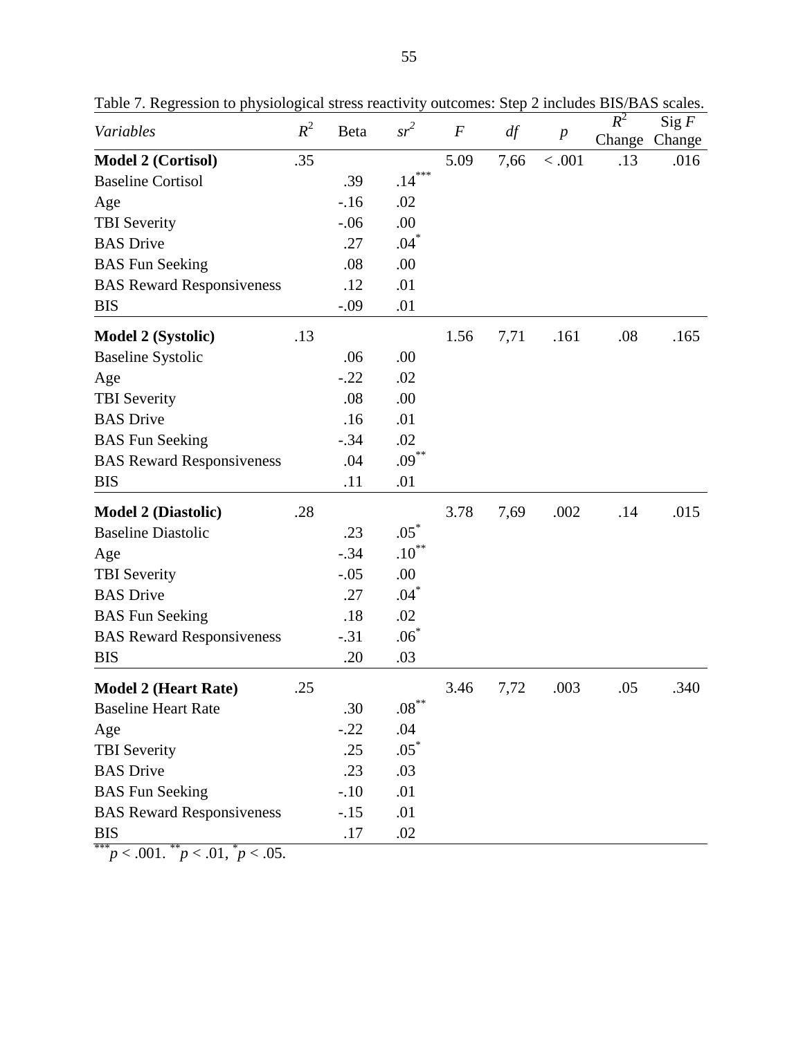Table 7. Regression to physiological stress reactivity outcomes: Step 2 includes BIS/BAS scales.

| *Variables* | $R^2$ | Beta | $sr^2$ | $F$ | $df$ | $p$ | $R^2$ Change | Sig $F$ Change |
|---|---|---|---|---|---|---|---|---|
| **Model 2 (Cortisol)** | .35 | | | 5.09 | 7,66 | < .001 | .13 | .016 |
| Baseline Cortisol | | .39 | $.14^{***}$ | | | | | |
| Age | | -.16 | .02 | | | | | |
| TBI Severity | | -.06 | .00 | | | | | |
| BAS Drive | | .27 | $.04^{*}$ | | | | | |
| BAS Fun Seeking | | .08 | .00 | | | | | |
| BAS Reward Responsiveness | | .12 | .01 | | | | | |
| BIS | | -.09 | .01 | | | | | |
| **Model 2 (Systolic)** | .13 | | | 1.56 | 7,71 | .161 | .08 | .165 |
| Baseline Systolic | | .06 | .00 | | | | | |
| Age | | -.22 | .02 | | | | | |
| TBI Severity | | .08 | .00 | | | | | |
| BAS Drive | | .16 | .01 | | | | | |
| BAS Fun Seeking | | -.34 | .02 | | | | | |
| BAS Reward Responsiveness | | .04 | $.09^{**}$ | | | | | |
| BIS | | .11 | .01 | | | | | |
| **Model 2 (Diastolic)** | .28 | | | 3.78 | 7,69 | .002 | .14 | .015 |
| Baseline Diastolic | | .23 | $.05^{*}$ | | | | | |
| Age | | -.34 | $.10^{**}$ | | | | | |
| TBI Severity | | -.05 | .00 | | | | | |
| BAS Drive | | .27 | $.04^{*}$ | | | | | |
| BAS Fun Seeking | | .18 | .02 | | | | | |
| BAS Reward Responsiveness | | -.31 | $.06^{*}$ | | | | | |
| BIS | | .20 | .03 | | | | | |
| **Model 2 (Heart Rate)** | .25 | | | 3.46 | 7,72 | .003 | .05 | .340 |
| Baseline Heart Rate | | .30 | $.08^{**}$ | | | | | |
| Age | | -.22 | .04 | | | | | |
| TBI Severity | | .25 | $.05^{*}$ | | | | | |
| BAS Drive | | .23 | .03 | | | | | |
| BAS Fun Seeking | | -.10 | .01 | | | | | |
| BAS Reward Responsiveness | | -.15 | .01 | | | | | |
| BIS | | .17 | .02 | | | | | |

$^{***}p < .001$. $^{**}p < .01$, $^{*}p < .05$.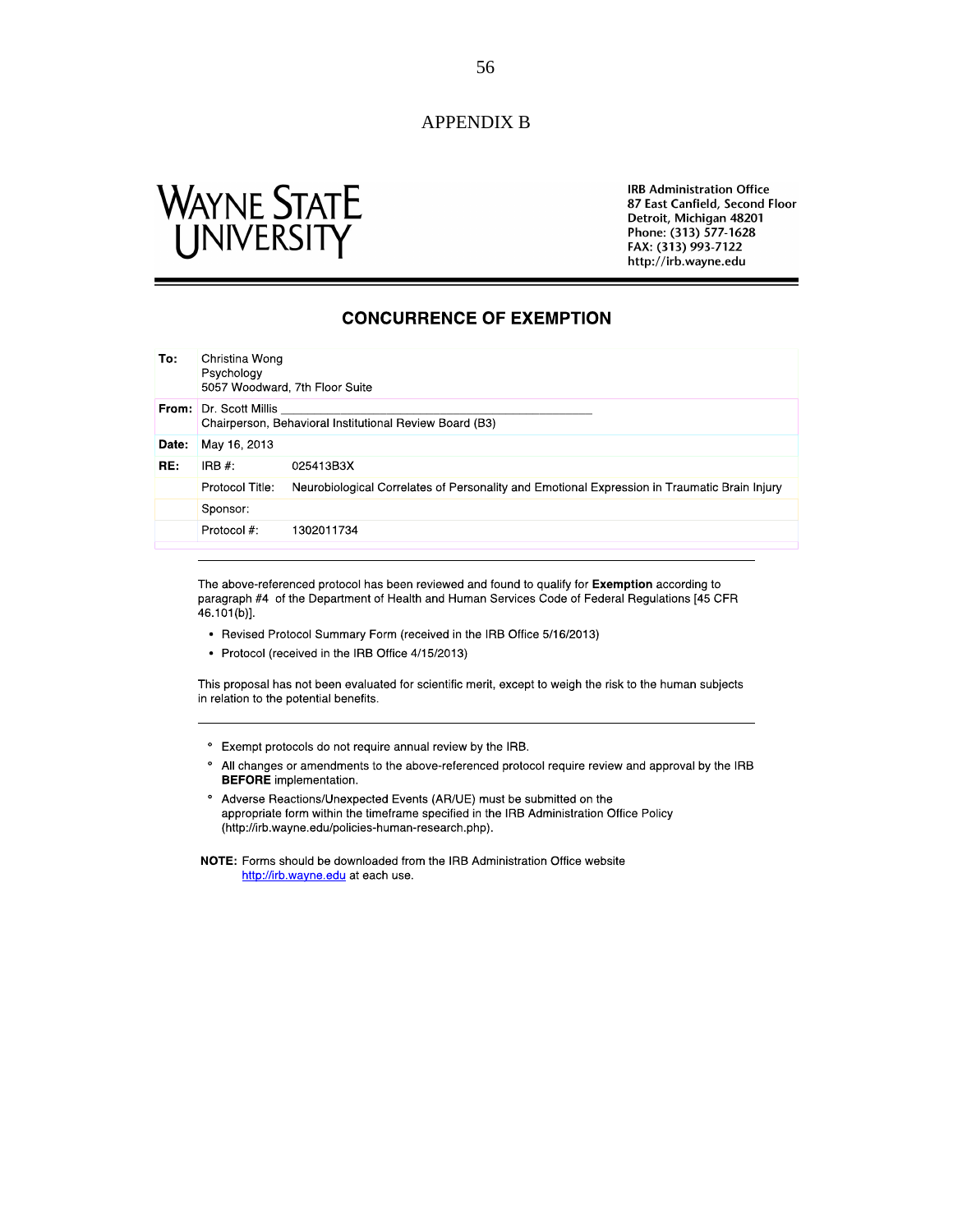# APPENDIX B

**WAYNE STATE UNIVERSITY**

**IRB Administration Office**
**87 East Canfield, Second Floor**
**Detroit, Michigan 48201**
**Phone: (313) 577-1628**
**FAX: (313) 993-7122**
**http://irb.wayne.edu**

## CONCURRENCE OF EXEMPTION

| | | |
|---|---|---|
| **To:** | Christina Wong<br>Psychology<br>5057 Woodward, 7th Floor Suite | |
| **From:** | Dr. Scott Millis<br>Chairperson, Behavioral Institutional Review Board (B3) | |
| **Date:** | May 16, 2013 | |
| **RE:** | IRB #: | 025413B3X |
| | Protocol Title: | Neurobiological Correlates of Personality and Emotional Expression in Traumatic Brain Injury |
| | Sponsor: | |
| | Protocol #: | 1302011734 |

The above-referenced protocol has been reviewed and found to qualify for **Exemption** according to paragraph #4 of the Department of Health and Human Services Code of Federal Regulations [45 CFR 46.101(b)].

- Revised Protocol Summary Form (received in the IRB Office 5/16/2013)
- Protocol (received in the IRB Office 4/15/2013)

This proposal has not been evaluated for scientific merit, except to weigh the risk to the human subjects in relation to the potential benefits.

- Exempt protocols do not require annual review by the IRB.
- All changes or amendments to the above-referenced protocol require review and approval by the IRB **BEFORE** implementation.
- Adverse Reactions/Unexpected Events (AR/UE) must be submitted on the appropriate form within the timeframe specified in the IRB Administration Office Policy (http://irb.wayne.edu/policies-human-research.php).

**NOTE:** Forms should be downloaded from the IRB Administration Office website http://irb.wayne.edu at each use.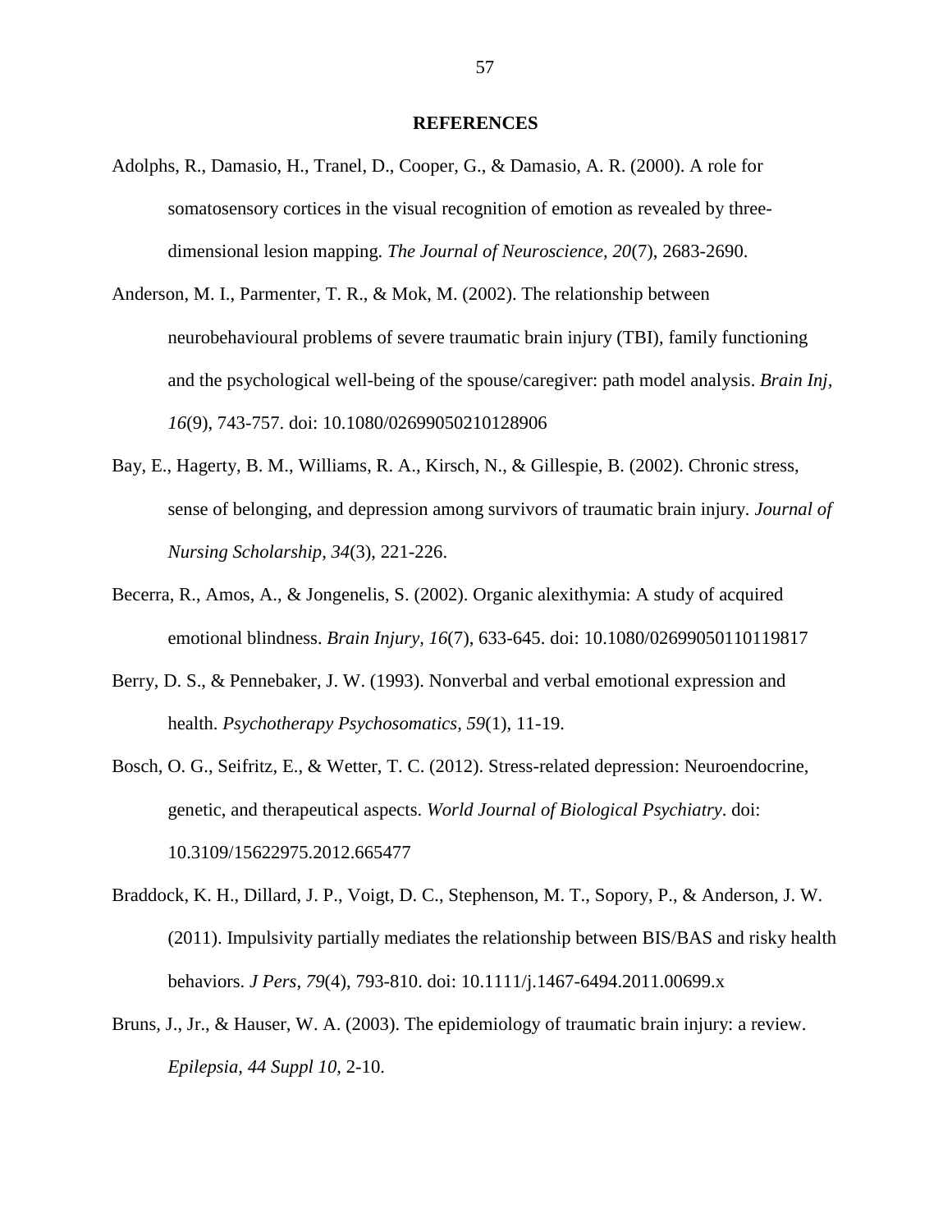## REFERENCES

Adolphs, R., Damasio, H., Tranel, D., Cooper, G., & Damasio, A. R. (2000). A role for somatosensory cortices in the visual recognition of emotion as revealed by three-dimensional lesion mapping. *The Journal of Neuroscience, 20*(7), 2683-2690.

Anderson, M. I., Parmenter, T. R., & Mok, M. (2002). The relationship between neurobehavioural problems of severe traumatic brain injury (TBI), family functioning and the psychological well-being of the spouse/caregiver: path model analysis. *Brain Inj, 16*(9), 743-757. doi: 10.1080/02699050210128906

Bay, E., Hagerty, B. M., Williams, R. A., Kirsch, N., & Gillespie, B. (2002). Chronic stress, sense of belonging, and depression among survivors of traumatic brain injury. *Journal of Nursing Scholarship, 34*(3), 221-226.

Becerra, R., Amos, A., & Jongenelis, S. (2002). Organic alexithymia: A study of acquired emotional blindness. *Brain Injury, 16*(7), 633-645. doi: 10.1080/02699050110119817

Berry, D. S., & Pennebaker, J. W. (1993). Nonverbal and verbal emotional expression and health. *Psychotherapy Psychosomatics, 59*(1), 11-19.

Bosch, O. G., Seifritz, E., & Wetter, T. C. (2012). Stress-related depression: Neuroendocrine, genetic, and therapeutical aspects. *World Journal of Biological Psychiatry*. doi: 10.3109/15622975.2012.665477

Braddock, K. H., Dillard, J. P., Voigt, D. C., Stephenson, M. T., Sopory, P., & Anderson, J. W. (2011). Impulsivity partially mediates the relationship between BIS/BAS and risky health behaviors. *J Pers, 79*(4), 793-810. doi: 10.1111/j.1467-6494.2011.00699.x

Bruns, J., Jr., & Hauser, W. A. (2003). The epidemiology of traumatic brain injury: a review. *Epilepsia, 44 Suppl 10*, 2-10.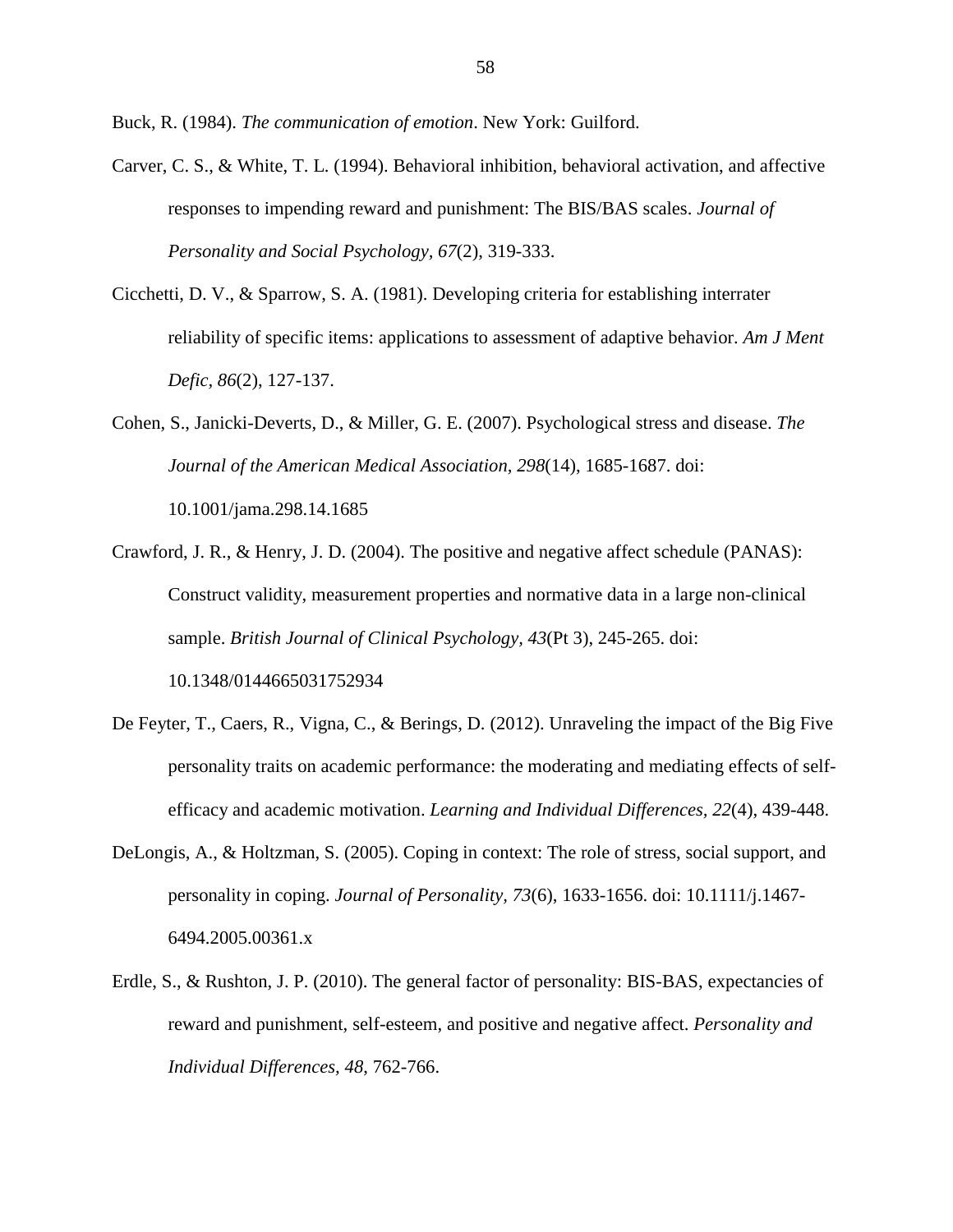Buck, R. (1984). *The communication of emotion*. New York: Guilford.

Carver, C. S., & White, T. L. (1994). Behavioral inhibition, behavioral activation, and affective responses to impending reward and punishment: The BIS/BAS scales. *Journal of Personality and Social Psychology, 67*(2), 319-333.

Cicchetti, D. V., & Sparrow, S. A. (1981). Developing criteria for establishing interrater reliability of specific items: applications to assessment of adaptive behavior. *Am J Ment Defic, 86*(2), 127-137.

Cohen, S., Janicki-Deverts, D., & Miller, G. E. (2007). Psychological stress and disease. *The Journal of the American Medical Association, 298*(14), 1685-1687. doi: 10.1001/jama.298.14.1685

Crawford, J. R., & Henry, J. D. (2004). The positive and negative affect schedule (PANAS): Construct validity, measurement properties and normative data in a large non-clinical sample. *British Journal of Clinical Psychology, 43*(Pt 3), 245-265. doi: 10.1348/0144665031752934

De Feyter, T., Caers, R., Vigna, C., & Berings, D. (2012). Unraveling the impact of the Big Five personality traits on academic performance: the moderating and mediating effects of self-efficacy and academic motivation. *Learning and Individual Differences, 22*(4), 439-448.

DeLongis, A., & Holtzman, S. (2005). Coping in context: The role of stress, social support, and personality in coping. *Journal of Personality, 73*(6), 1633-1656. doi: 10.1111/j.1467-6494.2005.00361.x

Erdle, S., & Rushton, J. P. (2010). The general factor of personality: BIS-BAS, expectancies of reward and punishment, self-esteem, and positive and negative affect. *Personality and Individual Differences, 48*, 762-766.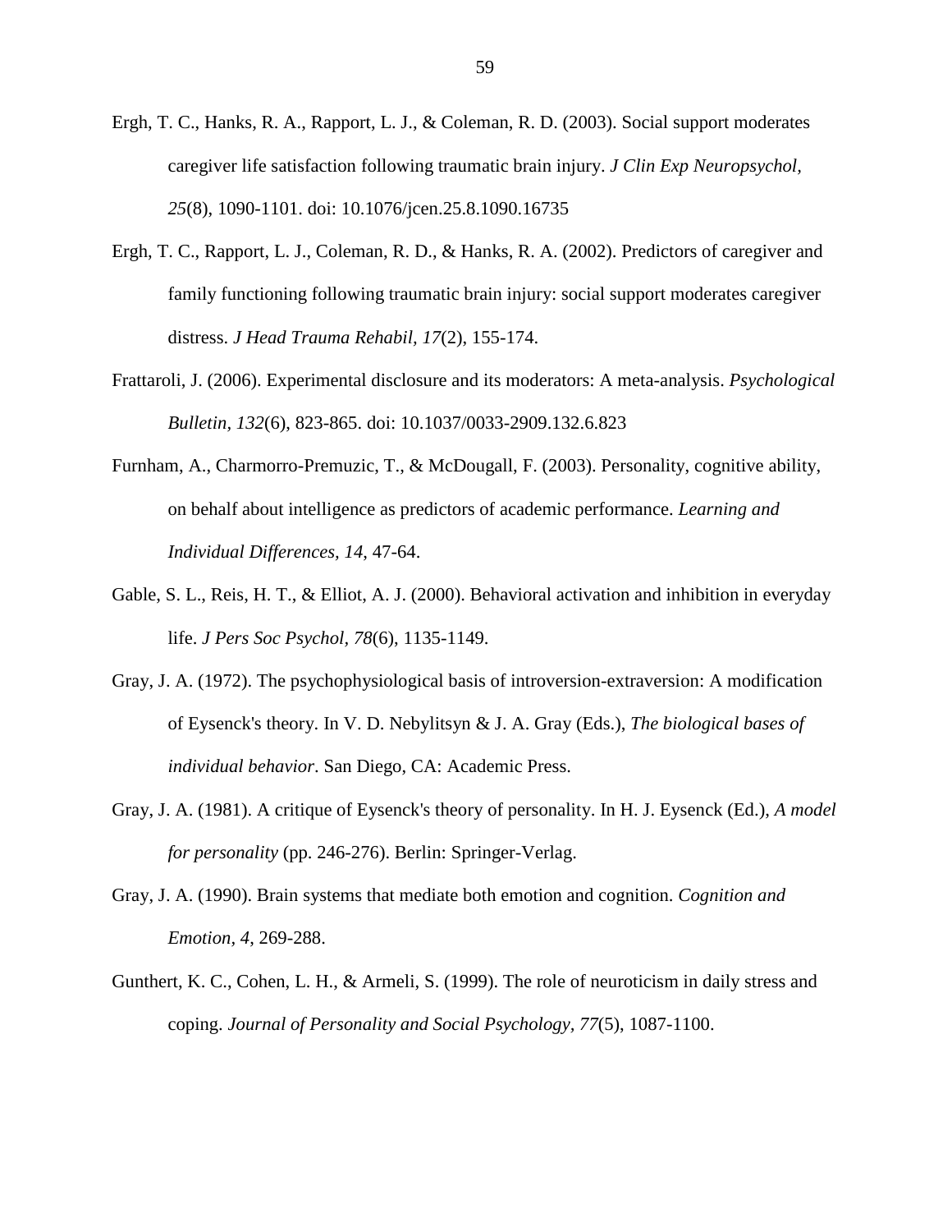Ergh, T. C., Hanks, R. A., Rapport, L. J., & Coleman, R. D. (2003). Social support moderates caregiver life satisfaction following traumatic brain injury. *J Clin Exp Neuropsychol, 25*(8), 1090-1101. doi: 10.1076/jcen.25.8.1090.16735

Ergh, T. C., Rapport, L. J., Coleman, R. D., & Hanks, R. A. (2002). Predictors of caregiver and family functioning following traumatic brain injury: social support moderates caregiver distress. *J Head Trauma Rehabil, 17*(2), 155-174.

Frattaroli, J. (2006). Experimental disclosure and its moderators: A meta-analysis. *Psychological Bulletin, 132*(6), 823-865. doi: 10.1037/0033-2909.132.6.823

Furnham, A., Charmorro-Premuzic, T., & McDougall, F. (2003). Personality, cognitive ability, on behalf about intelligence as predictors of academic performance. *Learning and Individual Differences, 14*, 47-64.

Gable, S. L., Reis, H. T., & Elliot, A. J. (2000). Behavioral activation and inhibition in everyday life. *J Pers Soc Psychol, 78*(6), 1135-1149.

Gray, J. A. (1972). The psychophysiological basis of introversion-extraversion: A modification of Eysenck's theory. In V. D. Nebylitsyn & J. A. Gray (Eds.), *The biological bases of individual behavior*. San Diego, CA: Academic Press.

Gray, J. A. (1981). A critique of Eysenck's theory of personality. In H. J. Eysenck (Ed.), *A model for personality* (pp. 246-276). Berlin: Springer-Verlag.

Gray, J. A. (1990). Brain systems that mediate both emotion and cognition. *Cognition and Emotion, 4*, 269-288.

Gunthert, K. C., Cohen, L. H., & Armeli, S. (1999). The role of neuroticism in daily stress and coping. *Journal of Personality and Social Psychology, 77*(5), 1087-1100.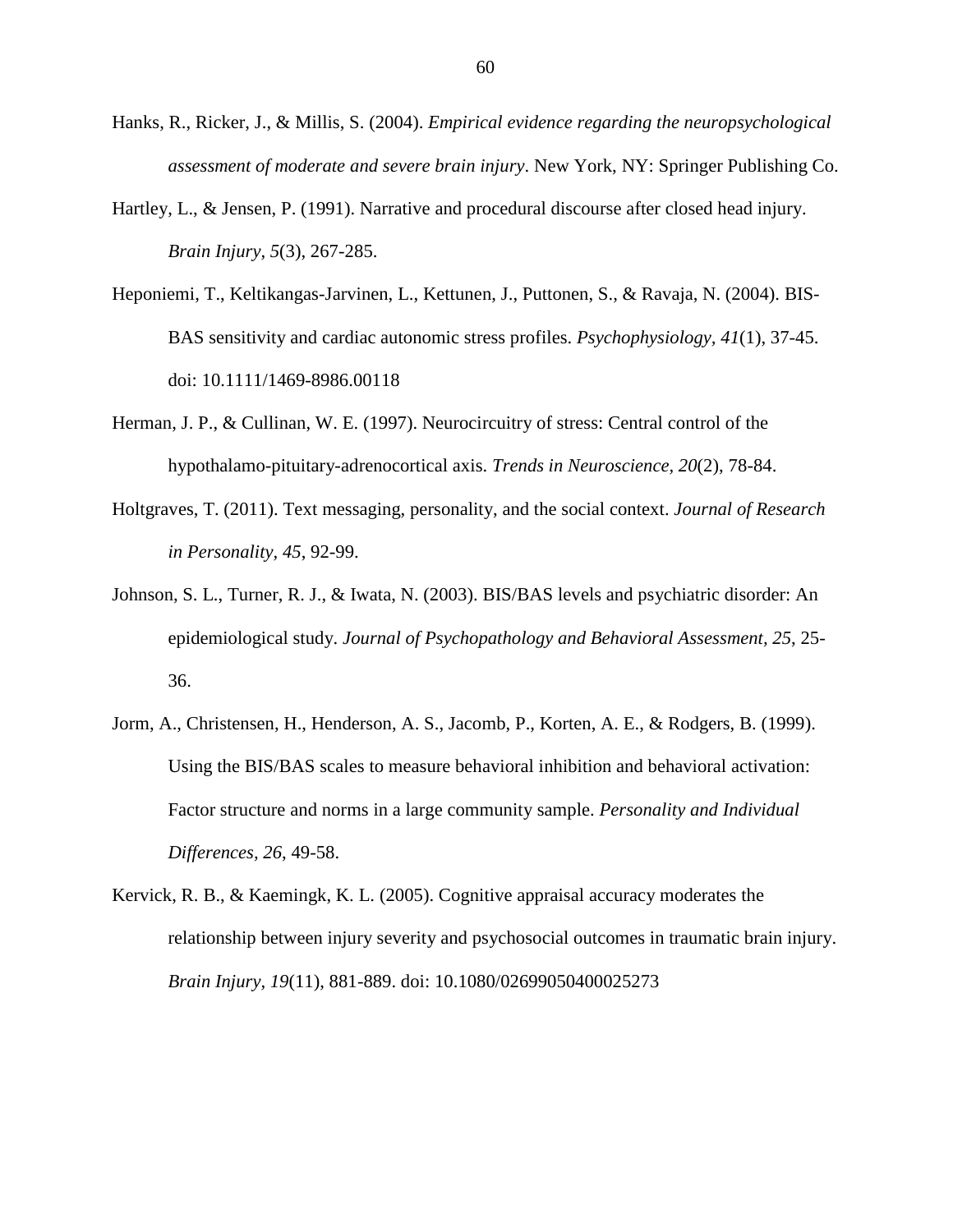Hanks, R., Ricker, J., & Millis, S. (2004). *Empirical evidence regarding the neuropsychological assessment of moderate and severe brain injury*. New York, NY: Springer Publishing Co.

Hartley, L., & Jensen, P. (1991). Narrative and procedural discourse after closed head injury. *Brain Injury, 5*(3), 267-285.

Heponiemi, T., Keltikangas-Jarvinen, L., Kettunen, J., Puttonen, S., & Ravaja, N. (2004). BIS-BAS sensitivity and cardiac autonomic stress profiles. *Psychophysiology, 41*(1), 37-45. doi: 10.1111/1469-8986.00118

Herman, J. P., & Cullinan, W. E. (1997). Neurocircuitry of stress: Central control of the hypothalamo-pituitary-adrenocortical axis. *Trends in Neuroscience, 20*(2), 78-84.

Holtgraves, T. (2011). Text messaging, personality, and the social context. *Journal of Research in Personality, 45*, 92-99.

Johnson, S. L., Turner, R. J., & Iwata, N. (2003). BIS/BAS levels and psychiatric disorder: An epidemiological study. *Journal of Psychopathology and Behavioral Assessment, 25*, 25-36.

Jorm, A., Christensen, H., Henderson, A. S., Jacomb, P., Korten, A. E., & Rodgers, B. (1999). Using the BIS/BAS scales to measure behavioral inhibition and behavioral activation: Factor structure and norms in a large community sample. *Personality and Individual Differences, 26*, 49-58.

Kervick, R. B., & Kaemingk, K. L. (2005). Cognitive appraisal accuracy moderates the relationship between injury severity and psychosocial outcomes in traumatic brain injury. *Brain Injury, 19*(11), 881-889. doi: 10.1080/02699050400025273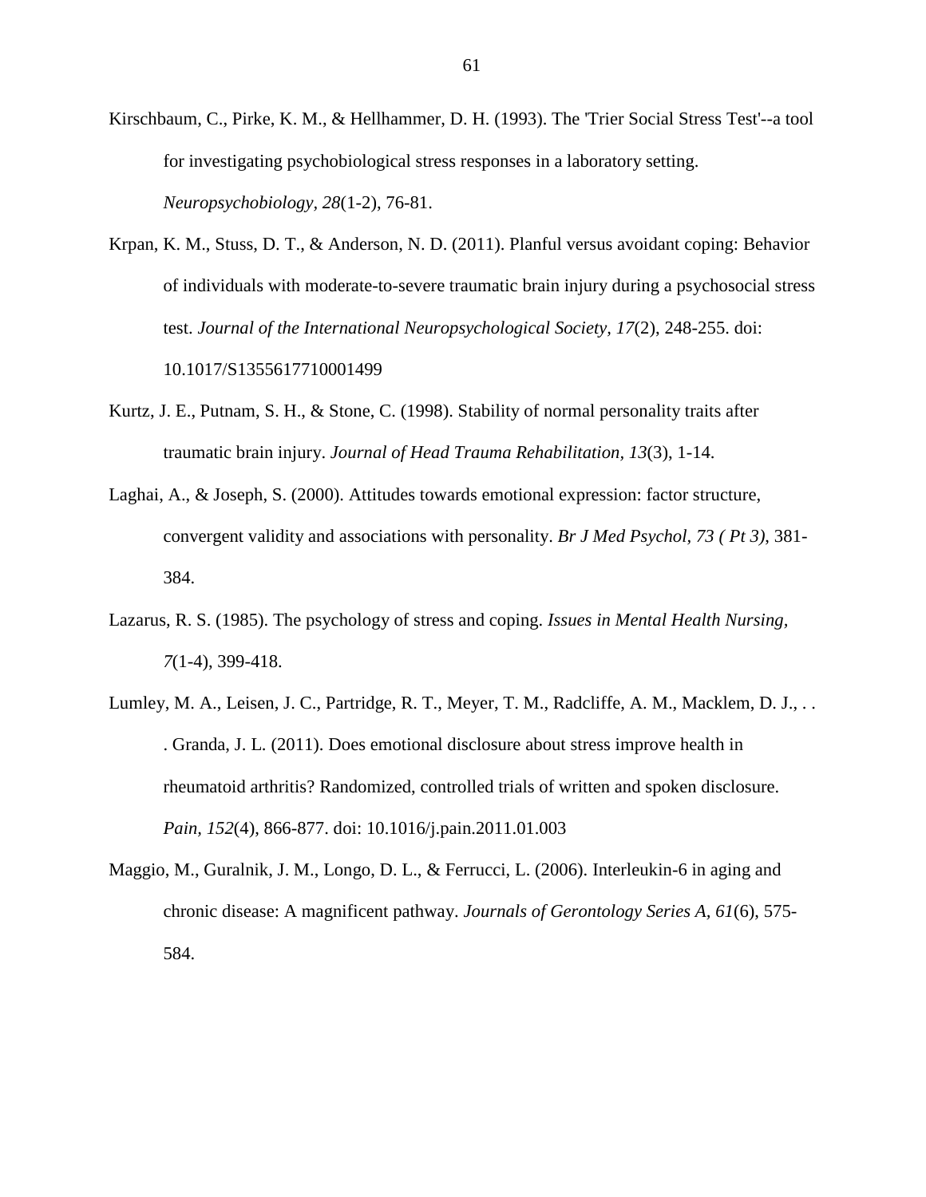Kirschbaum, C., Pirke, K. M., & Hellhammer, D. H. (1993). The 'Trier Social Stress Test'--a tool for investigating psychobiological stress responses in a laboratory setting. *Neuropsychobiology, 28*(1-2), 76-81.

Krpan, K. M., Stuss, D. T., & Anderson, N. D. (2011). Planful versus avoidant coping: Behavior of individuals with moderate-to-severe traumatic brain injury during a psychosocial stress test. *Journal of the International Neuropsychological Society, 17*(2), 248-255. doi: 10.1017/S1355617710001499

Kurtz, J. E., Putnam, S. H., & Stone, C. (1998). Stability of normal personality traits after traumatic brain injury. *Journal of Head Trauma Rehabilitation, 13*(3), 1-14.

Laghai, A., & Joseph, S. (2000). Attitudes towards emotional expression: factor structure, convergent validity and associations with personality. *Br J Med Psychol, 73 ( Pt 3)*, 381-384.

Lazarus, R. S. (1985). The psychology of stress and coping. *Issues in Mental Health Nursing, 7*(1-4), 399-418.

Lumley, M. A., Leisen, J. C., Partridge, R. T., Meyer, T. M., Radcliffe, A. M., Macklem, D. J., . . . Granda, J. L. (2011). Does emotional disclosure about stress improve health in rheumatoid arthritis? Randomized, controlled trials of written and spoken disclosure. *Pain, 152*(4), 866-877. doi: 10.1016/j.pain.2011.01.003

Maggio, M., Guralnik, J. M., Longo, D. L., & Ferrucci, L. (2006). Interleukin-6 in aging and chronic disease: A magnificent pathway. *Journals of Gerontology Series A, 61*(6), 575-584.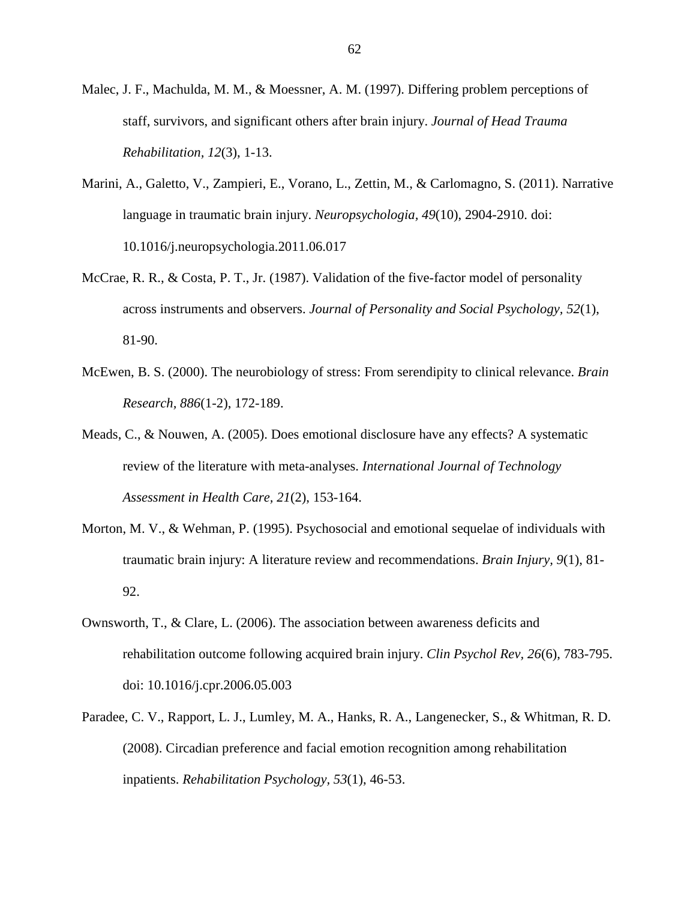Malec, J. F., Machulda, M. M., & Moessner, A. M. (1997). Differing problem perceptions of staff, survivors, and significant others after brain injury. *Journal of Head Trauma Rehabilitation, 12*(3), 1-13.

Marini, A., Galetto, V., Zampieri, E., Vorano, L., Zettin, M., & Carlomagno, S. (2011). Narrative language in traumatic brain injury. *Neuropsychologia, 49*(10), 2904-2910. doi: 10.1016/j.neuropsychologia.2011.06.017

McCrae, R. R., & Costa, P. T., Jr. (1987). Validation of the five-factor model of personality across instruments and observers. *Journal of Personality and Social Psychology, 52*(1), 81-90.

McEwen, B. S. (2000). The neurobiology of stress: From serendipity to clinical relevance. *Brain Research, 886*(1-2), 172-189.

Meads, C., & Nouwen, A. (2005). Does emotional disclosure have any effects? A systematic review of the literature with meta-analyses. *International Journal of Technology Assessment in Health Care, 21*(2), 153-164.

Morton, M. V., & Wehman, P. (1995). Psychosocial and emotional sequelae of individuals with traumatic brain injury: A literature review and recommendations. *Brain Injury, 9*(1), 81-92.

Ownsworth, T., & Clare, L. (2006). The association between awareness deficits and rehabilitation outcome following acquired brain injury. *Clin Psychol Rev, 26*(6), 783-795. doi: 10.1016/j.cpr.2006.05.003

Paradee, C. V., Rapport, L. J., Lumley, M. A., Hanks, R. A., Langenecker, S., & Whitman, R. D. (2008). Circadian preference and facial emotion recognition among rehabilitation inpatients. *Rehabilitation Psychology, 53*(1), 46-53.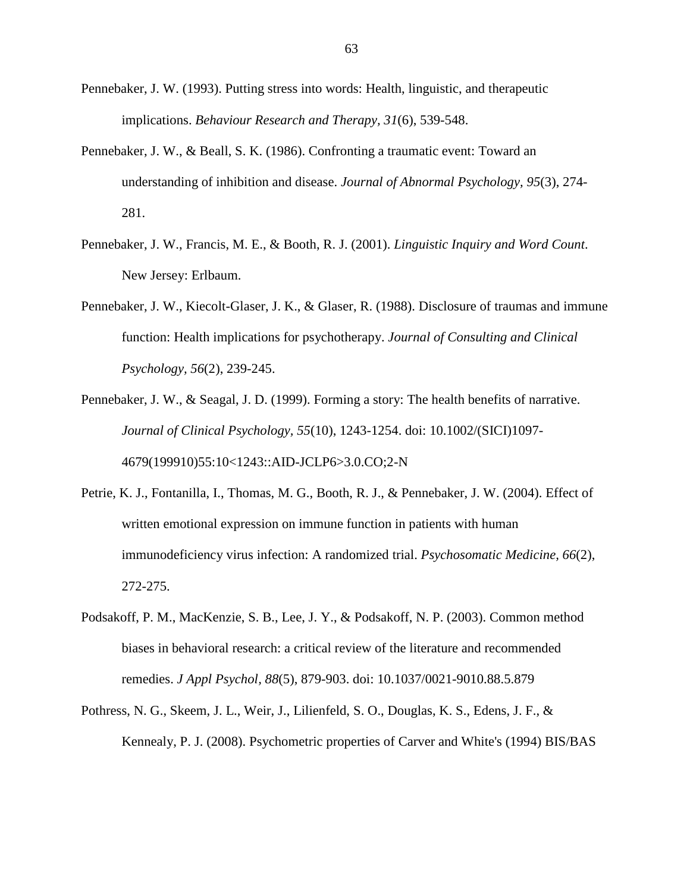Pennebaker, J. W. (1993). Putting stress into words: Health, linguistic, and therapeutic implications. *Behaviour Research and Therapy, 31*(6), 539-548.

Pennebaker, J. W., & Beall, S. K. (1986). Confronting a traumatic event: Toward an understanding of inhibition and disease. *Journal of Abnormal Psychology, 95*(3), 274-281.

Pennebaker, J. W., Francis, M. E., & Booth, R. J. (2001). *Linguistic Inquiry and Word Count*. New Jersey: Erlbaum.

Pennebaker, J. W., Kiecolt-Glaser, J. K., & Glaser, R. (1988). Disclosure of traumas and immune function: Health implications for psychotherapy. *Journal of Consulting and Clinical Psychology, 56*(2), 239-245.

Pennebaker, J. W., & Seagal, J. D. (1999). Forming a story: The health benefits of narrative. *Journal of Clinical Psychology, 55*(10), 1243-1254. doi: 10.1002/(SICI)1097-4679(199910)55:10<1243::AID-JCLP6>3.0.CO;2-N

Petrie, K. J., Fontanilla, I., Thomas, M. G., Booth, R. J., & Pennebaker, J. W. (2004). Effect of written emotional expression on immune function in patients with human immunodeficiency virus infection: A randomized trial. *Psychosomatic Medicine, 66*(2), 272-275.

Podsakoff, P. M., MacKenzie, S. B., Lee, J. Y., & Podsakoff, N. P. (2003). Common method biases in behavioral research: a critical review of the literature and recommended remedies. *J Appl Psychol, 88*(5), 879-903. doi: 10.1037/0021-9010.88.5.879

Pothress, N. G., Skeem, J. L., Weir, J., Lilienfeld, S. O., Douglas, K. S., Edens, J. F., & Kennealy, P. J. (2008). Psychometric properties of Carver and White's (1994) BIS/BAS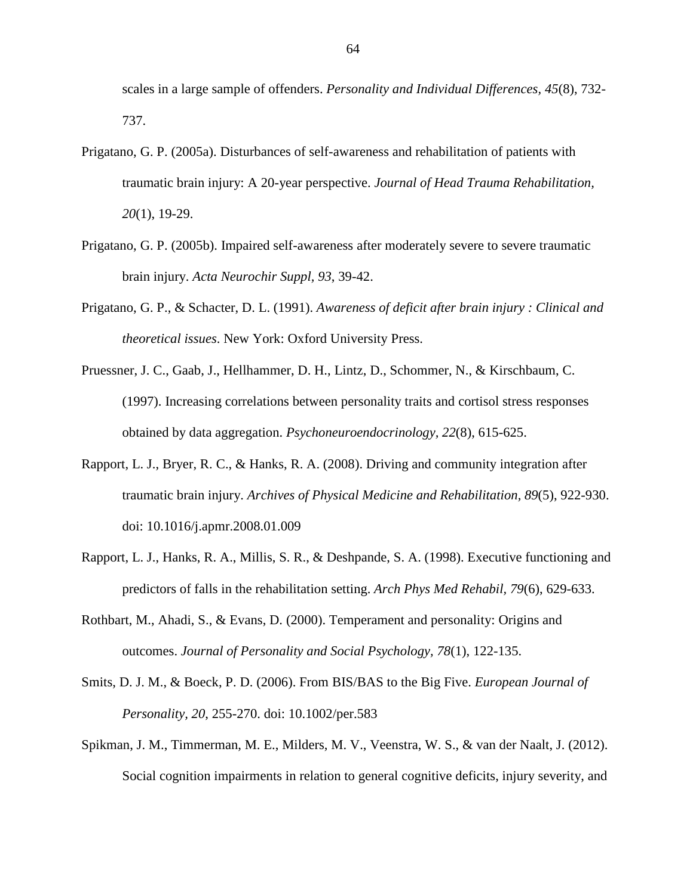scales in a large sample of offenders. *Personality and Individual Differences, 45*(8), 732-737.

Prigatano, G. P. (2005a). Disturbances of self-awareness and rehabilitation of patients with traumatic brain injury: A 20-year perspective. *Journal of Head Trauma Rehabilitation, 20*(1), 19-29.

Prigatano, G. P. (2005b). Impaired self-awareness after moderately severe to severe traumatic brain injury. *Acta Neurochir Suppl, 93*, 39-42.

Prigatano, G. P., & Schacter, D. L. (1991). *Awareness of deficit after brain injury : Clinical and theoretical issues*. New York: Oxford University Press.

Pruessner, J. C., Gaab, J., Hellhammer, D. H., Lintz, D., Schommer, N., & Kirschbaum, C. (1997). Increasing correlations between personality traits and cortisol stress responses obtained by data aggregation. *Psychoneuroendocrinology, 22*(8), 615-625.

Rapport, L. J., Bryer, R. C., & Hanks, R. A. (2008). Driving and community integration after traumatic brain injury. *Archives of Physical Medicine and Rehabilitation, 89*(5), 922-930. doi: 10.1016/j.apmr.2008.01.009

Rapport, L. J., Hanks, R. A., Millis, S. R., & Deshpande, S. A. (1998). Executive functioning and predictors of falls in the rehabilitation setting. *Arch Phys Med Rehabil, 79*(6), 629-633.

Rothbart, M., Ahadi, S., & Evans, D. (2000). Temperament and personality: Origins and outcomes. *Journal of Personality and Social Psychology, 78*(1), 122-135.

Smits, D. J. M., & Boeck, P. D. (2006). From BIS/BAS to the Big Five. *European Journal of Personality, 20*, 255-270. doi: 10.1002/per.583

Spikman, J. M., Timmerman, M. E., Milders, M. V., Veenstra, W. S., & van der Naalt, J. (2012). Social cognition impairments in relation to general cognitive deficits, injury severity, and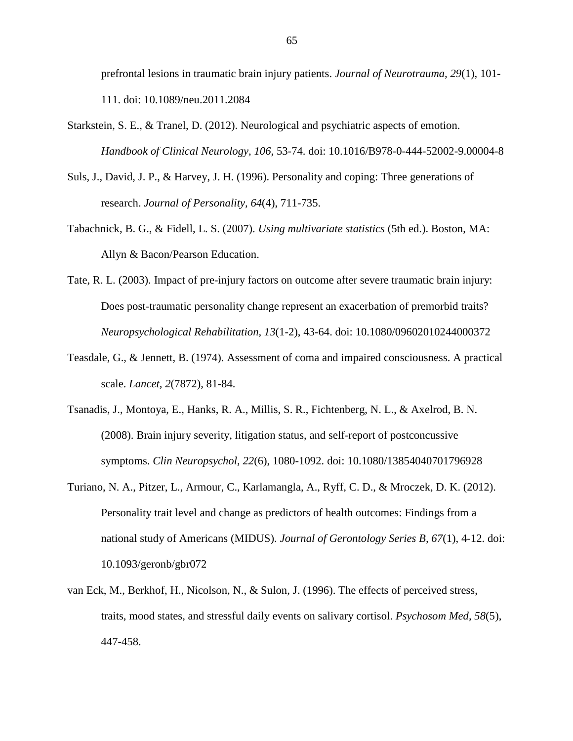prefrontal lesions in traumatic brain injury patients. *Journal of Neurotrauma, 29*(1), 101-111. doi: 10.1089/neu.2011.2084

Starkstein, S. E., & Tranel, D. (2012). Neurological and psychiatric aspects of emotion. *Handbook of Clinical Neurology, 106*, 53-74. doi: 10.1016/B978-0-444-52002-9.00004-8

Suls, J., David, J. P., & Harvey, J. H. (1996). Personality and coping: Three generations of research. *Journal of Personality, 64*(4), 711-735.

Tabachnick, B. G., & Fidell, L. S. (2007). *Using multivariate statistics* (5th ed.). Boston, MA: Allyn & Bacon/Pearson Education.

Tate, R. L. (2003). Impact of pre-injury factors on outcome after severe traumatic brain injury: Does post-traumatic personality change represent an exacerbation of premorbid traits? *Neuropsychological Rehabilitation, 13*(1-2), 43-64. doi: 10.1080/09602010244000372

Teasdale, G., & Jennett, B. (1974). Assessment of coma and impaired consciousness. A practical scale. *Lancet, 2*(7872), 81-84.

Tsanadis, J., Montoya, E., Hanks, R. A., Millis, S. R., Fichtenberg, N. L., & Axelrod, B. N. (2008). Brain injury severity, litigation status, and self-report of postconcussive symptoms. *Clin Neuropsychol, 22*(6), 1080-1092. doi: 10.1080/13854040701796928

Turiano, N. A., Pitzer, L., Armour, C., Karlamangla, A., Ryff, C. D., & Mroczek, D. K. (2012). Personality trait level and change as predictors of health outcomes: Findings from a national study of Americans (MIDUS). *Journal of Gerontology Series B, 67*(1), 4-12. doi: 10.1093/geronb/gbr072

van Eck, M., Berkhof, H., Nicolson, N., & Sulon, J. (1996). The effects of perceived stress, traits, mood states, and stressful daily events on salivary cortisol. *Psychosom Med, 58*(5), 447-458.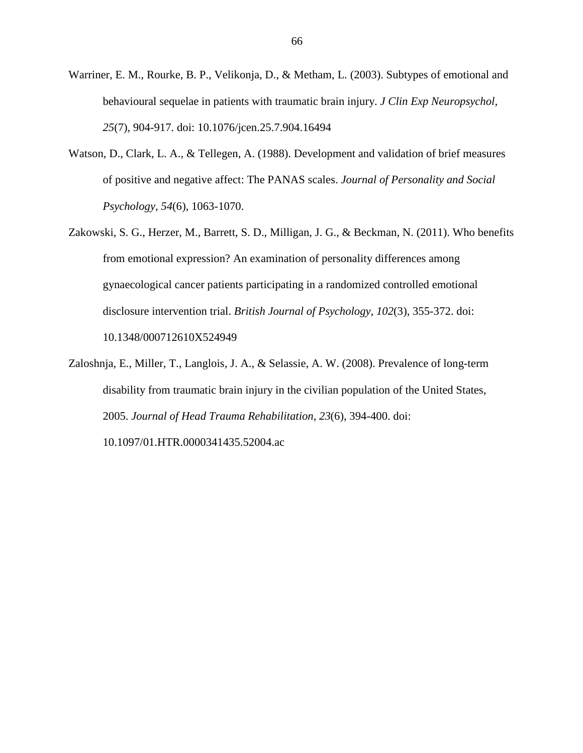Warriner, E. M., Rourke, B. P., Velikonja, D., & Metham, L. (2003). Subtypes of emotional and behavioural sequelae in patients with traumatic brain injury. *J Clin Exp Neuropsychol, 25*(7), 904-917. doi: 10.1076/jcen.25.7.904.16494

Watson, D., Clark, L. A., & Tellegen, A. (1988). Development and validation of brief measures of positive and negative affect: The PANAS scales. *Journal of Personality and Social Psychology, 54*(6), 1063-1070.

Zakowski, S. G., Herzer, M., Barrett, S. D., Milligan, J. G., & Beckman, N. (2011). Who benefits from emotional expression? An examination of personality differences among gynaecological cancer patients participating in a randomized controlled emotional disclosure intervention trial. *British Journal of Psychology, 102*(3), 355-372. doi: 10.1348/000712610X524949

Zaloshnja, E., Miller, T., Langlois, J. A., & Selassie, A. W. (2008). Prevalence of long-term disability from traumatic brain injury in the civilian population of the United States, 2005. *Journal of Head Trauma Rehabilitation, 23*(6), 394-400. doi: 10.1097/01.HTR.0000341435.52004.ac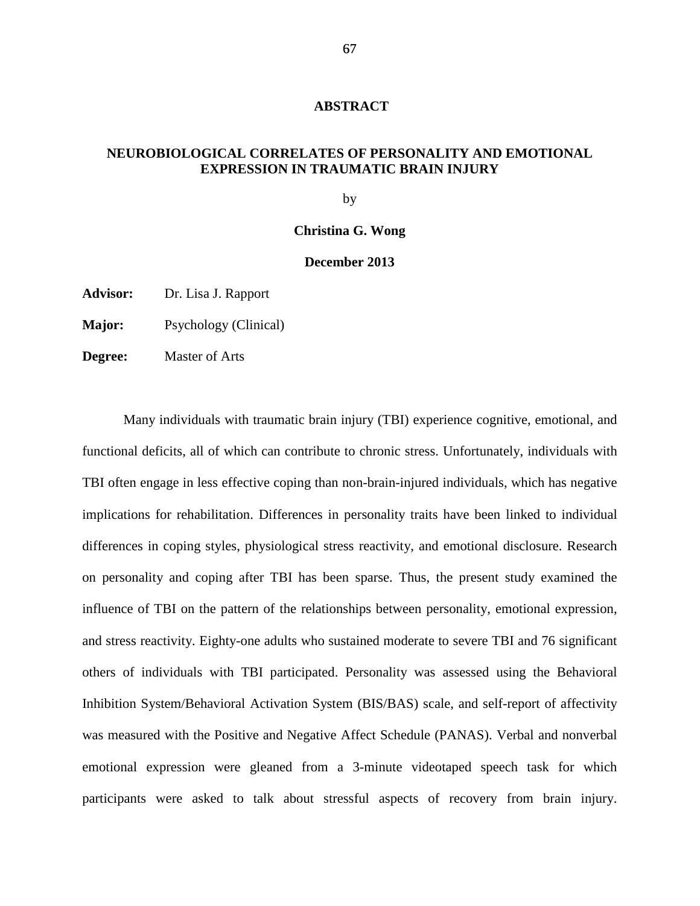# ABSTRACT

## NEUROBIOLOGICAL CORRELATES OF PERSONALITY AND EMOTIONAL EXPRESSION IN TRAUMATIC BRAIN INJURY

by

**Christina G. Wong**

**December 2013**

**Advisor:** Dr. Lisa J. Rapport

**Major:** Psychology (Clinical)

**Degree:** Master of Arts

Many individuals with traumatic brain injury (TBI) experience cognitive, emotional, and functional deficits, all of which can contribute to chronic stress. Unfortunately, individuals with TBI often engage in less effective coping than non-brain-injured individuals, which has negative implications for rehabilitation. Differences in personality traits have been linked to individual differences in coping styles, physiological stress reactivity, and emotional disclosure. Research on personality and coping after TBI has been sparse. Thus, the present study examined the influence of TBI on the pattern of the relationships between personality, emotional expression, and stress reactivity. Eighty-one adults who sustained moderate to severe TBI and 76 significant others of individuals with TBI participated. Personality was assessed using the Behavioral Inhibition System/Behavioral Activation System (BIS/BAS) scale, and self-report of affectivity was measured with the Positive and Negative Affect Schedule (PANAS). Verbal and nonverbal emotional expression were gleaned from a 3-minute videotaped speech task for which participants were asked to talk about stressful aspects of recovery from brain injury.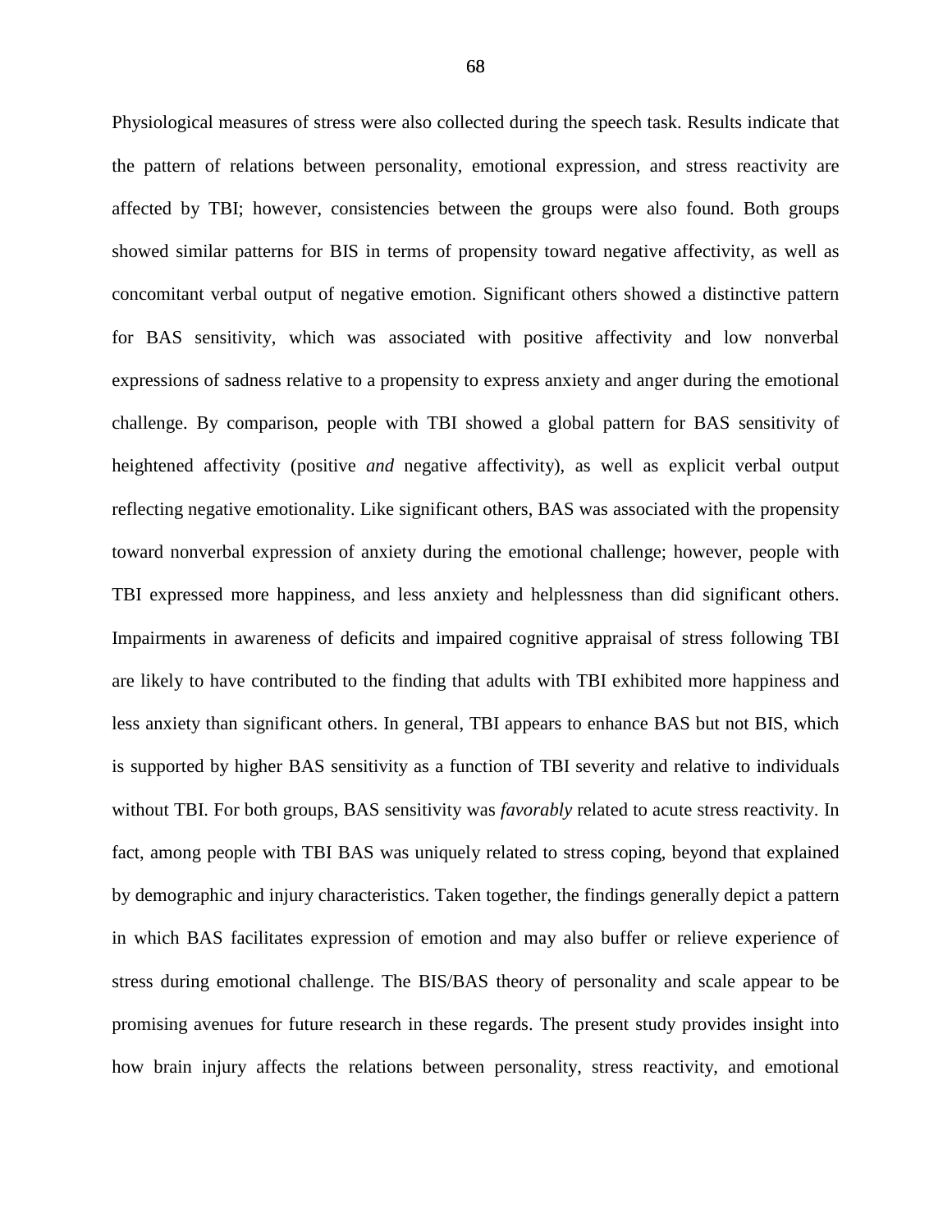Physiological measures of stress were also collected during the speech task. Results indicate that the pattern of relations between personality, emotional expression, and stress reactivity are affected by TBI; however, consistencies between the groups were also found. Both groups showed similar patterns for BIS in terms of propensity toward negative affectivity, as well as concomitant verbal output of negative emotion. Significant others showed a distinctive pattern for BAS sensitivity, which was associated with positive affectivity and low nonverbal expressions of sadness relative to a propensity to express anxiety and anger during the emotional challenge. By comparison, people with TBI showed a global pattern for BAS sensitivity of heightened affectivity (positive *and* negative affectivity), as well as explicit verbal output reflecting negative emotionality. Like significant others, BAS was associated with the propensity toward nonverbal expression of anxiety during the emotional challenge; however, people with TBI expressed more happiness, and less anxiety and helplessness than did significant others. Impairments in awareness of deficits and impaired cognitive appraisal of stress following TBI are likely to have contributed to the finding that adults with TBI exhibited more happiness and less anxiety than significant others. In general, TBI appears to enhance BAS but not BIS, which is supported by higher BAS sensitivity as a function of TBI severity and relative to individuals without TBI. For both groups, BAS sensitivity was *favorably* related to acute stress reactivity. In fact, among people with TBI BAS was uniquely related to stress coping, beyond that explained by demographic and injury characteristics. Taken together, the findings generally depict a pattern in which BAS facilitates expression of emotion and may also buffer or relieve experience of stress during emotional challenge. The BIS/BAS theory of personality and scale appear to be promising avenues for future research in these regards. The present study provides insight into how brain injury affects the relations between personality, stress reactivity, and emotional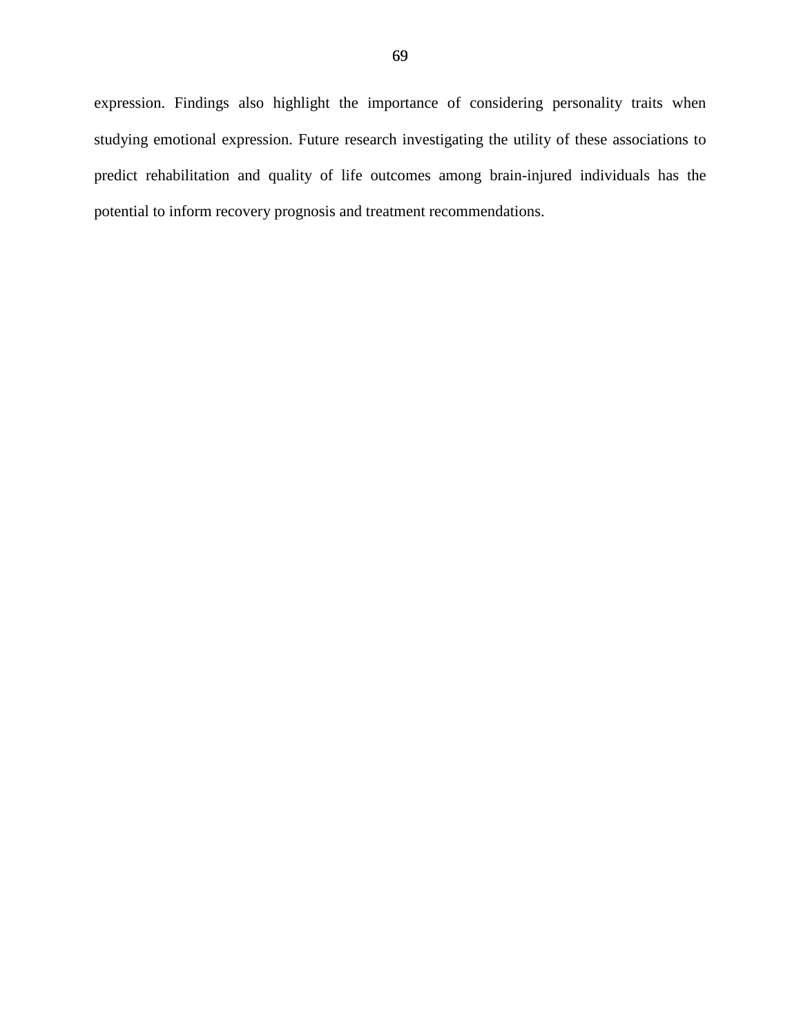expression. Findings also highlight the importance of considering personality traits when studying emotional expression. Future research investigating the utility of these associations to predict rehabilitation and quality of life outcomes among brain-injured individuals has the potential to inform recovery prognosis and treatment recommendations.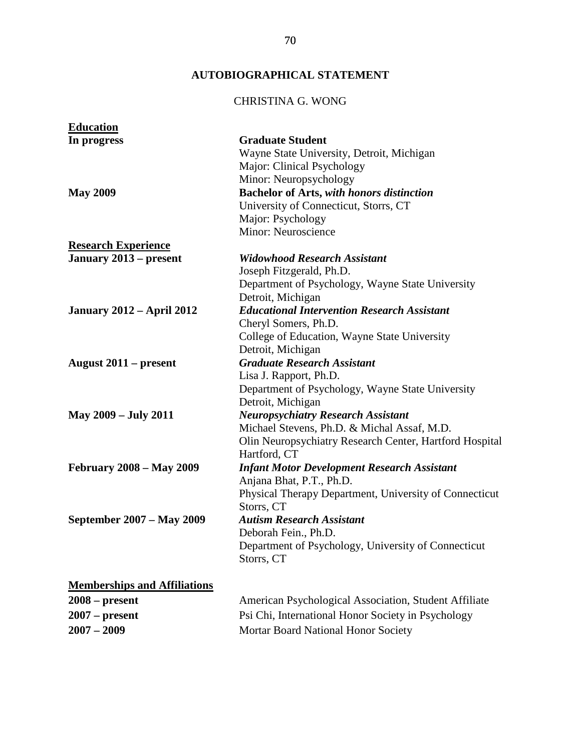# AUTOBIOGRAPHICAL STATEMENT

CHRISTINA G. WONG

## Education

| | |
|---|---|
| **In progress** | **Graduate Student**<br>Wayne State University, Detroit, Michigan<br>Major: Clinical Psychology<br>Minor: Neuropsychology |
| **May 2009** | **Bachelor of Arts, *with honors distinction***<br>University of Connecticut, Storrs, CT<br>Major: Psychology<br>Minor: Neuroscience |

## Research Experience

| | |
|---|---|
| **January 2013 – present** | ***Widowhood Research Assistant***<br>Joseph Fitzgerald, Ph.D.<br>Department of Psychology, Wayne State University<br>Detroit, Michigan |
| **January 2012 – April 2012** | ***Educational Intervention Research Assistant***<br>Cheryl Somers, Ph.D.<br>College of Education, Wayne State University<br>Detroit, Michigan |
| **August 2011 – present** | ***Graduate Research Assistant***<br>Lisa J. Rapport, Ph.D.<br>Department of Psychology, Wayne State University<br>Detroit, Michigan |
| **May 2009 – July 2011** | ***Neuropsychiatry Research Assistant***<br>Michael Stevens, Ph.D. & Michal Assaf, M.D.<br>Olin Neuropsychiatry Research Center, Hartford Hospital<br>Hartford, CT |
| **February 2008 – May 2009** | ***Infant Motor Development Research Assistant***<br>Anjana Bhat, P.T., Ph.D.<br>Physical Therapy Department, University of Connecticut<br>Storrs, CT |
| **September 2007 – May 2009** | ***Autism Research Assistant***<br>Deborah Fein., Ph.D.<br>Department of Psychology, University of Connecticut<br>Storrs, CT |

## Memberships and Affiliations

| | |
|---|---|
| **2008 – present** | American Psychological Association, Student Affiliate |
| **2007 – present** | Psi Chi, International Honor Society in Psychology |
| **2007 – 2009** | Mortar Board National Honor Society |